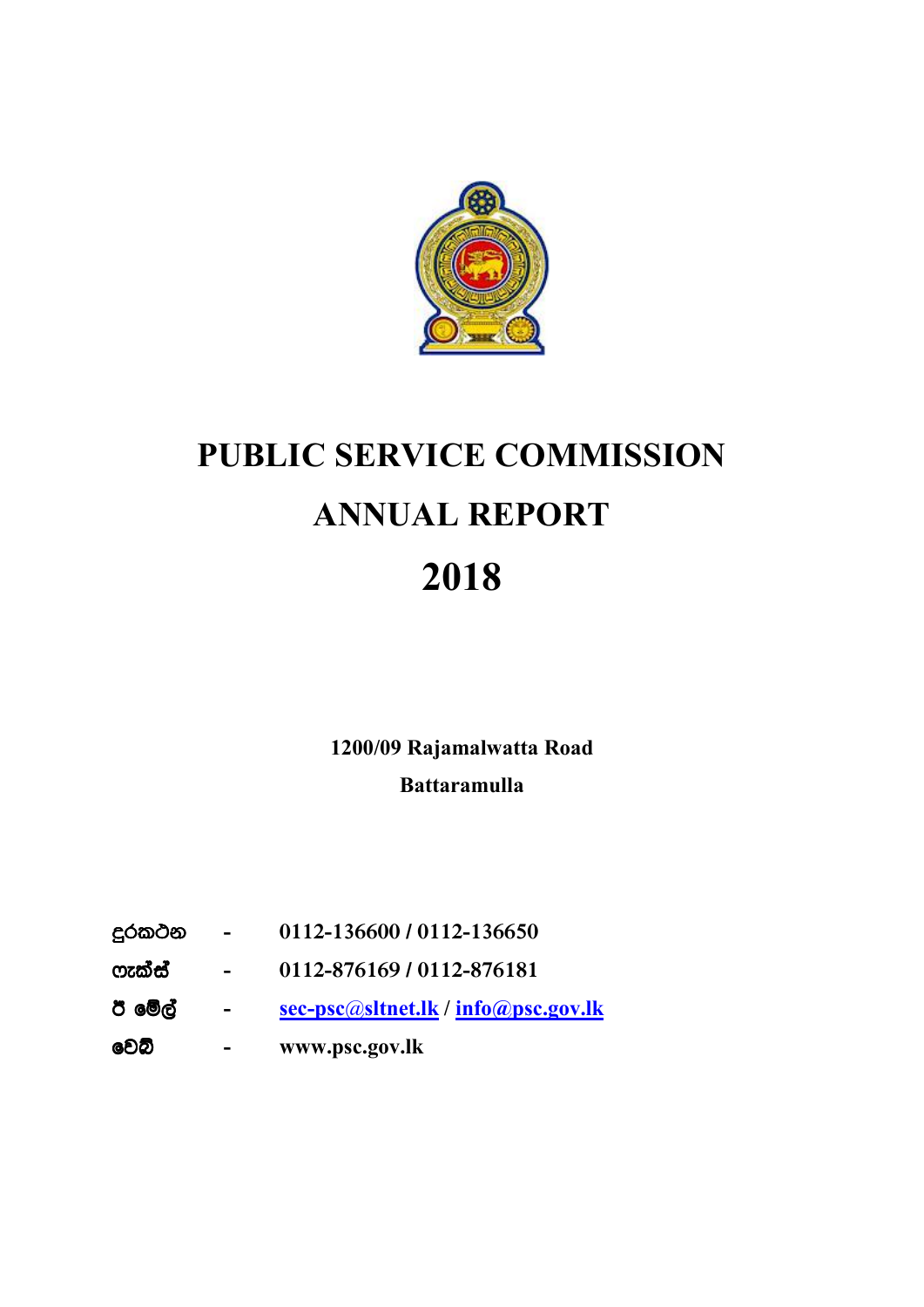# PUBLIC SERVICE COMMISSION

# ANNUAL REPORT

# 2018

**1200/09 Rajamalwatta Road**

**Battaramulla**

| | | |
|---|---|---|
| **දුරකථන** | **-** | **0112-136600 / 0112-136650** |
| **ෆැක්ස්** | **-** | **0112-876169 / 0112-876181** |
| **ඊ මේල්** | **-** | **sec-psc@sltnet.lk / info@psc.gov.lk** |
| **වෙබ්** | **-** | **www.psc.gov.lk** |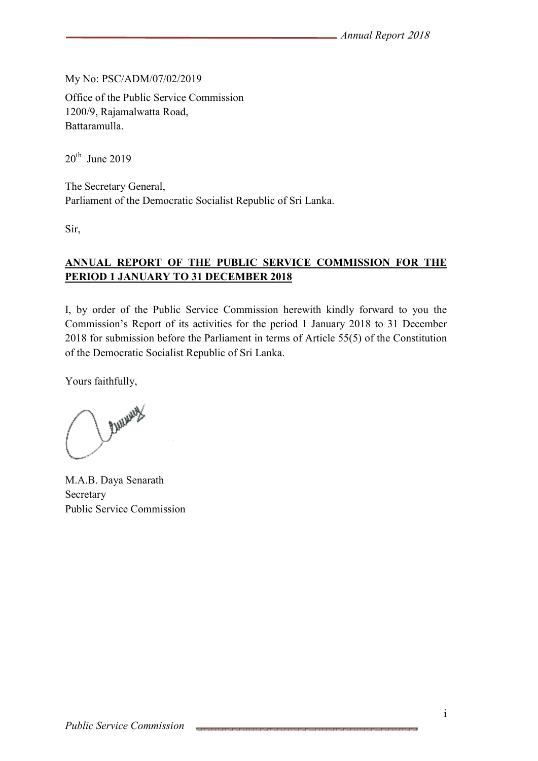My No: PSC/ADM/07/02/2019

Office of the Public Service Commission
1200/9, Rajamalwatta Road,
Battaramulla.

20th June 2019

The Secretary General,
Parliament of the Democratic Socialist Republic of Sri Lanka.

Sir,

**ANNUAL REPORT OF THE PUBLIC SERVICE COMMISSION FOR THE PERIOD 1 JANUARY TO 31 DECEMBER 2018**

I, by order of the Public Service Commission herewith kindly forward to you the Commission's Report of its activities for the period 1 January 2018 to 31 December 2018 for submission before the Parliament in terms of Article 55(5) of the Constitution of the Democratic Socialist Republic of Sri Lanka.

Yours faithfully,

M.A.B. Daya Senarath
Secretary
Public Service Commission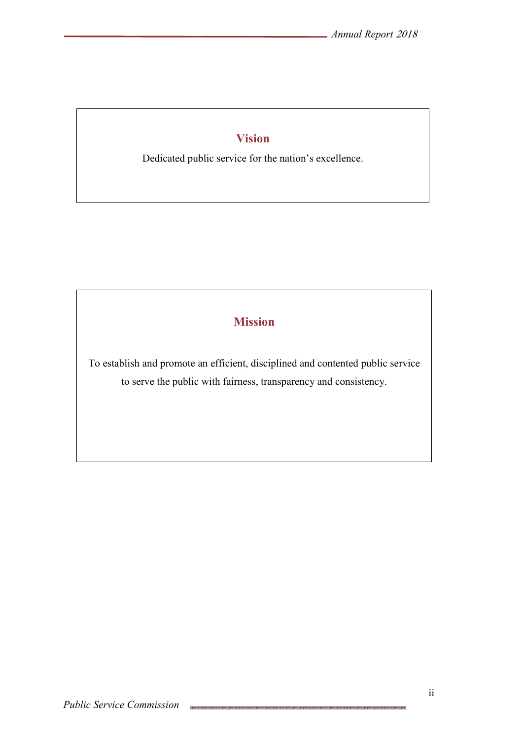## Vision

Dedicated public service for the nation's excellence.

## Mission

To establish and promote an efficient, disciplined and contented public service to serve the public with fairness, transparency and consistency.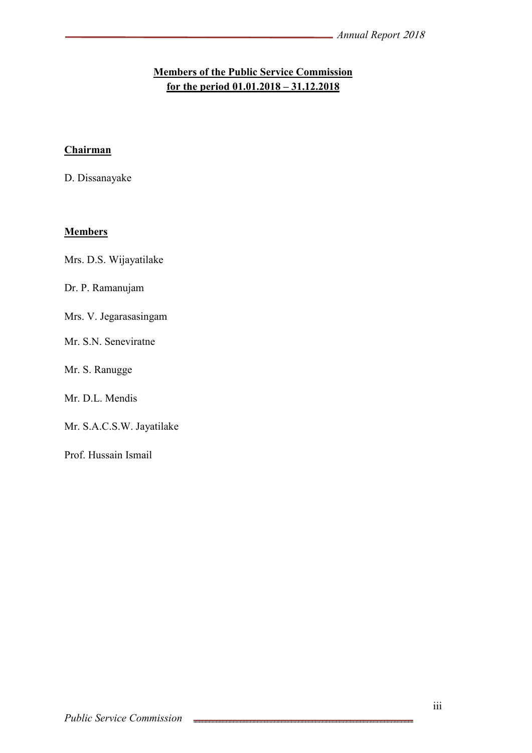## Members of the Public Service Commission for the period 01.01.2018 – 31.12.2018

### Chairman

D. Dissanayake

### Members

Mrs. D.S. Wijayatilake

Dr. P. Ramanujam

Mrs. V. Jegarasasingam

Mr. S.N. Seneviratne

Mr. S. Ranugge

Mr. D.L. Mendis

Mr. S.A.C.S.W. Jayatilake

Prof. Hussain Ismail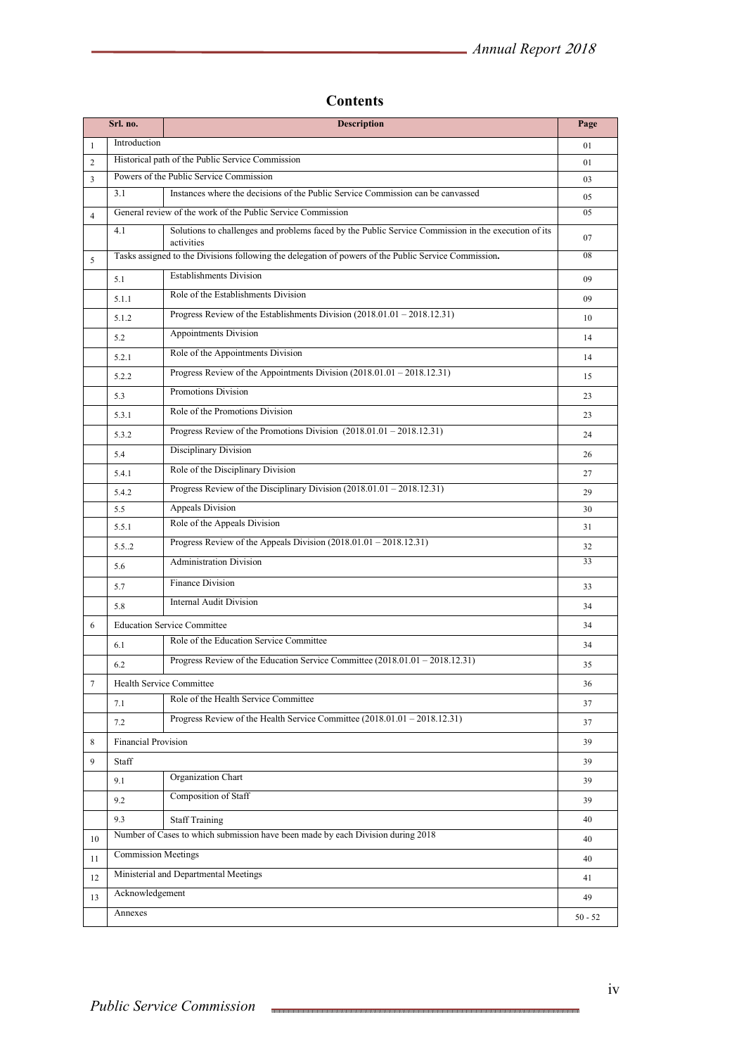# Contents

| Srl. no. | | Description | Page |
|---|---|---|---|
| 1 | Introduction | | 01 |
| 2 | Historical path of the Public Service Commission | | 01 |
| 3 | Powers of the Public Service Commission | | 03 |
| | 3.1 | Instances where the decisions of the Public Service Commission can be canvassed | 05 |
| 4 | General review of the work of the Public Service Commission | | 05 |
| | 4.1 | Solutions to challenges and problems faced by the Public Service Commission in the execution of its activities | 07 |
| 5 | Tasks assigned to the Divisions following the delegation of powers of the Public Service Commission. | | 08 |
| | 5.1 | Establishments Division | 09 |
| | 5.1.1 | Role of the Establishments Division | 09 |
| | 5.1.2 | Progress Review of the Establishments Division (2018.01.01 – 2018.12.31) | 10 |
| | 5.2 | Appointments Division | 14 |
| | 5.2.1 | Role of the Appointments Division | 14 |
| | 5.2.2 | Progress Review of the Appointments Division (2018.01.01 – 2018.12.31) | 15 |
| | 5.3 | Promotions Division | 23 |
| | 5.3.1 | Role of the Promotions Division | 23 |
| | 5.3.2 | Progress Review of the Promotions Division (2018.01.01 – 2018.12.31) | 24 |
| | 5.4 | Disciplinary Division | 26 |
| | 5.4.1 | Role of the Disciplinary Division | 27 |
| | 5.4.2 | Progress Review of the Disciplinary Division (2018.01.01 – 2018.12.31) | 29 |
| | 5.5 | Appeals Division | 30 |
| | 5.5.1 | Role of the Appeals Division | 31 |
| | 5.5..2 | Progress Review of the Appeals Division (2018.01.01 – 2018.12.31) | 32 |
| | 5.6 | Administration Division | 33 |
| | 5.7 | Finance Division | 33 |
| | 5.8 | Internal Audit Division | 34 |
| 6 | Education Service Committee | | 34 |
| | 6.1 | Role of the Education Service Committee | 34 |
| | 6.2 | Progress Review of the Education Service Committee (2018.01.01 – 2018.12.31) | 35 |
| 7 | Health Service Committee | | 36 |
| | 7.1 | Role of the Health Service Committee | 37 |
| | 7.2 | Progress Review of the Health Service Committee (2018.01.01 – 2018.12.31) | 37 |
| 8 | Financial Provision | | 39 |
| 9 | Staff | | 39 |
| | 9.1 | Organization Chart | 39 |
| | 9.2 | Composition of Staff | 39 |
| | 9.3 | Staff Training | 40 |
| 10 | Number of Cases to which submission have been made by each Division during 2018 | | 40 |
| 11 | Commission Meetings | | 40 |
| 12 | Ministerial and Departmental Meetings | | 41 |
| 13 | Acknowledgement | | 49 |
| | Annexes | | 50 - 52 |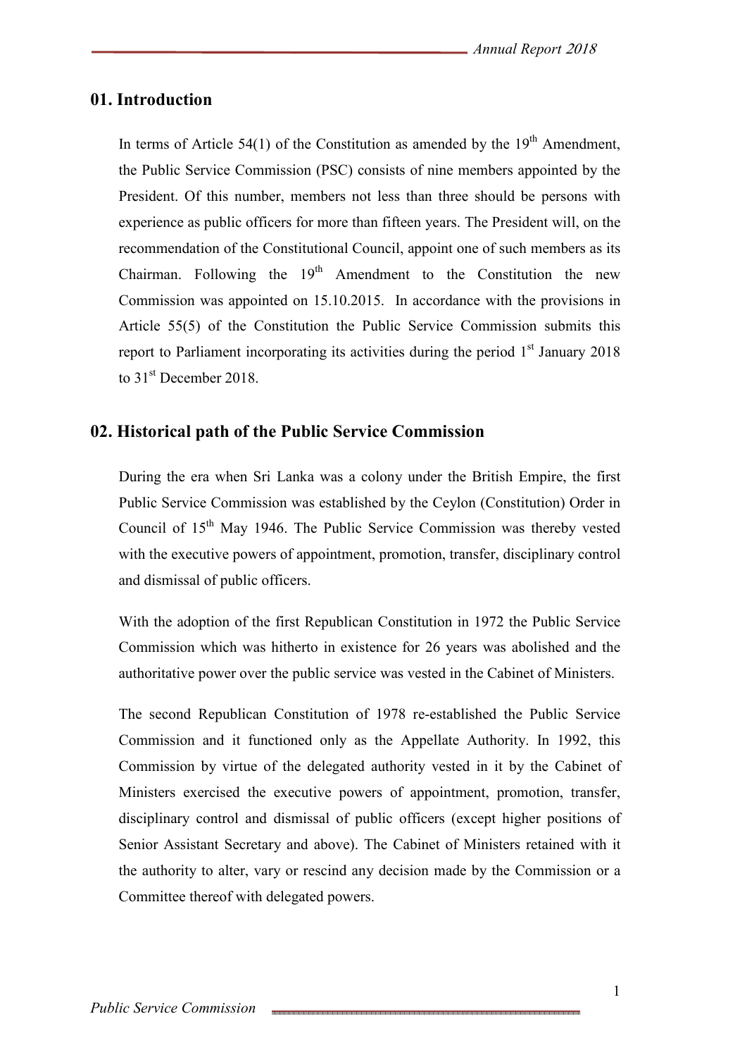## 01. Introduction

In terms of Article 54(1) of the Constitution as amended by the 19th Amendment, the Public Service Commission (PSC) consists of nine members appointed by the President. Of this number, members not less than three should be persons with experience as public officers for more than fifteen years. The President will, on the recommendation of the Constitutional Council, appoint one of such members as its Chairman. Following the 19th Amendment to the Constitution the new Commission was appointed on 15.10.2015. In accordance with the provisions in Article 55(5) of the Constitution the Public Service Commission submits this report to Parliament incorporating its activities during the period 1st January 2018 to 31st December 2018.

## 02. Historical path of the Public Service Commission

During the era when Sri Lanka was a colony under the British Empire, the first Public Service Commission was established by the Ceylon (Constitution) Order in Council of 15th May 1946. The Public Service Commission was thereby vested with the executive powers of appointment, promotion, transfer, disciplinary control and dismissal of public officers.

With the adoption of the first Republican Constitution in 1972 the Public Service Commission which was hitherto in existence for 26 years was abolished and the authoritative power over the public service was vested in the Cabinet of Ministers.

The second Republican Constitution of 1978 re-established the Public Service Commission and it functioned only as the Appellate Authority. In 1992, this Commission by virtue of the delegated authority vested in it by the Cabinet of Ministers exercised the executive powers of appointment, promotion, transfer, disciplinary control and dismissal of public officers (except higher positions of Senior Assistant Secretary and above). The Cabinet of Ministers retained with it the authority to alter, vary or rescind any decision made by the Commission or a Committee thereof with delegated powers.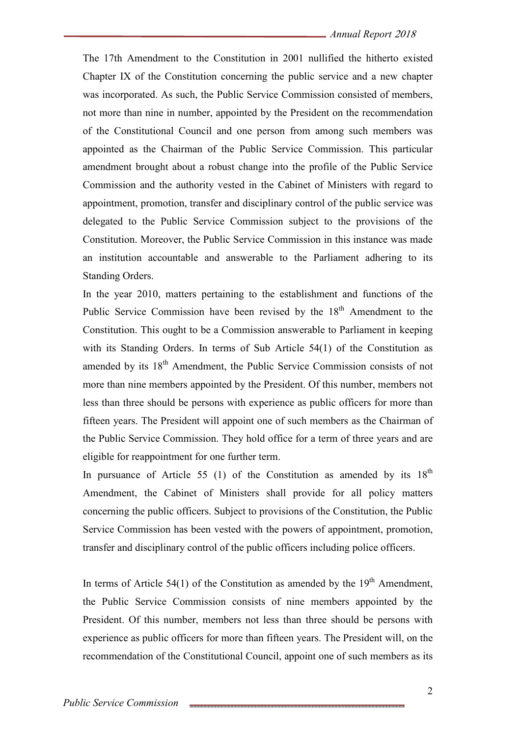The 17th Amendment to the Constitution in 2001 nullified the hitherto existed Chapter IX of the Constitution concerning the public service and a new chapter was incorporated. As such, the Public Service Commission consisted of members, not more than nine in number, appointed by the President on the recommendation of the Constitutional Council and one person from among such members was appointed as the Chairman of the Public Service Commission. This particular amendment brought about a robust change into the profile of the Public Service Commission and the authority vested in the Cabinet of Ministers with regard to appointment, promotion, transfer and disciplinary control of the public service was delegated to the Public Service Commission subject to the provisions of the Constitution. Moreover, the Public Service Commission in this instance was made an institution accountable and answerable to the Parliament adhering to its Standing Orders.

In the year 2010, matters pertaining to the establishment and functions of the Public Service Commission have been revised by the 18th Amendment to the Constitution. This ought to be a Commission answerable to Parliament in keeping with its Standing Orders. In terms of Sub Article 54(1) of the Constitution as amended by its 18th Amendment, the Public Service Commission consists of not more than nine members appointed by the President. Of this number, members not less than three should be persons with experience as public officers for more than fifteen years. The President will appoint one of such members as the Chairman of the Public Service Commission. They hold office for a term of three years and are eligible for reappointment for one further term.

In pursuance of Article 55 (1) of the Constitution as amended by its 18th Amendment, the Cabinet of Ministers shall provide for all policy matters concerning the public officers. Subject to provisions of the Constitution, the Public Service Commission has been vested with the powers of appointment, promotion, transfer and disciplinary control of the public officers including police officers.

In terms of Article 54(1) of the Constitution as amended by the 19th Amendment, the Public Service Commission consists of nine members appointed by the President. Of this number, members not less than three should be persons with experience as public officers for more than fifteen years. The President will, on the recommendation of the Constitutional Council, appoint one of such members as its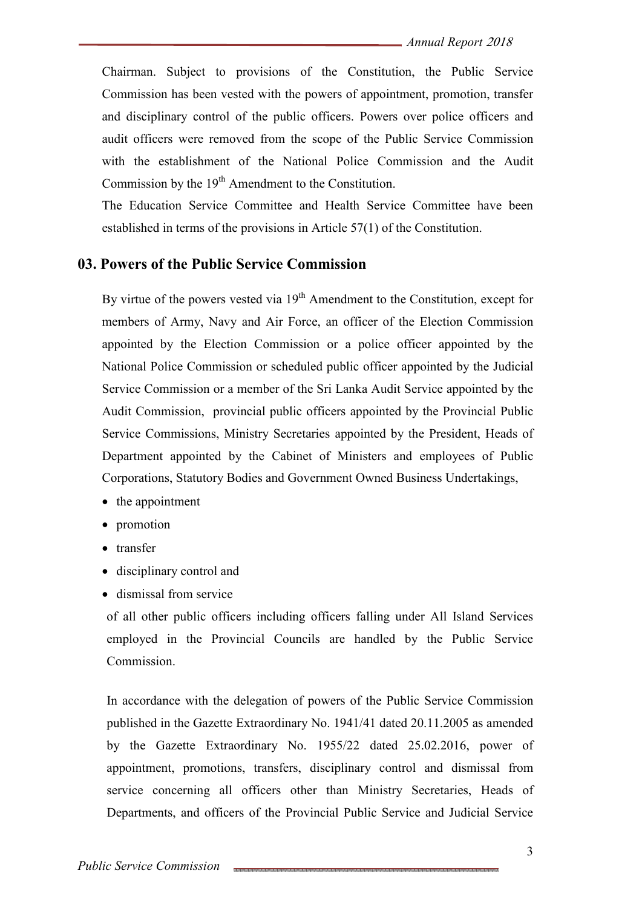Chairman. Subject to provisions of the Constitution, the Public Service Commission has been vested with the powers of appointment, promotion, transfer and disciplinary control of the public officers. Powers over police officers and audit officers were removed from the scope of the Public Service Commission with the establishment of the National Police Commission and the Audit Commission by the 19th Amendment to the Constitution.

The Education Service Committee and Health Service Committee have been established in terms of the provisions in Article 57(1) of the Constitution.

## 03. Powers of the Public Service Commission

By virtue of the powers vested via 19th Amendment to the Constitution, except for members of Army, Navy and Air Force, an officer of the Election Commission appointed by the Election Commission or a police officer appointed by the National Police Commission or scheduled public officer appointed by the Judicial Service Commission or a member of the Sri Lanka Audit Service appointed by the Audit Commission, provincial public officers appointed by the Provincial Public Service Commissions, Ministry Secretaries appointed by the President, Heads of Department appointed by the Cabinet of Ministers and employees of Public Corporations, Statutory Bodies and Government Owned Business Undertakings,

- the appointment
- promotion
- transfer
- disciplinary control and
- dismissal from service

of all other public officers including officers falling under All Island Services employed in the Provincial Councils are handled by the Public Service Commission.

In accordance with the delegation of powers of the Public Service Commission published in the Gazette Extraordinary No. 1941/41 dated 20.11.2005 as amended by the Gazette Extraordinary No. 1955/22 dated 25.02.2016, power of appointment, promotions, transfers, disciplinary control and dismissal from service concerning all officers other than Ministry Secretaries, Heads of Departments, and officers of the Provincial Public Service and Judicial Service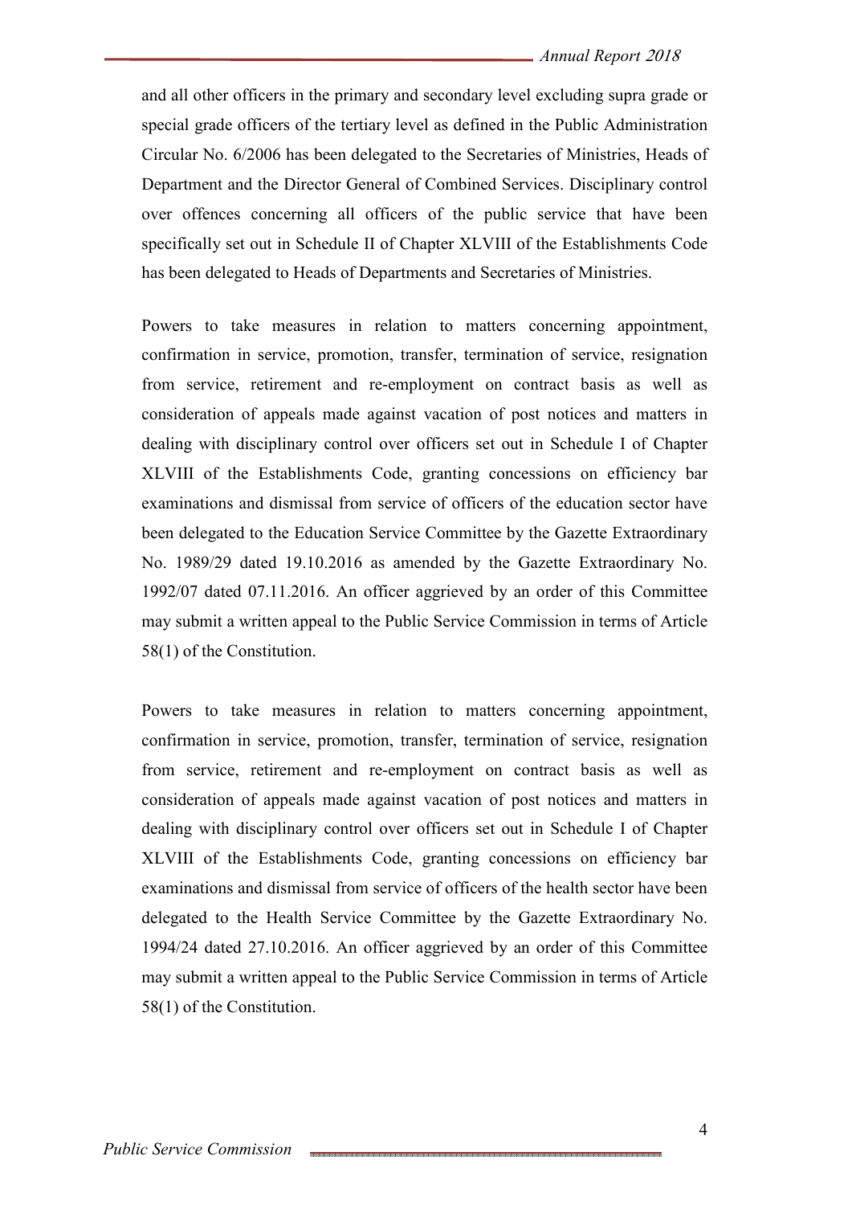and all other officers in the primary and secondary level excluding supra grade or special grade officers of the tertiary level as defined in the Public Administration Circular No. 6/2006 has been delegated to the Secretaries of Ministries, Heads of Department and the Director General of Combined Services. Disciplinary control over offences concerning all officers of the public service that have been specifically set out in Schedule II of Chapter XLVIII of the Establishments Code has been delegated to Heads of Departments and Secretaries of Ministries.

Powers to take measures in relation to matters concerning appointment, confirmation in service, promotion, transfer, termination of service, resignation from service, retirement and re-employment on contract basis as well as consideration of appeals made against vacation of post notices and matters in dealing with disciplinary control over officers set out in Schedule I of Chapter XLVIII of the Establishments Code, granting concessions on efficiency bar examinations and dismissal from service of officers of the education sector have been delegated to the Education Service Committee by the Gazette Extraordinary No. 1989/29 dated 19.10.2016 as amended by the Gazette Extraordinary No. 1992/07 dated 07.11.2016. An officer aggrieved by an order of this Committee may submit a written appeal to the Public Service Commission in terms of Article 58(1) of the Constitution.

Powers to take measures in relation to matters concerning appointment, confirmation in service, promotion, transfer, termination of service, resignation from service, retirement and re-employment on contract basis as well as consideration of appeals made against vacation of post notices and matters in dealing with disciplinary control over officers set out in Schedule I of Chapter XLVIII of the Establishments Code, granting concessions on efficiency bar examinations and dismissal from service of officers of the health sector have been delegated to the Health Service Committee by the Gazette Extraordinary No. 1994/24 dated 27.10.2016. An officer aggrieved by an order of this Committee may submit a written appeal to the Public Service Commission in terms of Article 58(1) of the Constitution.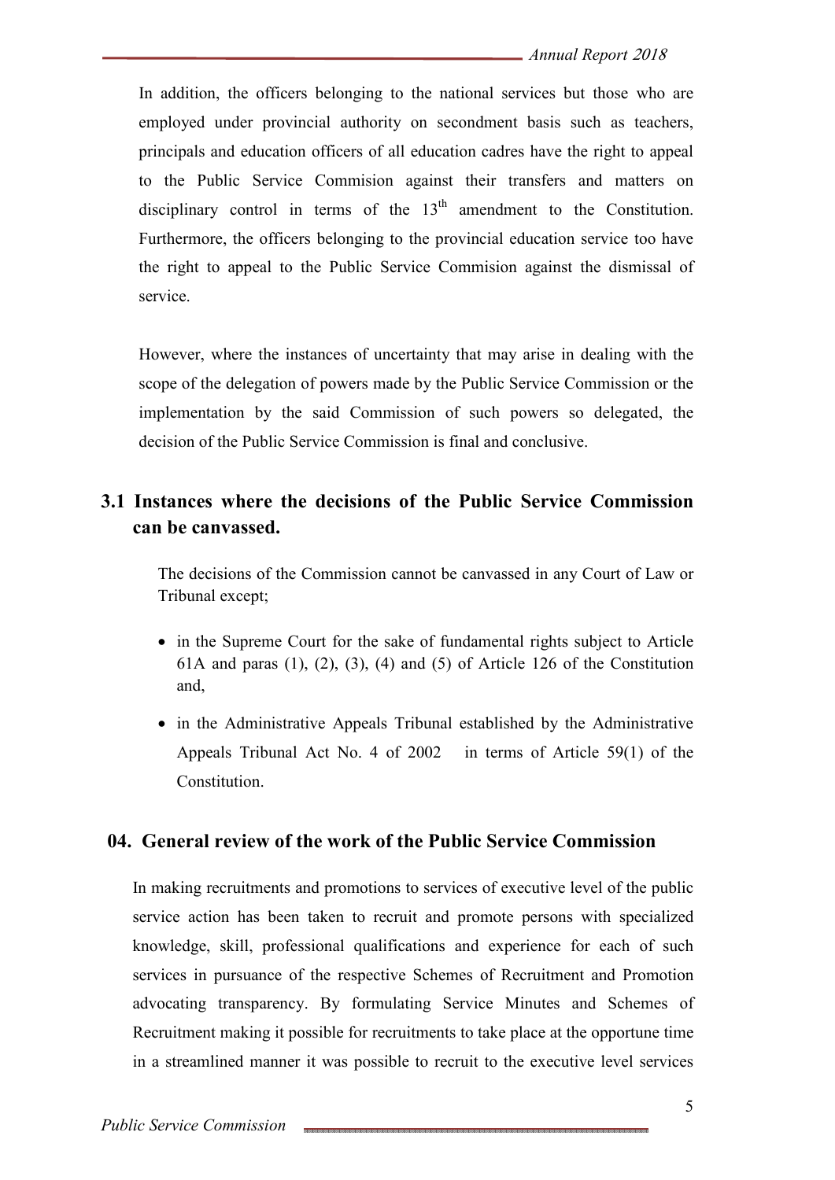In addition, the officers belonging to the national services but those who are employed under provincial authority on secondment basis such as teachers, principals and education officers of all education cadres have the right to appeal to the Public Service Commision against their transfers and matters on disciplinary control in terms of the $13^{th}$ amendment to the Constitution. Furthermore, the officers belonging to the provincial education service too have the right to appeal to the Public Service Commision against the dismissal of service.

However, where the instances of uncertainty that may arise in dealing with the scope of the delegation of powers made by the Public Service Commission or the implementation by the said Commission of such powers so delegated, the decision of the Public Service Commission is final and conclusive.

### 3.1 Instances where the decisions of the Public Service Commission can be canvassed.

The decisions of the Commission cannot be canvassed in any Court of Law or Tribunal except;

- in the Supreme Court for the sake of fundamental rights subject to Article 61A and paras (1), (2), (3), (4) and (5) of Article 126 of the Constitution and,
- in the Administrative Appeals Tribunal established by the Administrative Appeals Tribunal Act No. 4 of 2002 in terms of Article 59(1) of the Constitution.

## 04. General review of the work of the Public Service Commission

In making recruitments and promotions to services of executive level of the public service action has been taken to recruit and promote persons with specialized knowledge, skill, professional qualifications and experience for each of such services in pursuance of the respective Schemes of Recruitment and Promotion advocating transparency. By formulating Service Minutes and Schemes of Recruitment making it possible for recruitments to take place at the opportune time in a streamlined manner it was possible to recruit to the executive level services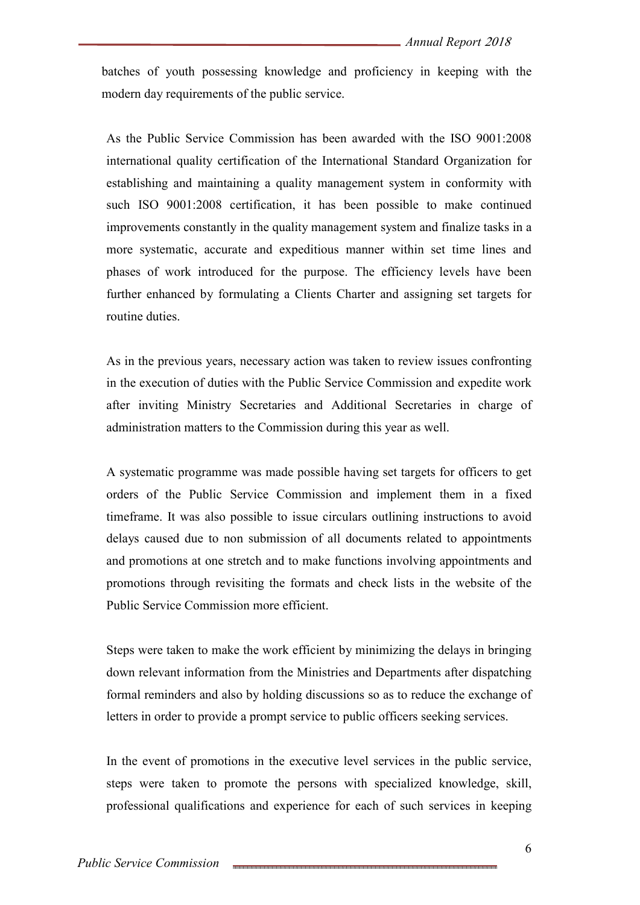batches of youth possessing knowledge and proficiency in keeping with the modern day requirements of the public service.

As the Public Service Commission has been awarded with the ISO 9001:2008 international quality certification of the International Standard Organization for establishing and maintaining a quality management system in conformity with such ISO 9001:2008 certification, it has been possible to make continued improvements constantly in the quality management system and finalize tasks in a more systematic, accurate and expeditious manner within set time lines and phases of work introduced for the purpose. The efficiency levels have been further enhanced by formulating a Clients Charter and assigning set targets for routine duties.

As in the previous years, necessary action was taken to review issues confronting in the execution of duties with the Public Service Commission and expedite work after inviting Ministry Secretaries and Additional Secretaries in charge of administration matters to the Commission during this year as well.

A systematic programme was made possible having set targets for officers to get orders of the Public Service Commission and implement them in a fixed timeframe. It was also possible to issue circulars outlining instructions to avoid delays caused due to non submission of all documents related to appointments and promotions at one stretch and to make functions involving appointments and promotions through revisiting the formats and check lists in the website of the Public Service Commission more efficient.

Steps were taken to make the work efficient by minimizing the delays in bringing down relevant information from the Ministries and Departments after dispatching formal reminders and also by holding discussions so as to reduce the exchange of letters in order to provide a prompt service to public officers seeking services.

In the event of promotions in the executive level services in the public service, steps were taken to promote the persons with specialized knowledge, skill, professional qualifications and experience for each of such services in keeping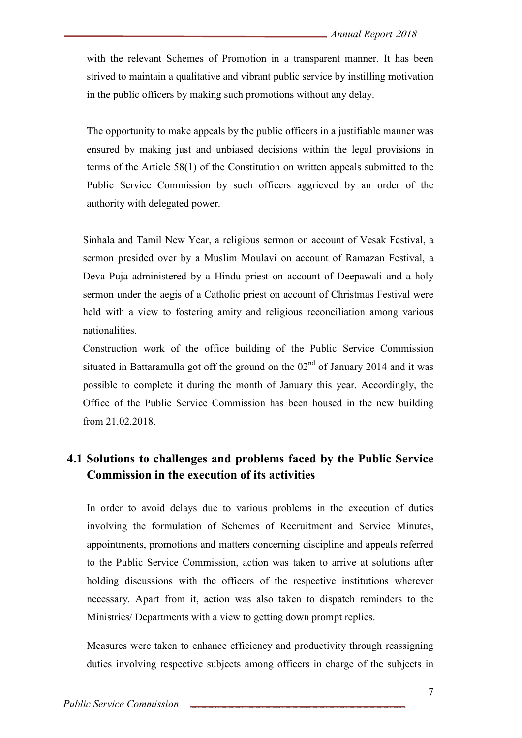with the relevant Schemes of Promotion in a transparent manner. It has been strived to maintain a qualitative and vibrant public service by instilling motivation in the public officers by making such promotions without any delay.

The opportunity to make appeals by the public officers in a justifiable manner was ensured by making just and unbiased decisions within the legal provisions in terms of the Article 58(1) of the Constitution on written appeals submitted to the Public Service Commission by such officers aggrieved by an order of the authority with delegated power.

Sinhala and Tamil New Year, a religious sermon on account of Vesak Festival, a sermon presided over by a Muslim Moulavi on account of Ramazan Festival, a Deva Puja administered by a Hindu priest on account of Deepawali and a holy sermon under the aegis of a Catholic priest on account of Christmas Festival were held with a view to fostering amity and religious reconciliation among various nationalities.

Construction work of the office building of the Public Service Commission situated in Battaramulla got off the ground on the 02nd of January 2014 and it was possible to complete it during the month of January this year. Accordingly, the Office of the Public Service Commission has been housed in the new building from 21.02.2018.

## 4.1 Solutions to challenges and problems faced by the Public Service Commission in the execution of its activities

In order to avoid delays due to various problems in the execution of duties involving the formulation of Schemes of Recruitment and Service Minutes, appointments, promotions and matters concerning discipline and appeals referred to the Public Service Commission, action was taken to arrive at solutions after holding discussions with the officers of the respective institutions wherever necessary. Apart from it, action was also taken to dispatch reminders to the Ministries/ Departments with a view to getting down prompt replies.

Measures were taken to enhance efficiency and productivity through reassigning duties involving respective subjects among officers in charge of the subjects in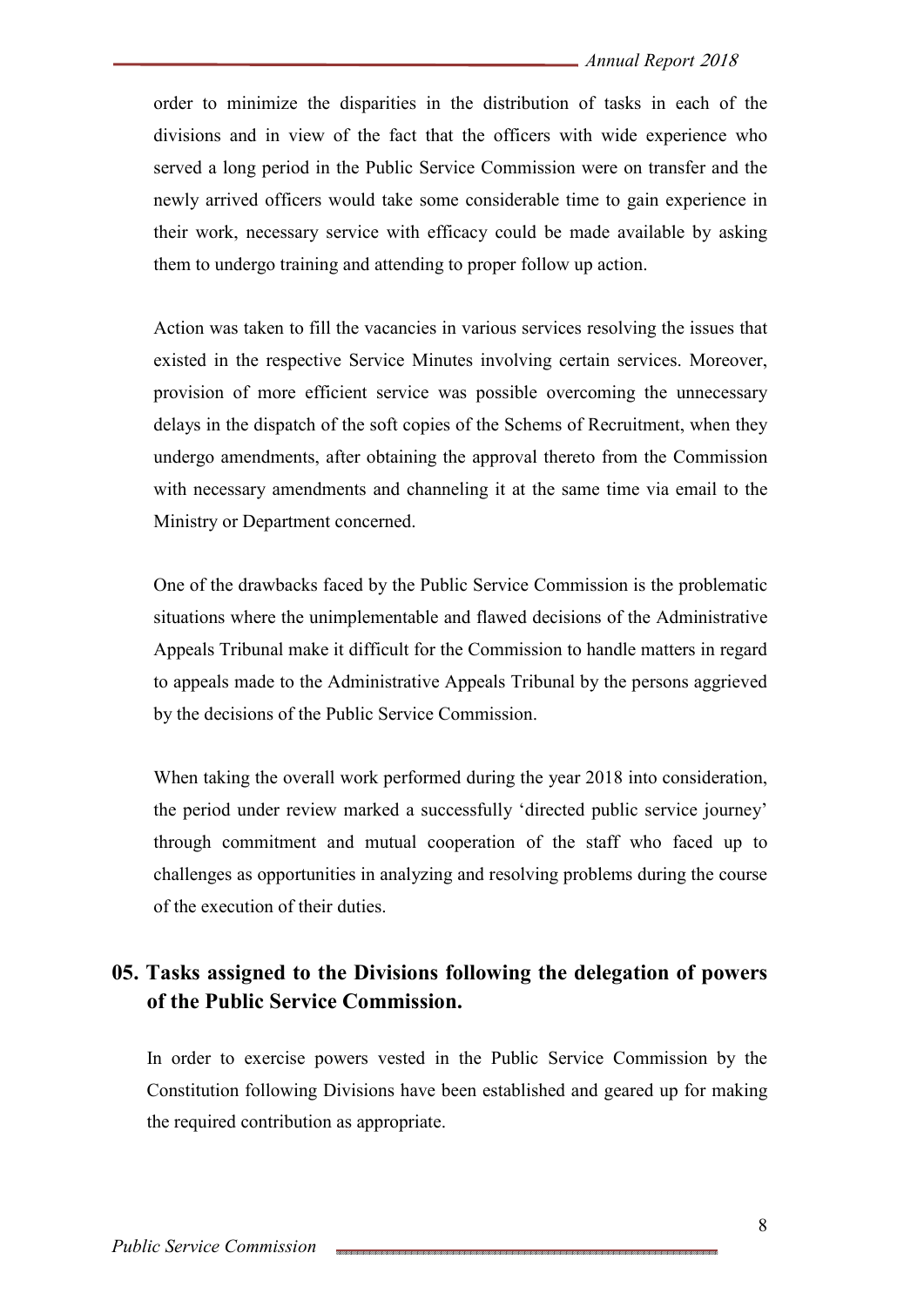order to minimize the disparities in the distribution of tasks in each of the divisions and in view of the fact that the officers with wide experience who served a long period in the Public Service Commission were on transfer and the newly arrived officers would take some considerable time to gain experience in their work, necessary service with efficacy could be made available by asking them to undergo training and attending to proper follow up action.

Action was taken to fill the vacancies in various services resolving the issues that existed in the respective Service Minutes involving certain services. Moreover, provision of more efficient service was possible overcoming the unnecessary delays in the dispatch of the soft copies of the Schems of Recruitment, when they undergo amendments, after obtaining the approval thereto from the Commission with necessary amendments and channeling it at the same time via email to the Ministry or Department concerned.

One of the drawbacks faced by the Public Service Commission is the problematic situations where the unimplementable and flawed decisions of the Administrative Appeals Tribunal make it difficult for the Commission to handle matters in regard to appeals made to the Administrative Appeals Tribunal by the persons aggrieved by the decisions of the Public Service Commission.

When taking the overall work performed during the year 2018 into consideration, the period under review marked a successfully 'directed public service journey' through commitment and mutual cooperation of the staff who faced up to challenges as opportunities in analyzing and resolving problems during the course of the execution of their duties.

## 05. Tasks assigned to the Divisions following the delegation of powers of the Public Service Commission.

In order to exercise powers vested in the Public Service Commission by the Constitution following Divisions have been established and geared up for making the required contribution as appropriate.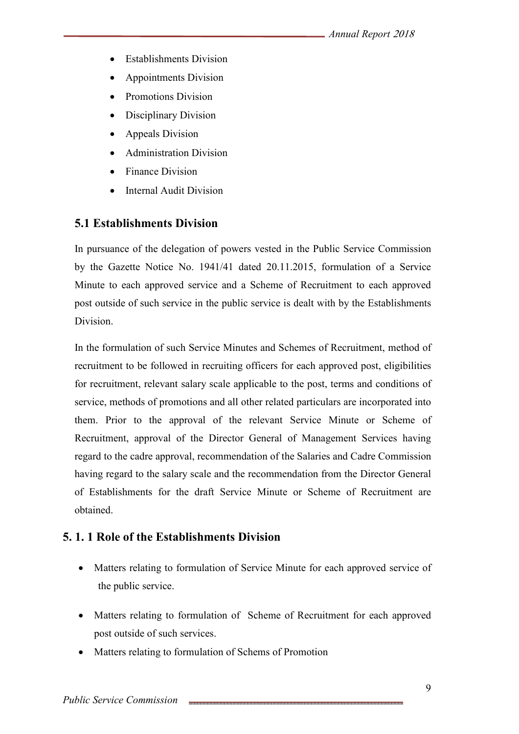- Establishments Division
- Appointments Division
- Promotions Division
- Disciplinary Division
- Appeals Division
- Administration Division
- Finance Division
- Internal Audit Division

## 5.1 Establishments Division

In pursuance of the delegation of powers vested in the Public Service Commission by the Gazette Notice No. 1941/41 dated 20.11.2015, formulation of a Service Minute to each approved service and a Scheme of Recruitment to each approved post outside of such service in the public service is dealt with by the Establishments Division.

In the formulation of such Service Minutes and Schemes of Recruitment, method of recruitment to be followed in recruiting officers for each approved post, eligibilities for recruitment, relevant salary scale applicable to the post, terms and conditions of service, methods of promotions and all other related particulars are incorporated into them. Prior to the approval of the relevant Service Minute or Scheme of Recruitment, approval of the Director General of Management Services having regard to the cadre approval, recommendation of the Salaries and Cadre Commission having regard to the salary scale and the recommendation from the Director General of Establishments for the draft Service Minute or Scheme of Recruitment are obtained.

### 5. 1. 1 Role of the Establishments Division

- Matters relating to formulation of Service Minute for each approved service of the public service.
- Matters relating to formulation of Scheme of Recruitment for each approved post outside of such services.
- Matters relating to formulation of Schems of Promotion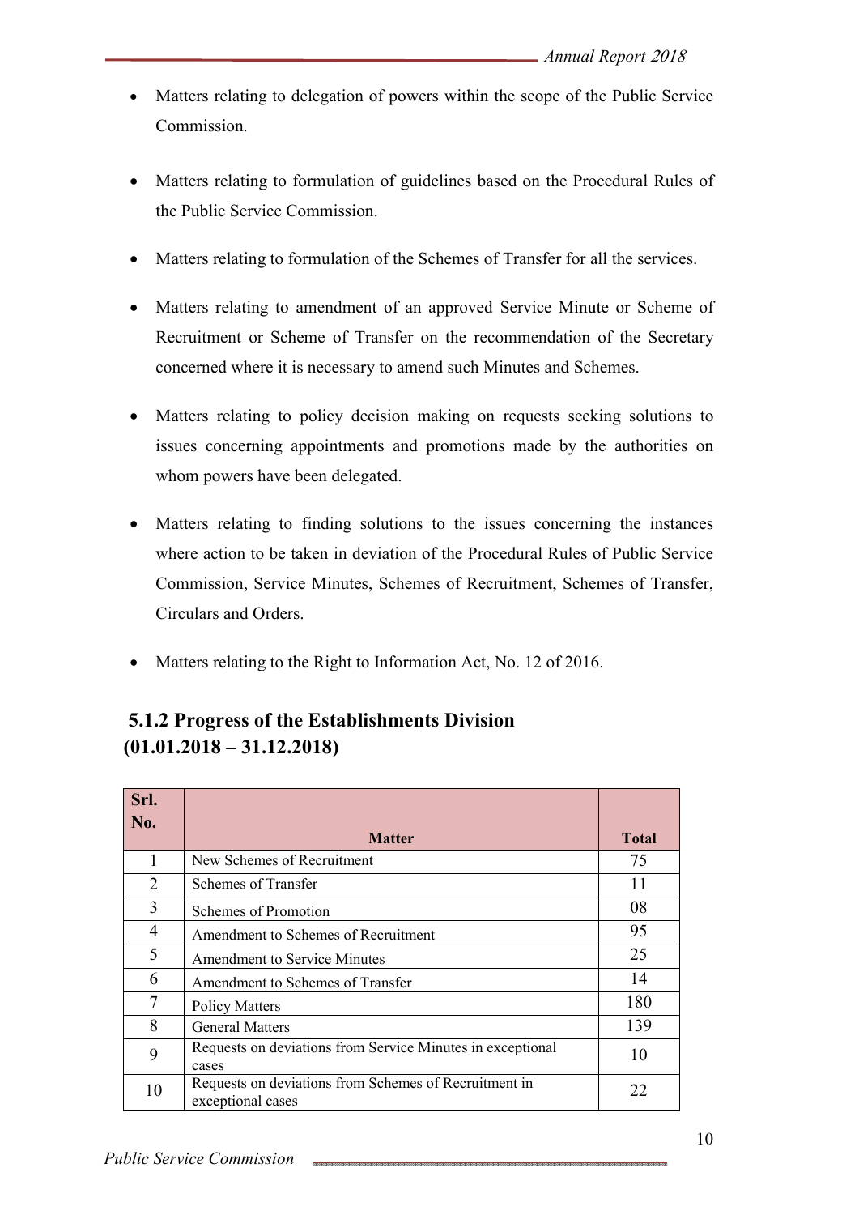- Matters relating to delegation of powers within the scope of the Public Service Commission.

- Matters relating to formulation of guidelines based on the Procedural Rules of the Public Service Commission.

- Matters relating to formulation of the Schemes of Transfer for all the services.

- Matters relating to amendment of an approved Service Minute or Scheme of Recruitment or Scheme of Transfer on the recommendation of the Secretary concerned where it is necessary to amend such Minutes and Schemes.

- Matters relating to policy decision making on requests seeking solutions to issues concerning appointments and promotions made by the authorities on whom powers have been delegated.

- Matters relating to finding solutions to the issues concerning the instances where action to be taken in deviation of the Procedural Rules of Public Service Commission, Service Minutes, Schemes of Recruitment, Schemes of Transfer, Circulars and Orders.

- Matters relating to the Right to Information Act, No. 12 of 2016.

### 5.1.2 Progress of the Establishments Division (01.01.2018 – 31.12.2018)

| Srl. No. | Matter | Total |
|---|---|---|
| 1 | New Schemes of Recruitment | 75 |
| 2 | Schemes of Transfer | 11 |
| 3 | Schemes of Promotion | 08 |
| 4 | Amendment to Schemes of Recruitment | 95 |
| 5 | Amendment to Service Minutes | 25 |
| 6 | Amendment to Schemes of Transfer | 14 |
| 7 | Policy Matters | 180 |
| 8 | General Matters | 139 |
| 9 | Requests on deviations from Service Minutes in exceptional cases | 10 |
| 10 | Requests on deviations from Schemes of Recruitment in exceptional cases | 22 |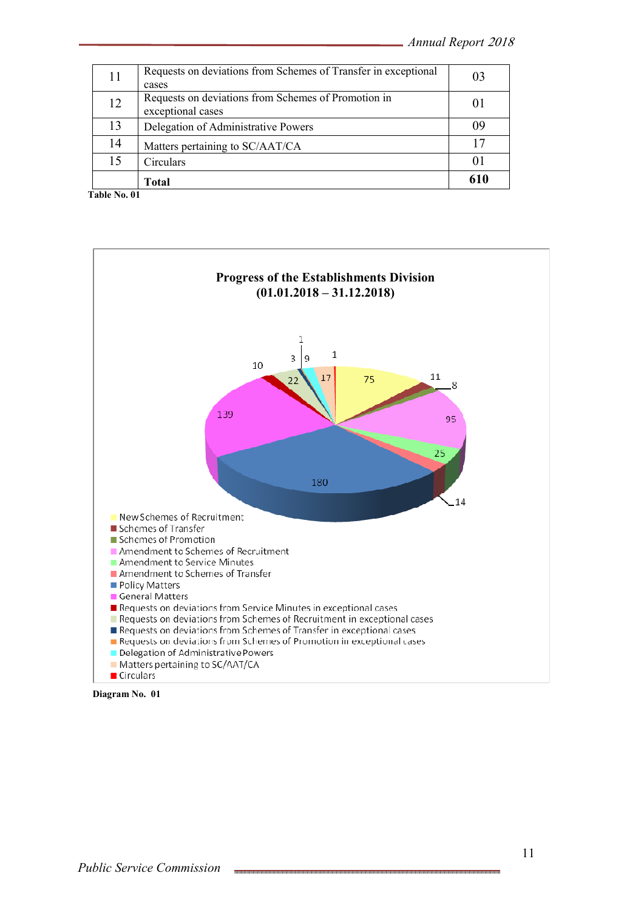| | | |
|---|---|---|
| 11 | Requests on deviations from Schemes of Transfer in exceptional cases | 03 |
| 12 | Requests on deviations from Schemes of Promotion in exceptional cases | 01 |
| 13 | Delegation of Administrative Powers | 09 |
| 14 | Matters pertaining to SC/AAT/CA | 17 |
| 15 | Circulars | 01 |
| | **Total** | **610** |

**Table No. 01**

**Progress of the Establishments Division**
**(01.01.2018 – 31.12.2018)**

1
3
9
1
10
22
17
75
11
8
139
95
25
180
14

New Schemes of Recruitment
Schemes of Transfer
Schemes of Promotion
Amendment to Schemes of Recruitment
Amendment to Service Minutes
Amendment to Schemes of Transfer
Policy Matters
General Matters
Requests on deviations from Service Minutes in exceptional cases
Requests on deviations from Schemes of Recruitment in exceptional cases
Requests on deviations from Schemes of Transfer in exceptional cases
Requests on deviations from Schemes of Promotion in exceptional cases
Delegation of Administrative Powers
Matters pertaining to SC/AAT/CA
Circulars

**Diagram No. 01**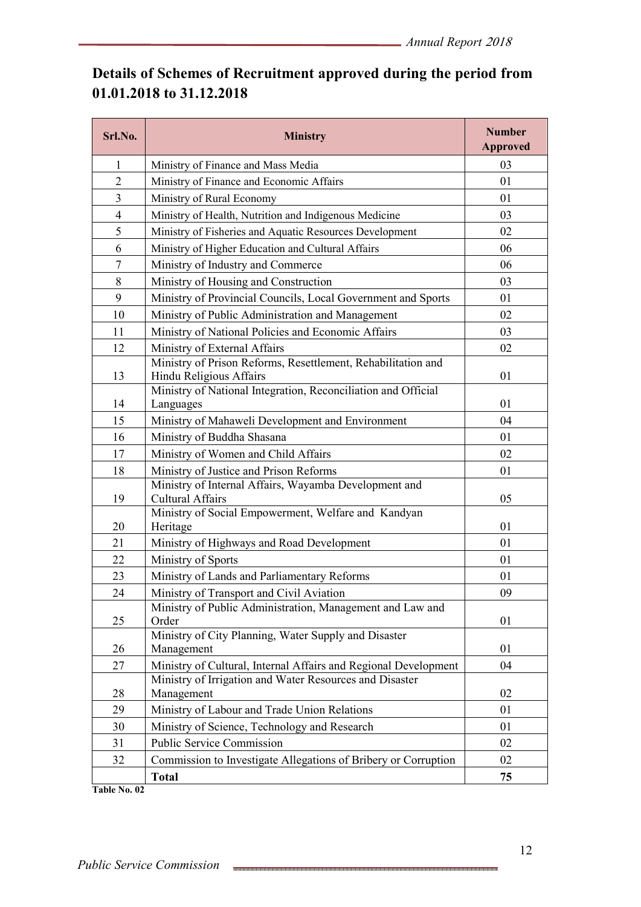## Details of Schemes of Recruitment approved during the period from 01.01.2018 to 31.12.2018

| Srl.No. | Ministry | Number Approved |
|---|---|---|
| 1 | Ministry of Finance and Mass Media | 03 |
| 2 | Ministry of Finance and Economic Affairs | 01 |
| 3 | Ministry of Rural Economy | 01 |
| 4 | Ministry of Health, Nutrition and Indigenous Medicine | 03 |
| 5 | Ministry of Fisheries and Aquatic Resources Development | 02 |
| 6 | Ministry of Higher Education and Cultural Affairs | 06 |
| 7 | Ministry of Industry and Commerce | 06 |
| 8 | Ministry of Housing and Construction | 03 |
| 9 | Ministry of Provincial Councils, Local Government and Sports | 01 |
| 10 | Ministry of Public Administration and Management | 02 |
| 11 | Ministry of National Policies and Economic Affairs | 03 |
| 12 | Ministry of External Affairs | 02 |
| 13 | Ministry of Prison Reforms, Resettlement, Rehabilitation and Hindu Religious Affairs | 01 |
| 14 | Ministry of National Integration, Reconciliation and Official Languages | 01 |
| 15 | Ministry of Mahaweli Development and Environment | 04 |
| 16 | Ministry of Buddha Shasana | 01 |
| 17 | Ministry of Women and Child Affairs | 02 |
| 18 | Ministry of Justice and Prison Reforms | 01 |
| 19 | Ministry of Internal Affairs, Wayamba Development and Cultural Affairs | 05 |
| 20 | Ministry of Social Empowerment, Welfare and Kandyan Heritage | 01 |
| 21 | Ministry of Highways and Road Development | 01 |
| 22 | Ministry of Sports | 01 |
| 23 | Ministry of Lands and Parliamentary Reforms | 01 |
| 24 | Ministry of Transport and Civil Aviation | 09 |
| 25 | Ministry of Public Administration, Management and Law and Order | 01 |
| 26 | Ministry of City Planning, Water Supply and Disaster Management | 01 |
| 27 | Ministry of Cultural, Internal Affairs and Regional Development | 04 |
| 28 | Ministry of Irrigation and Water Resources and Disaster Management | 02 |
| 29 | Ministry of Labour and Trade Union Relations | 01 |
| 30 | Ministry of Science, Technology and Research | 01 |
| 31 | Public Service Commission | 02 |
| 32 | Commission to Investigate Allegations of Bribery or Corruption | 02 |
| | **Total** | **75** |

**Table No. 02**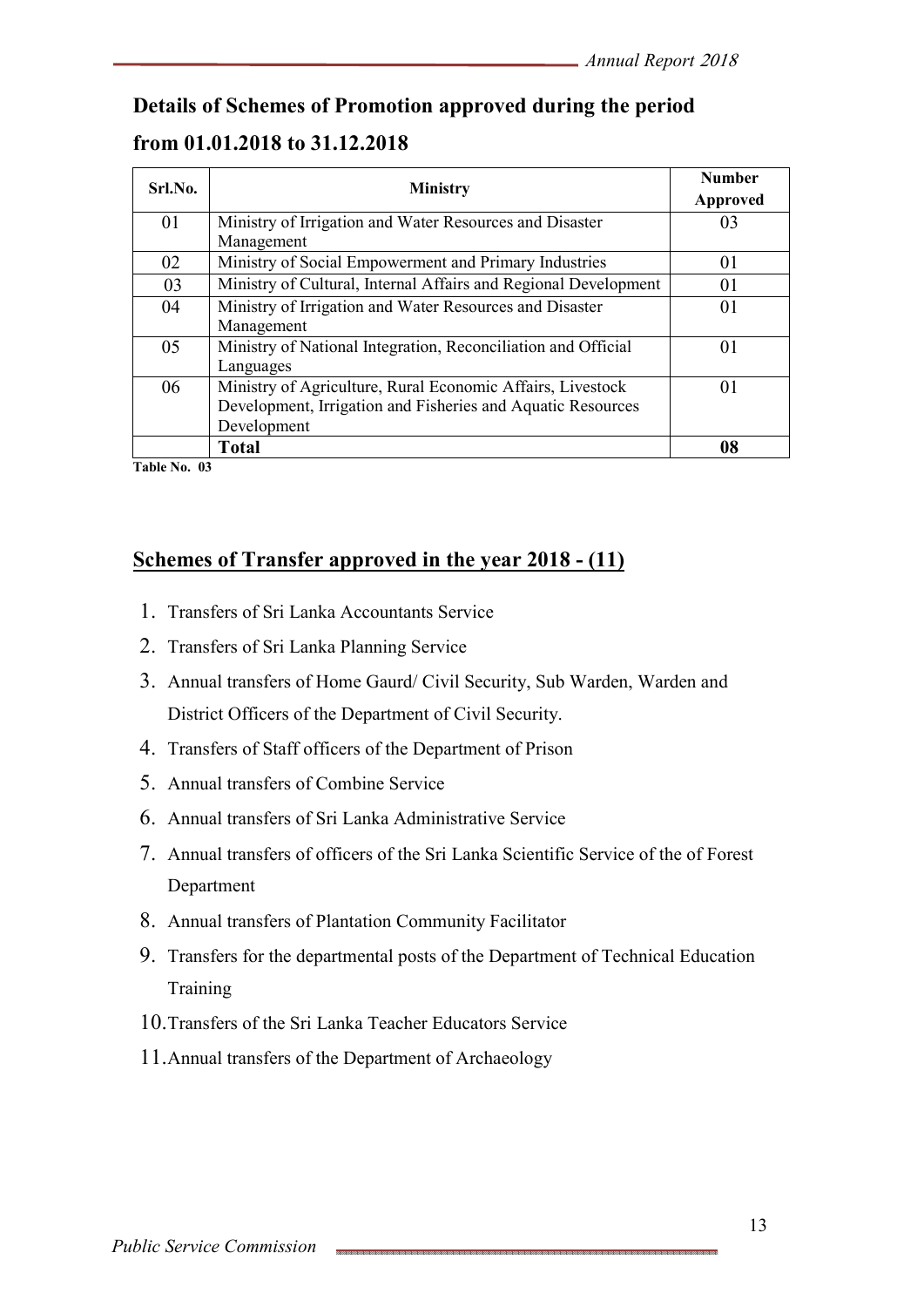## Details of Schemes of Promotion approved during the period from 01.01.2018 to 31.12.2018

| Srl.No. | Ministry | Number Approved |
|---|---|---|
| 01 | Ministry of Irrigation and Water Resources and Disaster Management | 03 |
| 02 | Ministry of Social Empowerment and Primary Industries | 01 |
| 03 | Ministry of Cultural, Internal Affairs and Regional Development | 01 |
| 04 | Ministry of Irrigation and Water Resources and Disaster Management | 01 |
| 05 | Ministry of National Integration, Reconciliation and Official Languages | 01 |
| 06 | Ministry of Agriculture, Rural Economic Affairs, Livestock Development, Irrigation and Fisheries and Aquatic Resources Development | 01 |
| | **Total** | **08** |

**Table No. 03**

## Schemes of Transfer approved in the year 2018 - (11)

1. Transfers of Sri Lanka Accountants Service
2. Transfers of Sri Lanka Planning Service
3. Annual transfers of Home Gaurd/ Civil Security, Sub Warden, Warden and District Officers of the Department of Civil Security.
4. Transfers of Staff officers of the Department of Prison
5. Annual transfers of Combine Service
6. Annual transfers of Sri Lanka Administrative Service
7. Annual transfers of officers of the Sri Lanka Scientific Service of the of Forest Department
8. Annual transfers of Plantation Community Facilitator
9. Transfers for the departmental posts of the Department of Technical Education Training
10. Transfers of the Sri Lanka Teacher Educators Service
11. Annual transfers of the Department of Archaeology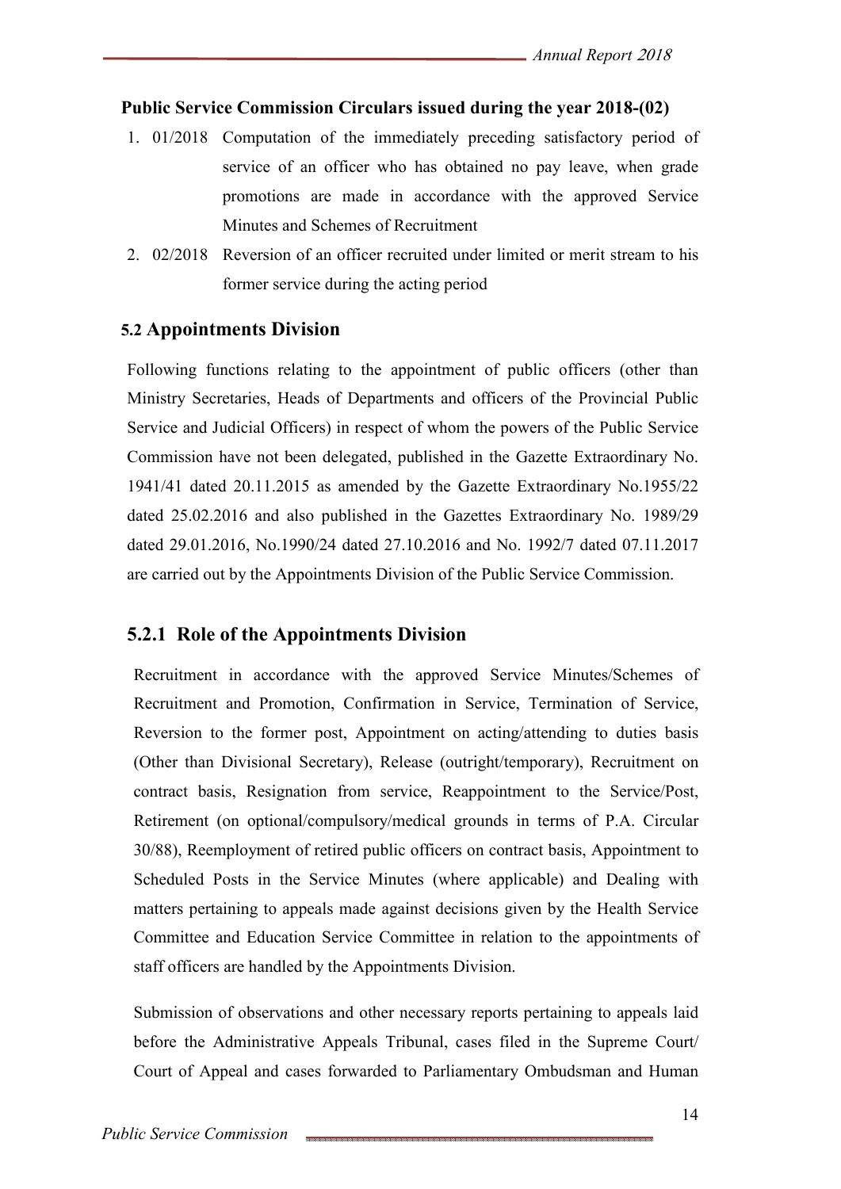**Public Service Commission Circulars issued during the year 2018-(02)**

1. 01/2018 Computation of the immediately preceding satisfactory period of service of an officer who has obtained no pay leave, when grade promotions are made in accordance with the approved Service Minutes and Schemes of Recruitment
2. 02/2018 Reversion of an officer recruited under limited or merit stream to his former service during the acting period

## 5.2 Appointments Division

Following functions relating to the appointment of public officers (other than Ministry Secretaries, Heads of Departments and officers of the Provincial Public Service and Judicial Officers) in respect of whom the powers of the Public Service Commission have not been delegated, published in the Gazette Extraordinary No. 1941/41 dated 20.11.2015 as amended by the Gazette Extraordinary No.1955/22 dated 25.02.2016 and also published in the Gazettes Extraordinary No. 1989/29 dated 29.01.2016, No.1990/24 dated 27.10.2016 and No. 1992/7 dated 07.11.2017 are carried out by the Appointments Division of the Public Service Commission.

### 5.2.1 Role of the Appointments Division

Recruitment in accordance with the approved Service Minutes/Schemes of Recruitment and Promotion, Confirmation in Service, Termination of Service, Reversion to the former post, Appointment on acting/attending to duties basis (Other than Divisional Secretary), Release (outright/temporary), Recruitment on contract basis, Resignation from service, Reappointment to the Service/Post, Retirement (on optional/compulsory/medical grounds in terms of P.A. Circular 30/88), Reemployment of retired public officers on contract basis, Appointment to Scheduled Posts in the Service Minutes (where applicable) and Dealing with matters pertaining to appeals made against decisions given by the Health Service Committee and Education Service Committee in relation to the appointments of staff officers are handled by the Appointments Division.

Submission of observations and other necessary reports pertaining to appeals laid before the Administrative Appeals Tribunal, cases filed in the Supreme Court/ Court of Appeal and cases forwarded to Parliamentary Ombudsman and Human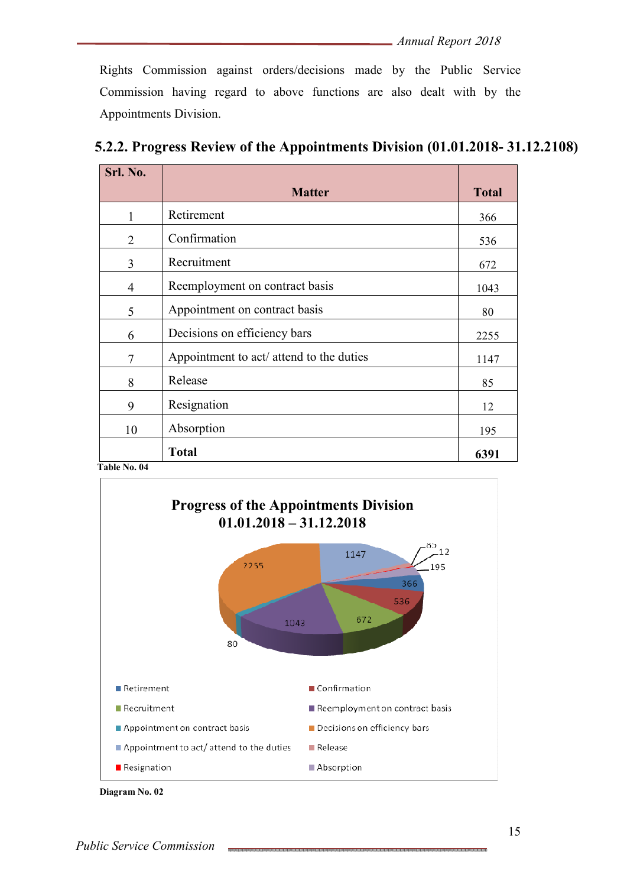Rights Commission against orders/decisions made by the Public Service Commission having regard to above functions are also dealt with by the Appointments Division.

### 5.2.2. Progress Review of the Appointments Division (01.01.2018- 31.12.2108)

| Srl. No. | Matter | Total |
|---|---|---|
| 1 | Retirement | 366 |
| 2 | Confirmation | 536 |
| 3 | Recruitment | 672 |
| 4 | Reemployment on contract basis | 1043 |
| 5 | Appointment on contract basis | 80 |
| 6 | Decisions on efficiency bars | 2255 |
| 7 | Appointment to act/ attend to the duties | 1147 |
| 8 | Release | 85 |
| 9 | Resignation | 12 |
| 10 | Absorption | 195 |
| | **Total** | **6391** |

**Table No. 04**

**Progress of the Appointments Division**
**01.01.2018 – 31.12.2018**

2255
1147
85
12
195
366
536
672
1043
80

Retirement
Confirmation
Recruitment
Reemployment on contract basis
Appointment on contract basis
Decisions on efficiency bars
Appointment to act/ attend to the duties
Release
Resignation
Absorption

**Diagram No. 02**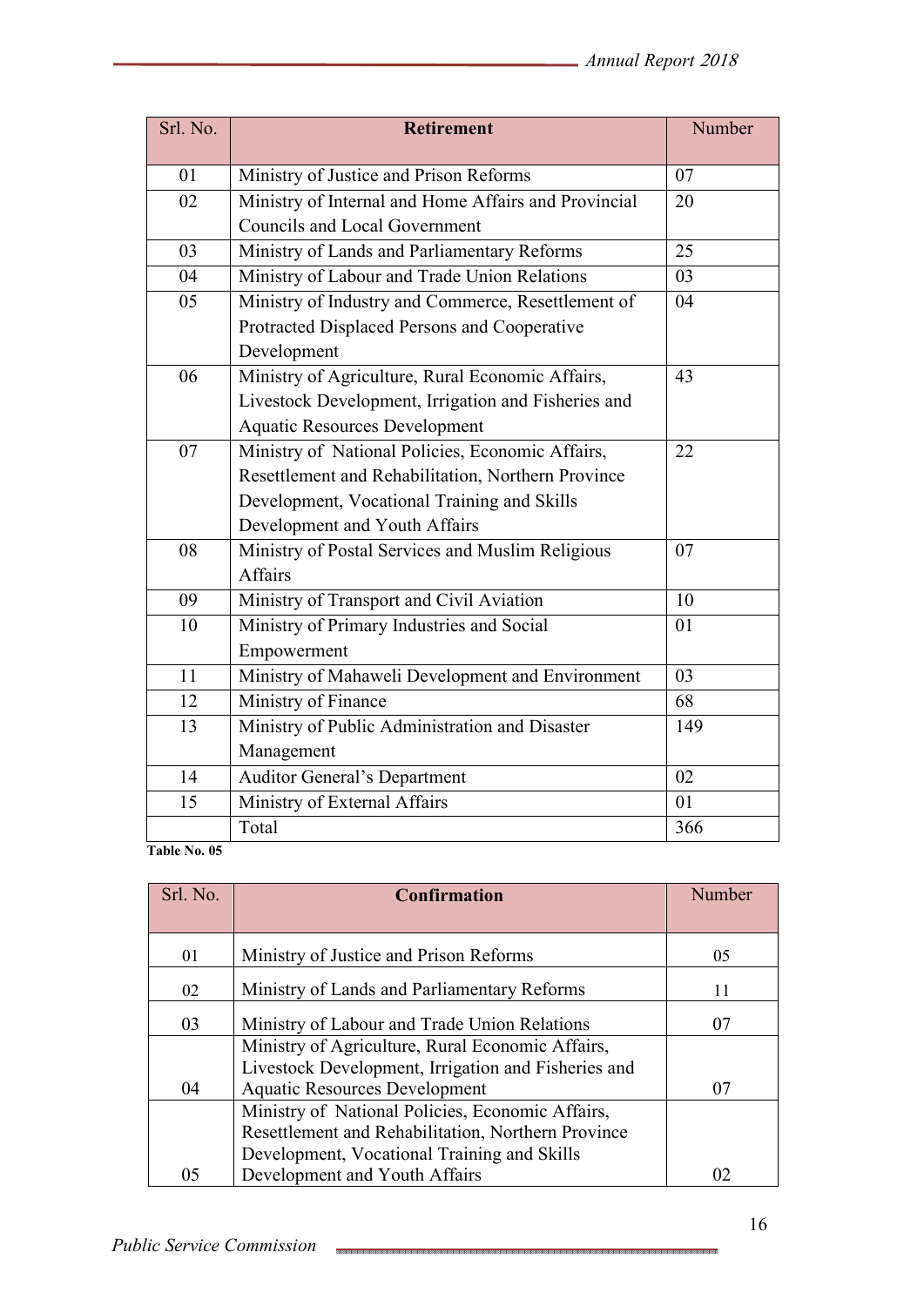| Srl. No. | **Retirement** | Number |
|---|---|---|
| 01 | Ministry of Justice and Prison Reforms | 07 |
| 02 | Ministry of Internal and Home Affairs and Provincial Councils and Local Government | 20 |
| 03 | Ministry of Lands and Parliamentary Reforms | 25 |
| 04 | Ministry of Labour and Trade Union Relations | 03 |
| 05 | Ministry of Industry and Commerce, Resettlement of Protracted Displaced Persons and Cooperative Development | 04 |
| 06 | Ministry of Agriculture, Rural Economic Affairs, Livestock Development, Irrigation and Fisheries and Aquatic Resources Development | 43 |
| 07 | Ministry of National Policies, Economic Affairs, Resettlement and Rehabilitation, Northern Province Development, Vocational Training and Skills Development and Youth Affairs | 22 |
| 08 | Ministry of Postal Services and Muslim Religious Affairs | 07 |
| 09 | Ministry of Transport and Civil Aviation | 10 |
| 10 | Ministry of Primary Industries and Social Empowerment | 01 |
| 11 | Ministry of Mahaweli Development and Environment | 03 |
| 12 | Ministry of Finance | 68 |
| 13 | Ministry of Public Administration and Disaster Management | 149 |
| 14 | Auditor General's Department | 02 |
| 15 | Ministry of External Affairs | 01 |
| | Total | 366 |

**Table No. 05**

| Srl. No. | **Confirmation** | Number |
|---|---|---|
| 01 | Ministry of Justice and Prison Reforms | 05 |
| 02 | Ministry of Lands and Parliamentary Reforms | 11 |
| 03 | Ministry of Labour and Trade Union Relations | 07 |
| 04 | Ministry of Agriculture, Rural Economic Affairs, Livestock Development, Irrigation and Fisheries and Aquatic Resources Development | 07 |
| 05 | Ministry of National Policies, Economic Affairs, Resettlement and Rehabilitation, Northern Province Development, Vocational Training and Skills Development and Youth Affairs | 02 |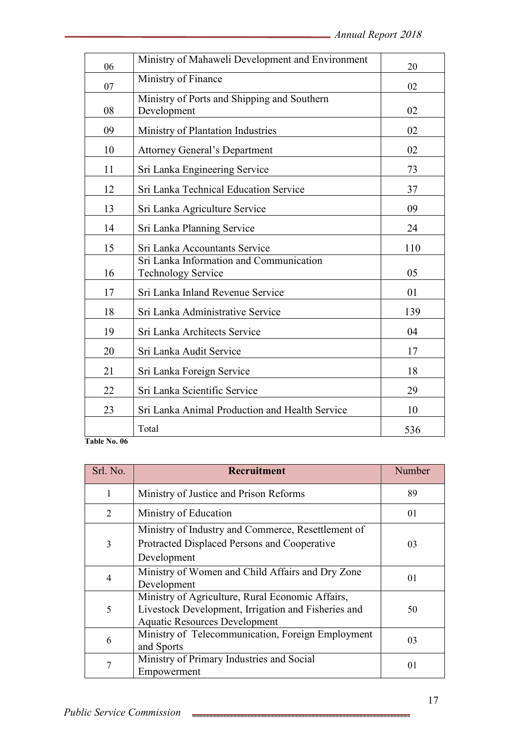| | | |
|---|---|---|
| 06 | Ministry of Mahaweli Development and Environment | 20 |
| 07 | Ministry of Finance | 02 |
| 08 | Ministry of Ports and Shipping and Southern Development | 02 |
| 09 | Ministry of Plantation Industries | 02 |
| 10 | Attorney General's Department | 02 |
| 11 | Sri Lanka Engineering Service | 73 |
| 12 | Sri Lanka Technical Education Service | 37 |
| 13 | Sri Lanka Agriculture Service | 09 |
| 14 | Sri Lanka Planning Service | 24 |
| 15 | Sri Lanka Accountants Service | 110 |
| 16 | Sri Lanka Information and Communication Technology Service | 05 |
| 17 | Sri Lanka Inland Revenue Service | 01 |
| 18 | Sri Lanka Administrative Service | 139 |
| 19 | Sri Lanka Architects Service | 04 |
| 20 | Sri Lanka Audit Service | 17 |
| 21 | Sri Lanka Foreign Service | 18 |
| 22 | Sri Lanka Scientific Service | 29 |
| 23 | Sri Lanka Animal Production and Health Service | 10 |
| | Total | 536 |

**Table No. 06**

| Srl. No. | **Recruitment** | Number |
|---|---|---|
| 1 | Ministry of Justice and Prison Reforms | 89 |
| 2 | Ministry of Education | 01 |
| 3 | Ministry of Industry and Commerce, Resettlement of Protracted Displaced Persons and Cooperative Development | 03 |
| 4 | Ministry of Women and Child Affairs and Dry Zone Development | 01 |
| 5 | Ministry of Agriculture, Rural Economic Affairs, Livestock Development, Irrigation and Fisheries and Aquatic Resources Development | 50 |
| 6 | Ministry of Telecommunication, Foreign Employment and Sports | 03 |
| 7 | Ministry of Primary Industries and Social Empowerment | 01 |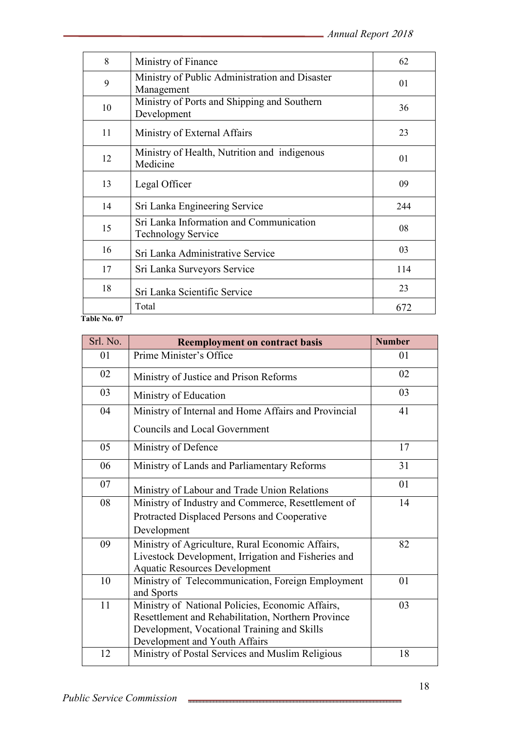| | | |
|---|---|---|
| 8 | Ministry of Finance | 62 |
| 9 | Ministry of Public Administration and Disaster Management | 01 |
| 10 | Ministry of Ports and Shipping and Southern Development | 36 |
| 11 | Ministry of External Affairs | 23 |
| 12 | Ministry of Health, Nutrition and indigenous Medicine | 01 |
| 13 | Legal Officer | 09 |
| 14 | Sri Lanka Engineering Service | 244 |
| 15 | Sri Lanka Information and Communication Technology Service | 08 |
| 16 | Sri Lanka Administrative Service | 03 |
| 17 | Sri Lanka Surveyors Service | 114 |
| 18 | Sri Lanka Scientific Service | 23 |
| | Total | 672 |

**Table No. 07**

| Srl. No. | Reemployment on contract basis | Number |
|---|---|---|
| 01 | Prime Minister's Office | 01 |
| 02 | Ministry of Justice and Prison Reforms | 02 |
| 03 | Ministry of Education | 03 |
| 04 | Ministry of Internal and Home Affairs and Provincial Councils and Local Government | 41 |
| 05 | Ministry of Defence | 17 |
| 06 | Ministry of Lands and Parliamentary Reforms | 31 |
| 07 | Ministry of Labour and Trade Union Relations | 01 |
| 08 | Ministry of Industry and Commerce, Resettlement of Protracted Displaced Persons and Cooperative Development | 14 |
| 09 | Ministry of Agriculture, Rural Economic Affairs, Livestock Development, Irrigation and Fisheries and Aquatic Resources Development | 82 |
| 10 | Ministry of Telecommunication, Foreign Employment and Sports | 01 |
| 11 | Ministry of National Policies, Economic Affairs, Resettlement and Rehabilitation, Northern Province Development, Vocational Training and Skills Development and Youth Affairs | 03 |
| 12 | Ministry of Postal Services and Muslim Religious | 18 |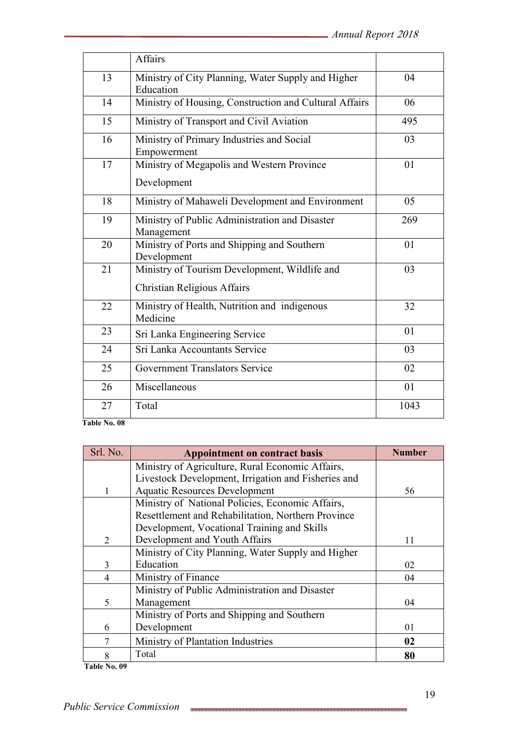| | | |
|---|---|---|
| | Affairs | |
| 13 | Ministry of City Planning, Water Supply and Higher Education | 04 |
| 14 | Ministry of Housing, Construction and Cultural Affairs | 06 |
| 15 | Ministry of Transport and Civil Aviation | 495 |
| 16 | Ministry of Primary Industries and Social Empowerment | 03 |
| 17 | Ministry of Megapolis and Western Province Development | 01 |
| 18 | Ministry of Mahaweli Development and Environment | 05 |
| 19 | Ministry of Public Administration and Disaster Management | 269 |
| 20 | Ministry of Ports and Shipping and Southern Development | 01 |
| 21 | Ministry of Tourism Development, Wildlife and Christian Religious Affairs | 03 |
| 22 | Ministry of Health, Nutrition and indigenous Medicine | 32 |
| 23 | Sri Lanka Engineering Service | 01 |
| 24 | Sri Lanka Accountants Service | 03 |
| 25 | Government Translators Service | 02 |
| 26 | Miscellaneous | 01 |
| 27 | Total | 1043 |

**Table No. 08**

| Srl. No. | Appointment on contract basis | Number |
|---|---|---|
| 1 | Ministry of Agriculture, Rural Economic Affairs, Livestock Development, Irrigation and Fisheries and Aquatic Resources Development | 56 |
| 2 | Ministry of National Policies, Economic Affairs, Resettlement and Rehabilitation, Northern Province Development, Vocational Training and Skills Development and Youth Affairs | 11 |
| 3 | Ministry of City Planning, Water Supply and Higher Education | 02 |
| 4 | Ministry of Finance | 04 |
| 5 | Ministry of Public Administration and Disaster Management | 04 |
| 6 | Ministry of Ports and Shipping and Southern Development | 01 |
| 7 | Ministry of Plantation Industries | **02** |
| 8 | Total | **80** |

**Table No. 09**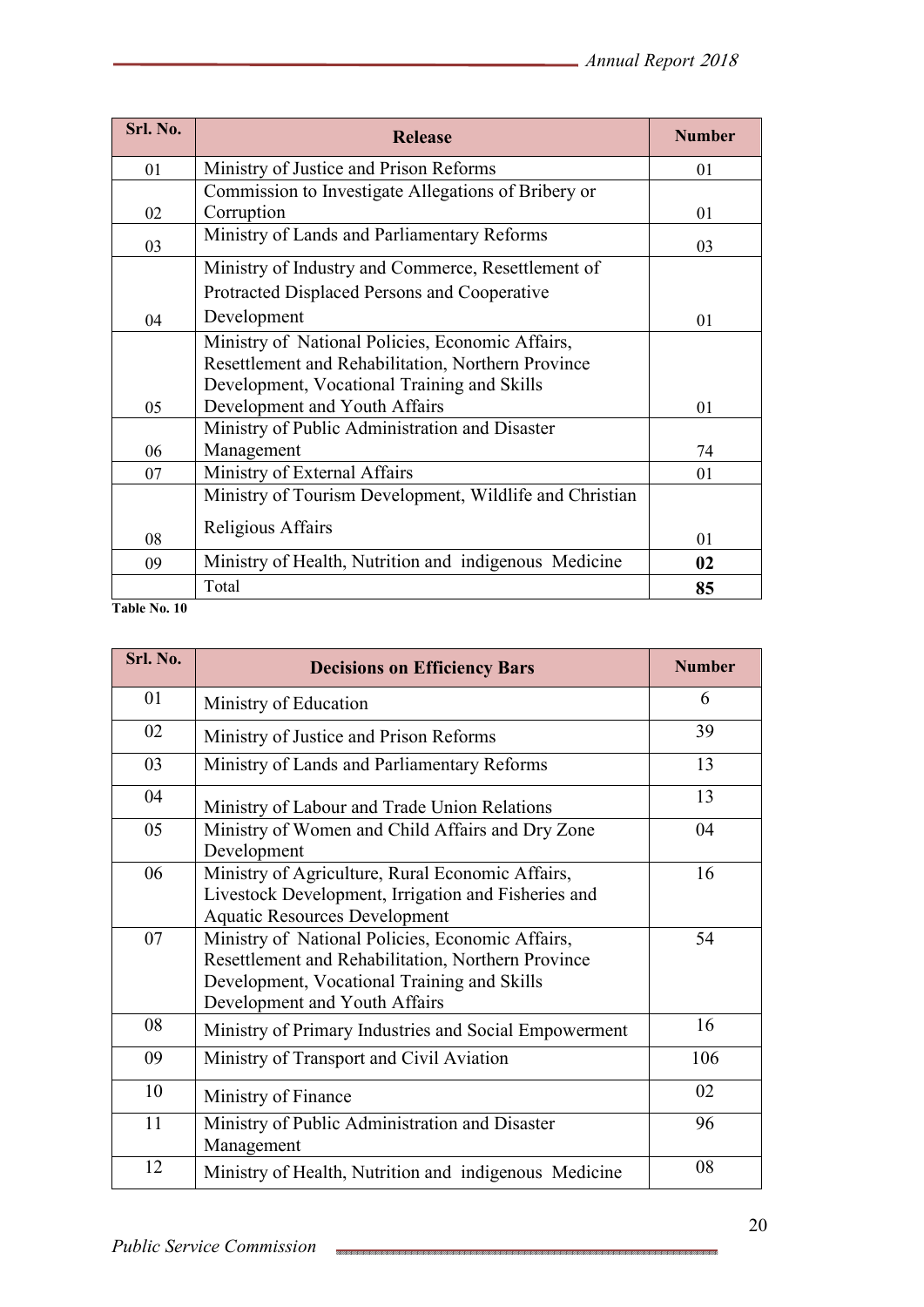| Srl. No. | Release | Number |
|---|---|---|
| 01 | Ministry of Justice and Prison Reforms | 01 |
| 02 | Commission to Investigate Allegations of Bribery or Corruption | 01 |
| 03 | Ministry of Lands and Parliamentary Reforms | 03 |
| 04 | Ministry of Industry and Commerce, Resettlement of Protracted Displaced Persons and Cooperative Development | 01 |
| 05 | Ministry of National Policies, Economic Affairs, Resettlement and Rehabilitation, Northern Province Development, Vocational Training and Skills Development and Youth Affairs | 01 |
| 06 | Ministry of Public Administration and Disaster Management | 74 |
| 07 | Ministry of External Affairs | 01 |
| 08 | Ministry of Tourism Development, Wildlife and Christian Religious Affairs | 01 |
| 09 | Ministry of Health, Nutrition and indigenous Medicine | **02** |
| | Total | **85** |

**Table No. 10**

| Srl. No. | Decisions on Efficiency Bars | Number |
|---|---|---|
| 01 | Ministry of Education | 6 |
| 02 | Ministry of Justice and Prison Reforms | 39 |
| 03 | Ministry of Lands and Parliamentary Reforms | 13 |
| 04 | Ministry of Labour and Trade Union Relations | 13 |
| 05 | Ministry of Women and Child Affairs and Dry Zone Development | 04 |
| 06 | Ministry of Agriculture, Rural Economic Affairs, Livestock Development, Irrigation and Fisheries and Aquatic Resources Development | 16 |
| 07 | Ministry of National Policies, Economic Affairs, Resettlement and Rehabilitation, Northern Province Development, Vocational Training and Skills Development and Youth Affairs | 54 |
| 08 | Ministry of Primary Industries and Social Empowerment | 16 |
| 09 | Ministry of Transport and Civil Aviation | 106 |
| 10 | Ministry of Finance | 02 |
| 11 | Ministry of Public Administration and Disaster Management | 96 |
| 12 | Ministry of Health, Nutrition and indigenous Medicine | 08 |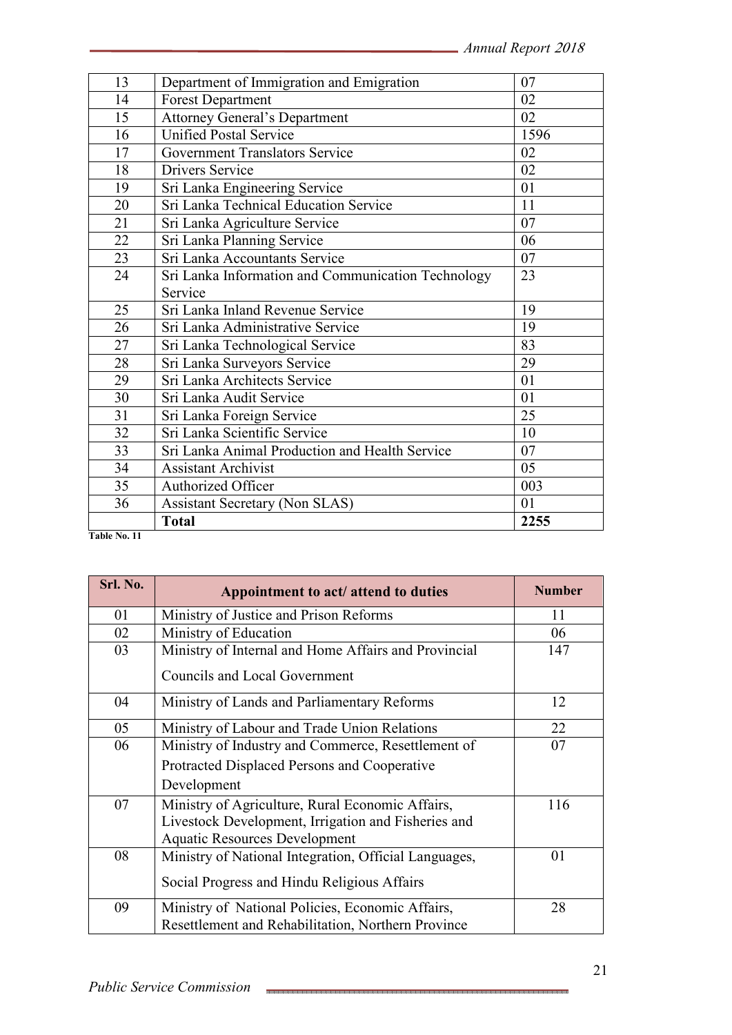| | | |
|---|---|---|
| 13 | Department of Immigration and Emigration | 07 |
| 14 | Forest Department | 02 |
| 15 | Attorney General's Department | 02 |
| 16 | Unified Postal Service | 1596 |
| 17 | Government Translators Service | 02 |
| 18 | Drivers Service | 02 |
| 19 | Sri Lanka Engineering Service | 01 |
| 20 | Sri Lanka Technical Education Service | 11 |
| 21 | Sri Lanka Agriculture Service | 07 |
| 22 | Sri Lanka Planning Service | 06 |
| 23 | Sri Lanka Accountants Service | 07 |
| 24 | Sri Lanka Information and Communication Technology Service | 23 |
| 25 | Sri Lanka Inland Revenue Service | 19 |
| 26 | Sri Lanka Administrative Service | 19 |
| 27 | Sri Lanka Technological Service | 83 |
| 28 | Sri Lanka Surveyors Service | 29 |
| 29 | Sri Lanka Architects Service | 01 |
| 30 | Sri Lanka Audit Service | 01 |
| 31 | Sri Lanka Foreign Service | 25 |
| 32 | Sri Lanka Scientific Service | 10 |
| 33 | Sri Lanka Animal Production and Health Service | 07 |
| 34 | Assistant Archivist | 05 |
| 35 | Authorized Officer | 003 |
| 36 | Assistant Secretary (Non SLAS) | 01 |
| | **Total** | **2255** |

**Table No. 11**

| Srl. No. | Appointment to act/ attend to duties | Number |
|---|---|---|
| 01 | Ministry of Justice and Prison Reforms | 11 |
| 02 | Ministry of Education | 06 |
| 03 | Ministry of Internal and Home Affairs and Provincial Councils and Local Government | 147 |
| 04 | Ministry of Lands and Parliamentary Reforms | 12 |
| 05 | Ministry of Labour and Trade Union Relations | 22 |
| 06 | Ministry of Industry and Commerce, Resettlement of Protracted Displaced Persons and Cooperative Development | 07 |
| 07 | Ministry of Agriculture, Rural Economic Affairs, Livestock Development, Irrigation and Fisheries and Aquatic Resources Development | 116 |
| 08 | Ministry of National Integration, Official Languages, Social Progress and Hindu Religious Affairs | 01 |
| 09 | Ministry of National Policies, Economic Affairs, Resettlement and Rehabilitation, Northern Province | 28 |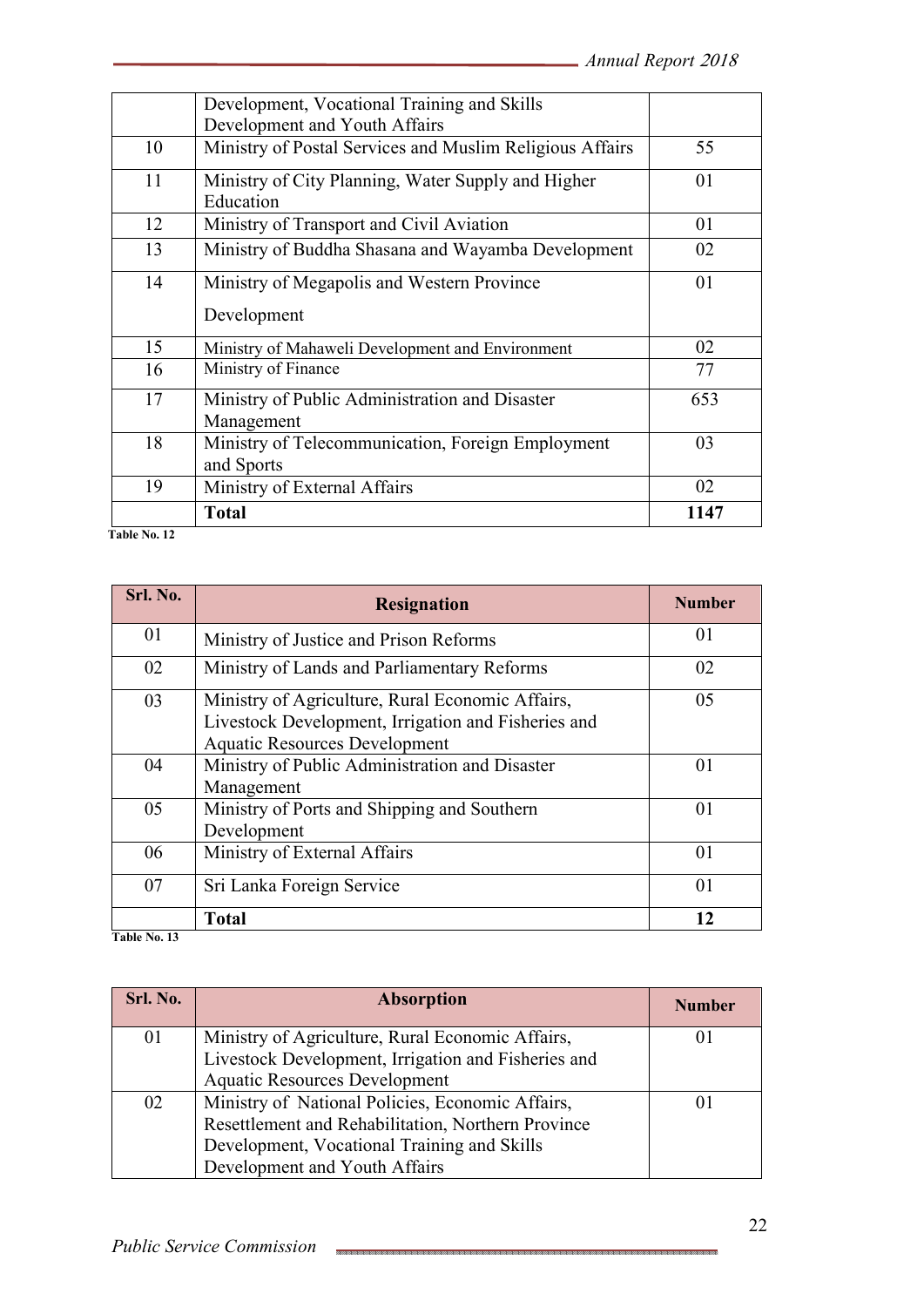| | | |
|---|---|---|
| | Development, Vocational Training and Skills Development and Youth Affairs | |
| 10 | Ministry of Postal Services and Muslim Religious Affairs | 55 |
| 11 | Ministry of City Planning, Water Supply and Higher Education | 01 |
| 12 | Ministry of Transport and Civil Aviation | 01 |
| 13 | Ministry of Buddha Shasana and Wayamba Development | 02 |
| 14 | Ministry of Megapolis and Western Province Development | 01 |
| 15 | Ministry of Mahaweli Development and Environment | 02 |
| 16 | Ministry of Finance | 77 |
| 17 | Ministry of Public Administration and Disaster Management | 653 |
| 18 | Ministry of Telecommunication, Foreign Employment and Sports | 03 |
| 19 | Ministry of External Affairs | 02 |
| | **Total** | **1147** |

**Table No. 12**

| Srl. No. | Resignation | Number |
|---|---|---|
| 01 | Ministry of Justice and Prison Reforms | 01 |
| 02 | Ministry of Lands and Parliamentary Reforms | 02 |
| 03 | Ministry of Agriculture, Rural Economic Affairs, Livestock Development, Irrigation and Fisheries and Aquatic Resources Development | 05 |
| 04 | Ministry of Public Administration and Disaster Management | 01 |
| 05 | Ministry of Ports and Shipping and Southern Development | 01 |
| 06 | Ministry of External Affairs | 01 |
| 07 | Sri Lanka Foreign Service | 01 |
| | **Total** | **12** |

**Table No. 13**

| Srl. No. | Absorption | Number |
|---|---|---|
| 01 | Ministry of Agriculture, Rural Economic Affairs, Livestock Development, Irrigation and Fisheries and Aquatic Resources Development | 01 |
| 02 | Ministry of National Policies, Economic Affairs, Resettlement and Rehabilitation, Northern Province Development, Vocational Training and Skills Development and Youth Affairs | 01 |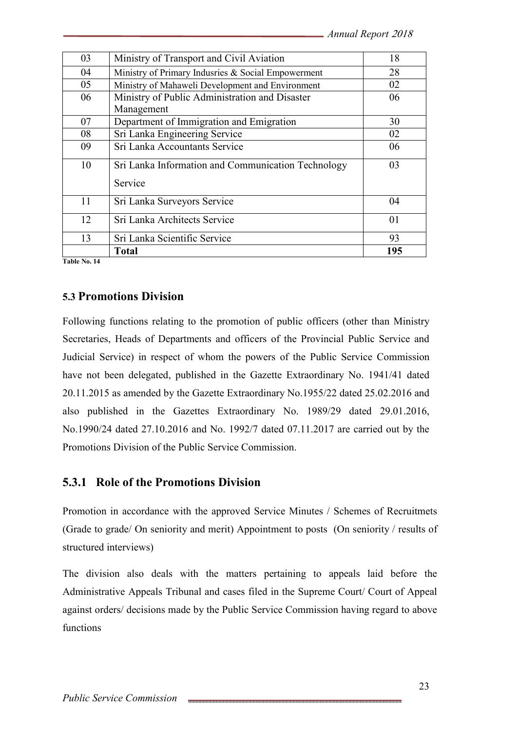| | | |
|---|---|---|
| 03 | Ministry of Transport and Civil Aviation | 18 |
| 04 | Ministry of Primary Indusries & Social Empowerment | 28 |
| 05 | Ministry of Mahaweli Development and Environment | 02 |
| 06 | Ministry of Public Administration and Disaster Management | 06 |
| 07 | Department of Immigration and Emigration | 30 |
| 08 | Sri Lanka Engineering Service | 02 |
| 09 | Sri Lanka Accountants Service | 06 |
| 10 | Sri Lanka Information and Communication Technology Service | 03 |
| 11 | Sri Lanka Surveyors Service | 04 |
| 12 | Sri Lanka Architects Service | 01 |
| 13 | Sri Lanka Scientific Service | 93 |
| | **Total** | **195** |

**Table No. 14**

## 5.3 Promotions Division

Following functions relating to the promotion of public officers (other than Ministry Secretaries, Heads of Departments and officers of the Provincial Public Service and Judicial Service) in respect of whom the powers of the Public Service Commission have not been delegated, published in the Gazette Extraordinary No. 1941/41 dated 20.11.2015 as amended by the Gazette Extraordinary No.1955/22 dated 25.02.2016 and also published in the Gazettes Extraordinary No. 1989/29 dated 29.01.2016, No.1990/24 dated 27.10.2016 and No. 1992/7 dated 07.11.2017 are carried out by the Promotions Division of the Public Service Commission.

### 5.3.1 Role of the Promotions Division

Promotion in accordance with the approved Service Minutes / Schemes of Recruitmets (Grade to grade/ On seniority and merit) Appointment to posts (On seniority / results of structured interviews)

The division also deals with the matters pertaining to appeals laid before the Administrative Appeals Tribunal and cases filed in the Supreme Court/ Court of Appeal against orders/ decisions made by the Public Service Commission having regard to above functions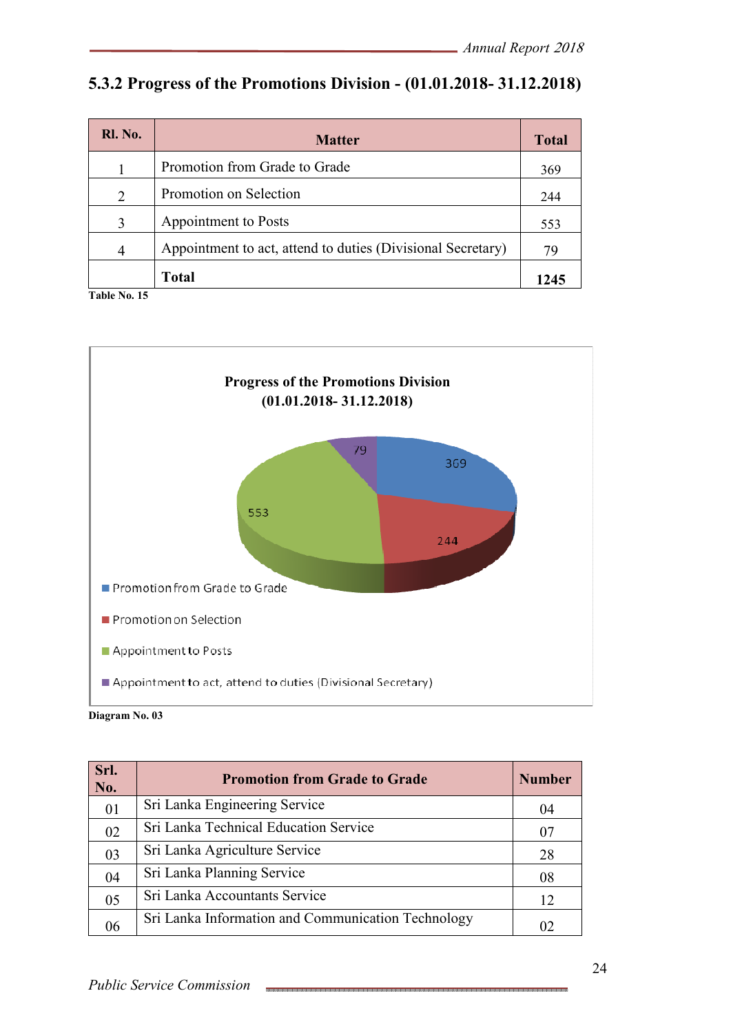### 5.3.2 Progress of the Promotions Division - (01.01.2018- 31.12.2018)

| Rl. No. | Matter | Total |
|---|---|---|
| 1 | Promotion from Grade to Grade | 369 |
| 2 | Promotion on Selection | 244 |
| 3 | Appointment to Posts | 553 |
| 4 | Appointment to act, attend to duties (Divisional Secretary) | 79 |
| | **Total** | **1245** |

**Table No. 15**

**Progress of the Promotions Division**
**(01.01.2018- 31.12.2018)**

79
369
553
244

Promotion from Grade to Grade
Promotion on Selection
Appointment to Posts
Appointment to act, attend to duties (Divisional Secretary)

**Diagram No. 03**

| Srl. No. | Promotion from Grade to Grade | Number |
|---|---|---|
| 01 | Sri Lanka Engineering Service | 04 |
| 02 | Sri Lanka Technical Education Service | 07 |
| 03 | Sri Lanka Agriculture Service | 28 |
| 04 | Sri Lanka Planning Service | 08 |
| 05 | Sri Lanka Accountants Service | 12 |
| 06 | Sri Lanka Information and Communication Technology | 02 |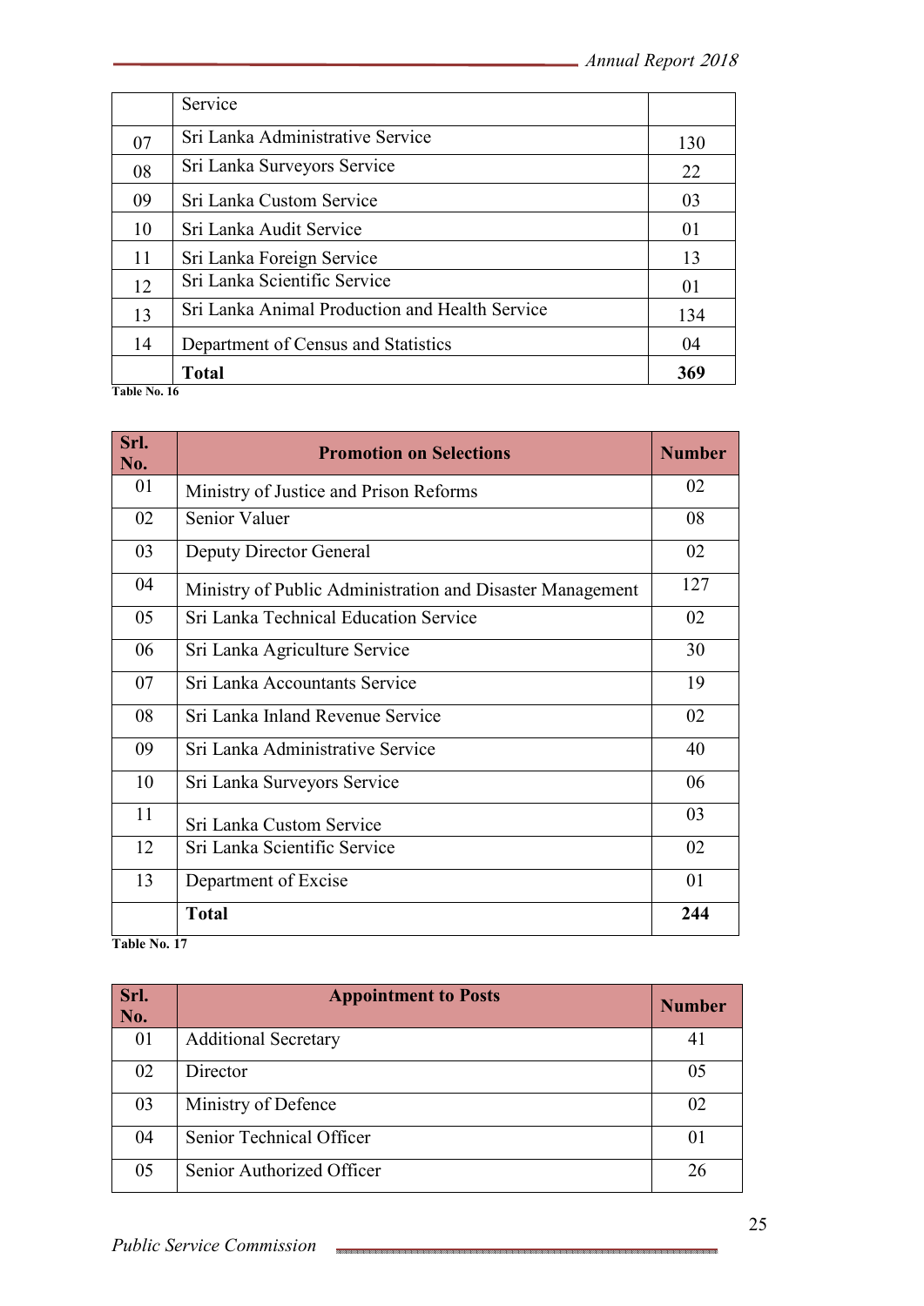| | Service | |
|---|---|---|
| 07 | Sri Lanka Administrative Service | 130 |
| 08 | Sri Lanka Surveyors Service | 22 |
| 09 | Sri Lanka Custom Service | 03 |
| 10 | Sri Lanka Audit Service | 01 |
| 11 | Sri Lanka Foreign Service | 13 |
| 12 | Sri Lanka Scientific Service | 01 |
| 13 | Sri Lanka Animal Production and Health Service | 134 |
| 14 | Department of Census and Statistics | 04 |
| | **Total** | **369** |

**Table No. 16**

| Srl. No. | Promotion on Selections | Number |
|---|---|---|
| 01 | Ministry of Justice and Prison Reforms | 02 |
| 02 | Senior Valuer | 08 |
| 03 | Deputy Director General | 02 |
| 04 | Ministry of Public Administration and Disaster Management | 127 |
| 05 | Sri Lanka Technical Education Service | 02 |
| 06 | Sri Lanka Agriculture Service | 30 |
| 07 | Sri Lanka Accountants Service | 19 |
| 08 | Sri Lanka Inland Revenue Service | 02 |
| 09 | Sri Lanka Administrative Service | 40 |
| 10 | Sri Lanka Surveyors Service | 06 |
| 11 | Sri Lanka Custom Service | 03 |
| 12 | Sri Lanka Scientific Service | 02 |
| 13 | Department of Excise | 01 |
| | **Total** | **244** |

**Table No. 17**

| Srl. No. | Appointment to Posts | Number |
|---|---|---|
| 01 | Additional Secretary | 41 |
| 02 | Director | 05 |
| 03 | Ministry of Defence | 02 |
| 04 | Senior Technical Officer | 01 |
| 05 | Senior Authorized Officer | 26 |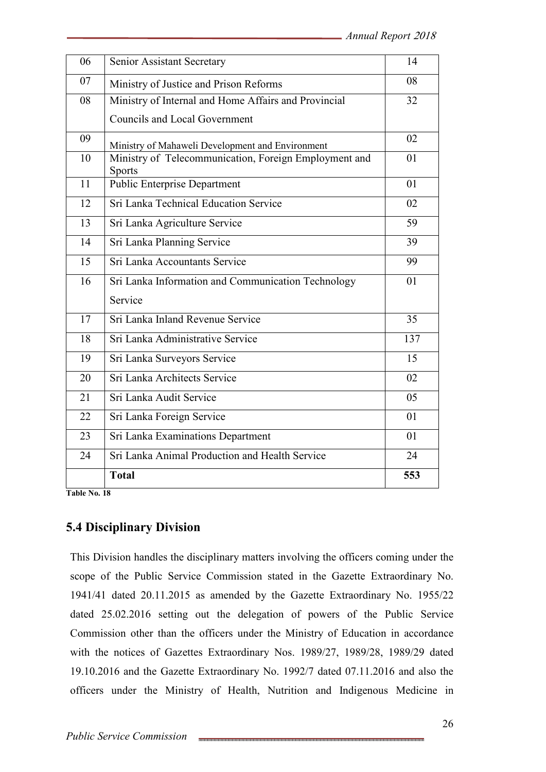| | | |
|---|---|---|
| 06 | Senior Assistant Secretary | 14 |
| 07 | Ministry of Justice and Prison Reforms | 08 |
| 08 | Ministry of Internal and Home Affairs and Provincial Councils and Local Government | 32 |
| 09 | Ministry of Mahaweli Development and Environment | 02 |
| 10 | Ministry of Telecommunication, Foreign Employment and Sports | 01 |
| 11 | Public Enterprise Department | 01 |
| 12 | Sri Lanka Technical Education Service | 02 |
| 13 | Sri Lanka Agriculture Service | 59 |
| 14 | Sri Lanka Planning Service | 39 |
| 15 | Sri Lanka Accountants Service | 99 |
| 16 | Sri Lanka Information and Communication Technology Service | 01 |
| 17 | Sri Lanka Inland Revenue Service | 35 |
| 18 | Sri Lanka Administrative Service | 137 |
| 19 | Sri Lanka Surveyors Service | 15 |
| 20 | Sri Lanka Architects Service | 02 |
| 21 | Sri Lanka Audit Service | 05 |
| 22 | Sri Lanka Foreign Service | 01 |
| 23 | Sri Lanka Examinations Department | 01 |
| 24 | Sri Lanka Animal Production and Health Service | 24 |
| | **Total** | **553** |

**Table No. 18**

## 5.4 Disciplinary Division

This Division handles the disciplinary matters involving the officers coming under the scope of the Public Service Commission stated in the Gazette Extraordinary No. 1941/41 dated 20.11.2015 as amended by the Gazette Extraordinary No. 1955/22 dated 25.02.2016 setting out the delegation of powers of the Public Service Commission other than the officers under the Ministry of Education in accordance with the notices of Gazettes Extraordinary Nos. 1989/27, 1989/28, 1989/29 dated 19.10.2016 and the Gazette Extraordinary No. 1992/7 dated 07.11.2016 and also the officers under the Ministry of Health, Nutrition and Indigenous Medicine in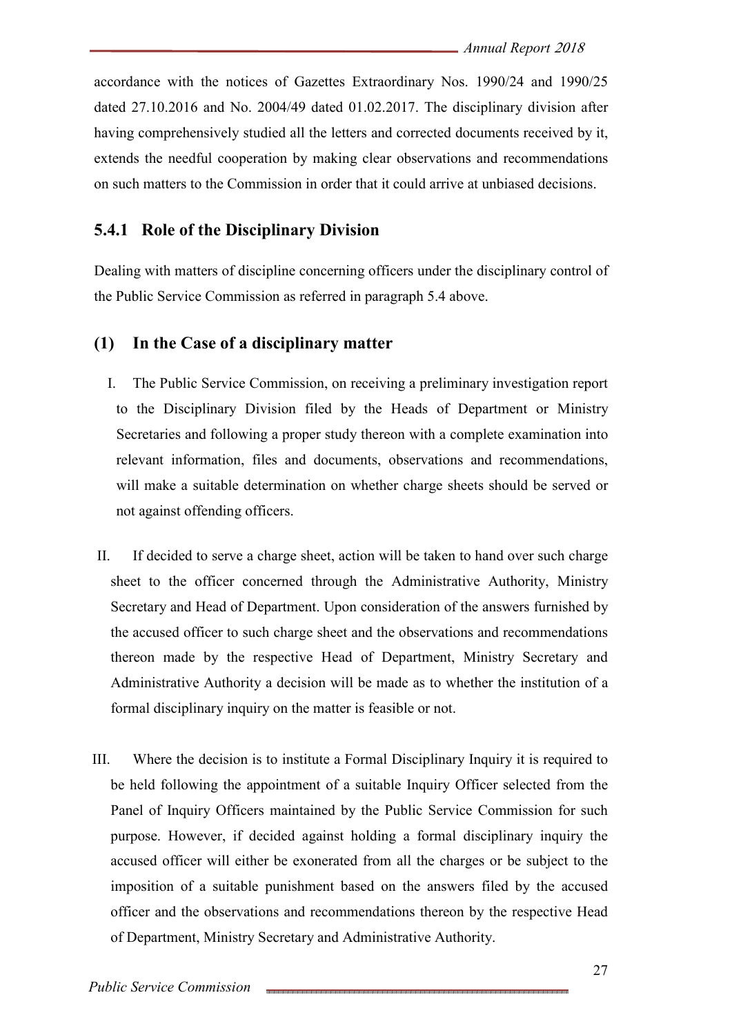accordance with the notices of Gazettes Extraordinary Nos. 1990/24 and 1990/25 dated 27.10.2016 and No. 2004/49 dated 01.02.2017. The disciplinary division after having comprehensively studied all the letters and corrected documents received by it, extends the needful cooperation by making clear observations and recommendations on such matters to the Commission in order that it could arrive at unbiased decisions.

### 5.4.1 Role of the Disciplinary Division

Dealing with matters of discipline concerning officers under the disciplinary control of the Public Service Commission as referred in paragraph 5.4 above.

### (1) In the Case of a disciplinary matter

I. The Public Service Commission, on receiving a preliminary investigation report to the Disciplinary Division filed by the Heads of Department or Ministry Secretaries and following a proper study thereon with a complete examination into relevant information, files and documents, observations and recommendations, will make a suitable determination on whether charge sheets should be served or not against offending officers.

II. If decided to serve a charge sheet, action will be taken to hand over such charge sheet to the officer concerned through the Administrative Authority, Ministry Secretary and Head of Department. Upon consideration of the answers furnished by the accused officer to such charge sheet and the observations and recommendations thereon made by the respective Head of Department, Ministry Secretary and Administrative Authority a decision will be made as to whether the institution of a formal disciplinary inquiry on the matter is feasible or not.

III. Where the decision is to institute a Formal Disciplinary Inquiry it is required to be held following the appointment of a suitable Inquiry Officer selected from the Panel of Inquiry Officers maintained by the Public Service Commission for such purpose. However, if decided against holding a formal disciplinary inquiry the accused officer will either be exonerated from all the charges or be subject to the imposition of a suitable punishment based on the answers filed by the accused officer and the observations and recommendations thereon by the respective Head of Department, Ministry Secretary and Administrative Authority.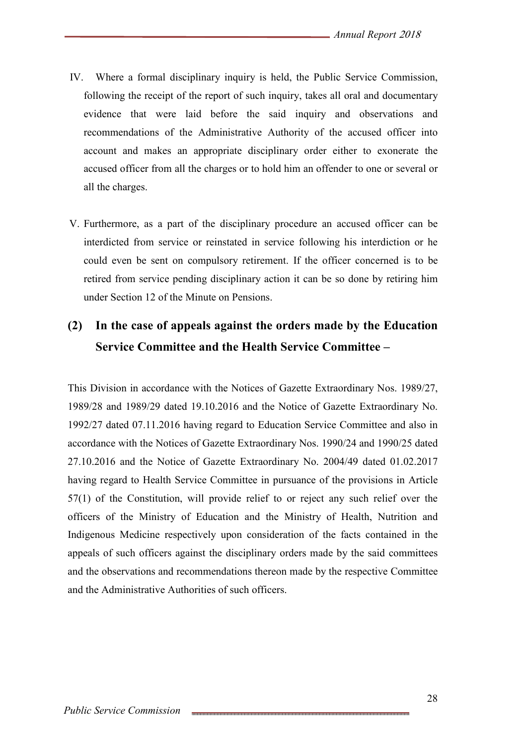IV. Where a formal disciplinary inquiry is held, the Public Service Commission, following the receipt of the report of such inquiry, takes all oral and documentary evidence that were laid before the said inquiry and observations and recommendations of the Administrative Authority of the accused officer into account and makes an appropriate disciplinary order either to exonerate the accused officer from all the charges or to hold him an offender to one or several or all the charges.

V. Furthermore, as a part of the disciplinary procedure an accused officer can be interdicted from service or reinstated in service following his interdiction or he could even be sent on compulsory retirement. If the officer concerned is to be retired from service pending disciplinary action it can be so done by retiring him under Section 12 of the Minute on Pensions.

## (2) In the case of appeals against the orders made by the Education Service Committee and the Health Service Committee –

This Division in accordance with the Notices of Gazette Extraordinary Nos. 1989/27, 1989/28 and 1989/29 dated 19.10.2016 and the Notice of Gazette Extraordinary No. 1992/27 dated 07.11.2016 having regard to Education Service Committee and also in accordance with the Notices of Gazette Extraordinary Nos. 1990/24 and 1990/25 dated 27.10.2016 and the Notice of Gazette Extraordinary No. 2004/49 dated 01.02.2017 having regard to Health Service Committee in pursuance of the provisions in Article 57(1) of the Constitution, will provide relief to or reject any such relief over the officers of the Ministry of Education and the Ministry of Health, Nutrition and Indigenous Medicine respectively upon consideration of the facts contained in the appeals of such officers against the disciplinary orders made by the said committees and the observations and recommendations thereon made by the respective Committee and the Administrative Authorities of such officers.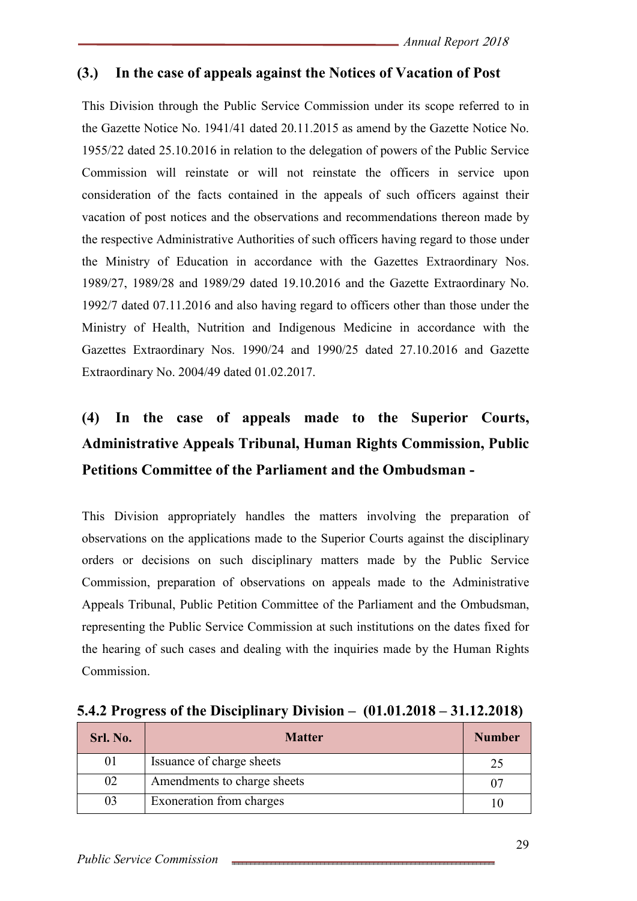### (3.) In the case of appeals against the Notices of Vacation of Post

This Division through the Public Service Commission under its scope referred to in the Gazette Notice No. 1941/41 dated 20.11.2015 as amend by the Gazette Notice No. 1955/22 dated 25.10.2016 in relation to the delegation of powers of the Public Service Commission will reinstate or will not reinstate the officers in service upon consideration of the facts contained in the appeals of such officers against their vacation of post notices and the observations and recommendations thereon made by the respective Administrative Authorities of such officers having regard to those under the Ministry of Education in accordance with the Gazettes Extraordinary Nos. 1989/27, 1989/28 and 1989/29 dated 19.10.2016 and the Gazette Extraordinary No. 1992/7 dated 07.11.2016 and also having regard to officers other than those under the Ministry of Health, Nutrition and Indigenous Medicine in accordance with the Gazettes Extraordinary Nos. 1990/24 and 1990/25 dated 27.10.2016 and Gazette Extraordinary No. 2004/49 dated 01.02.2017.

### (4) In the case of appeals made to the Superior Courts, Administrative Appeals Tribunal, Human Rights Commission, Public Petitions Committee of the Parliament and the Ombudsman -

This Division appropriately handles the matters involving the preparation of observations on the applications made to the Superior Courts against the disciplinary orders or decisions on such disciplinary matters made by the Public Service Commission, preparation of observations on appeals made to the Administrative Appeals Tribunal, Public Petition Committee of the Parliament and the Ombudsman, representing the Public Service Commission at such institutions on the dates fixed for the hearing of such cases and dealing with the inquiries made by the Human Rights Commission.

### 5.4.2 Progress of the Disciplinary Division – (01.01.2018 – 31.12.2018)

| Srl. No. | Matter | Number |
|---|---|---|
| 01 | Issuance of charge sheets | 25 |
| 02 | Amendments to charge sheets | 07 |
| 03 | Exoneration from charges | 10 |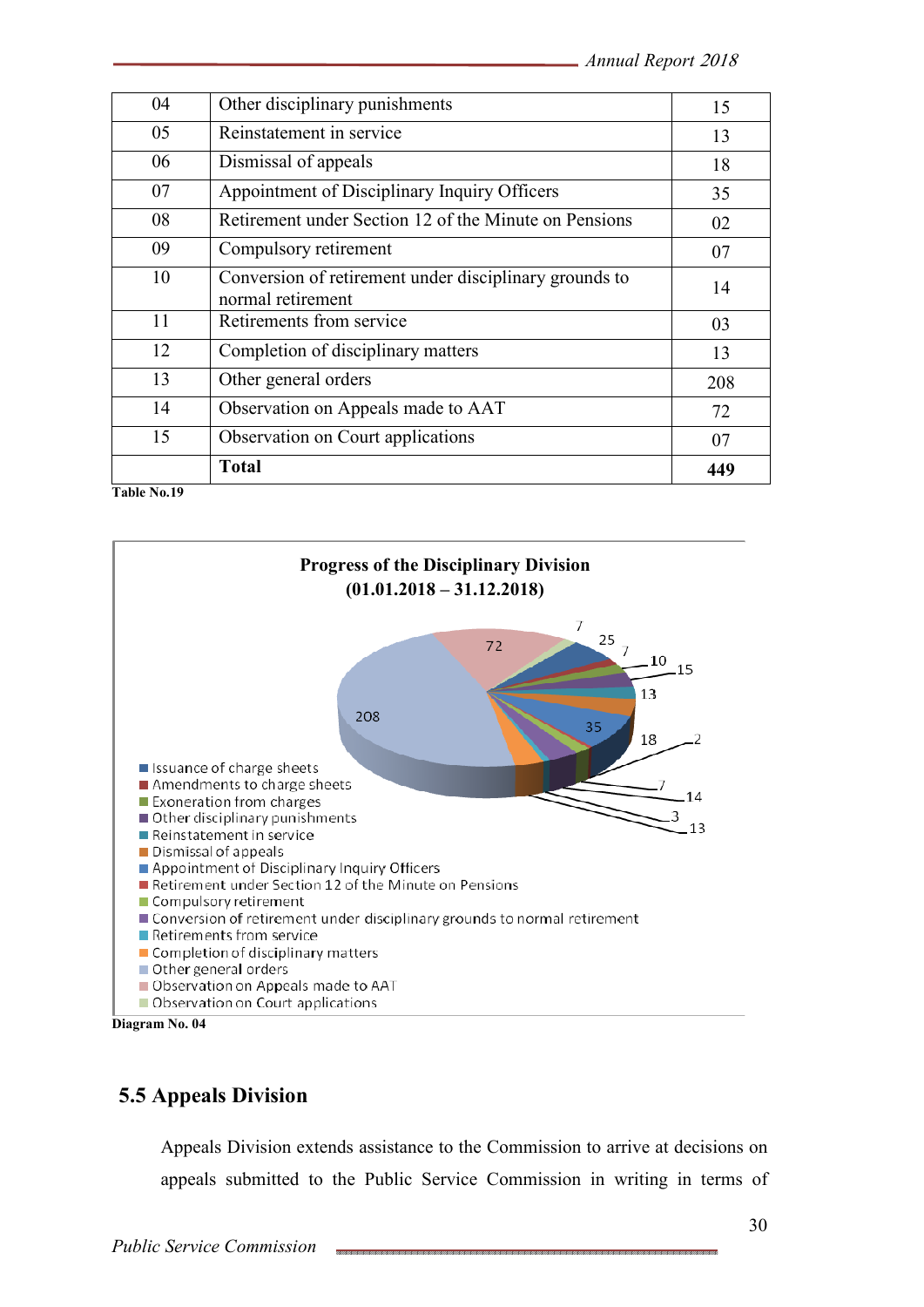| | | |
|---|---|---|
| 04 | Other disciplinary punishments | 15 |
| 05 | Reinstatement in service | 13 |
| 06 | Dismissal of appeals | 18 |
| 07 | Appointment of Disciplinary Inquiry Officers | 35 |
| 08 | Retirement under Section 12 of the Minute on Pensions | 02 |
| 09 | Compulsory retirement | 07 |
| 10 | Conversion of retirement under disciplinary grounds to normal retirement | 14 |
| 11 | Retirements from service | 03 |
| 12 | Completion of disciplinary matters | 13 |
| 13 | Other general orders | 208 |
| 14 | Observation on Appeals made to AAT | 72 |
| 15 | Observation on Court applications | 07 |
| | **Total** | **449** |

**Table No.19**

**Progress of the Disciplinary Division**
**(01.01.2018 – 31.12.2018)**

7
25
7
10
15
13
35
18
2
72
208
7
14
3
13

- Issuance of charge sheets
- Amendments to charge sheets
- Exoneration from charges
- Other disciplinary punishments
- Reinstatement in service
- Dismissal of appeals
- Appointment of Disciplinary Inquiry Officers
- Retirement under Section 12 of the Minute on Pensions
- Compulsory retirement
- Conversion of retirement under disciplinary grounds to normal retirement
- Retirements from service
- Completion of disciplinary matters
- Other general orders
- Observation on Appeals made to AAT
- Observation on Court applications

**Diagram No. 04**

## 5.5 Appeals Division

Appeals Division extends assistance to the Commission to arrive at decisions on appeals submitted to the Public Service Commission in writing in terms of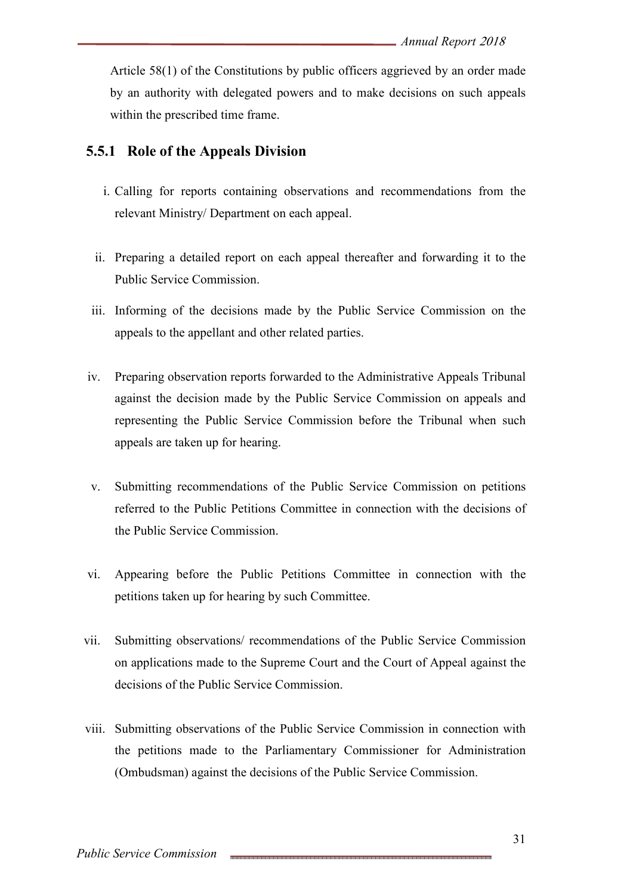Article 58(1) of the Constitutions by public officers aggrieved by an order made by an authority with delegated powers and to make decisions on such appeals within the prescribed time frame.

### 5.5.1 Role of the Appeals Division

i. Calling for reports containing observations and recommendations from the relevant Ministry/ Department on each appeal.

ii. Preparing a detailed report on each appeal thereafter and forwarding it to the Public Service Commission.

iii. Informing of the decisions made by the Public Service Commission on the appeals to the appellant and other related parties.

iv. Preparing observation reports forwarded to the Administrative Appeals Tribunal against the decision made by the Public Service Commission on appeals and representing the Public Service Commission before the Tribunal when such appeals are taken up for hearing.

v. Submitting recommendations of the Public Service Commission on petitions referred to the Public Petitions Committee in connection with the decisions of the Public Service Commission.

vi. Appearing before the Public Petitions Committee in connection with the petitions taken up for hearing by such Committee.

vii. Submitting observations/ recommendations of the Public Service Commission on applications made to the Supreme Court and the Court of Appeal against the decisions of the Public Service Commission.

viii. Submitting observations of the Public Service Commission in connection with the petitions made to the Parliamentary Commissioner for Administration (Ombudsman) against the decisions of the Public Service Commission.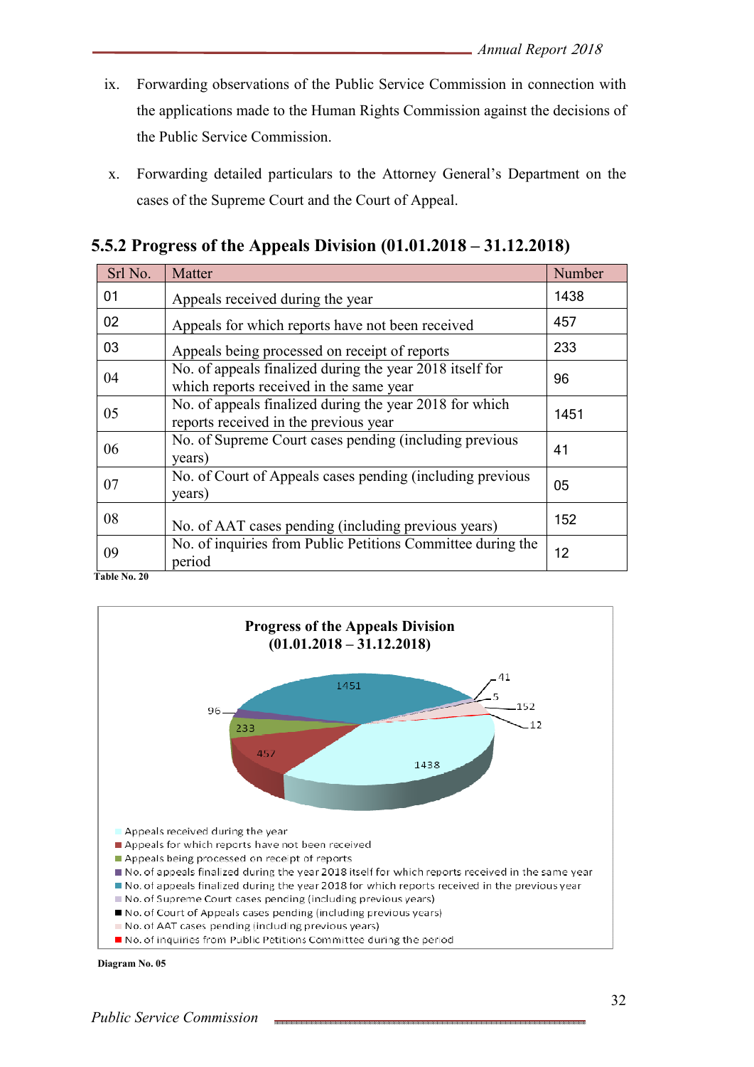ix. Forwarding observations of the Public Service Commission in connection with the applications made to the Human Rights Commission against the decisions of the Public Service Commission.

x. Forwarding detailed particulars to the Attorney General's Department on the cases of the Supreme Court and the Court of Appeal.

### 5.5.2 Progress of the Appeals Division (01.01.2018 – 31.12.2018)

| Srl No. | Matter | Number |
|---|---|---|
| 01 | Appeals received during the year | 1438 |
| 02 | Appeals for which reports have not been received | 457 |
| 03 | Appeals being processed on receipt of reports | 233 |
| 04 | No. of appeals finalized during the year 2018 itself for which reports received in the same year | 96 |
| 05 | No. of appeals finalized during the year 2018 for which reports received in the previous year | 1451 |
| 06 | No. of Supreme Court cases pending (including previous years) | 41 |
| 07 | No. of Court of Appeals cases pending (including previous years) | 05 |
| 08 | No. of AAT cases pending (including previous years) | 152 |
| 09 | No. of inquiries from Public Petitions Committee during the period | 12 |

**Table No. 20**

**Progress of the Appeals Division (01.01.2018 – 31.12.2018)**

1451
41
5
152
12
96
233
457
1438

Appeals received during the year
Appeals for which reports have not been received
Appeals being processed on receipt of reports
No. of appeals finalized during the year 2018 itself for which reports received in the same year
No. of appeals finalized during the year 2018 for which reports received in the previous year
No. of Supreme Court cases pending (including previous years)
No. of Court of Appeals cases pending (including previous years)
No. of AAT cases pending (including previous years)
No. of inquiries from Public Petitions Committee during the period

**Diagram No. 05**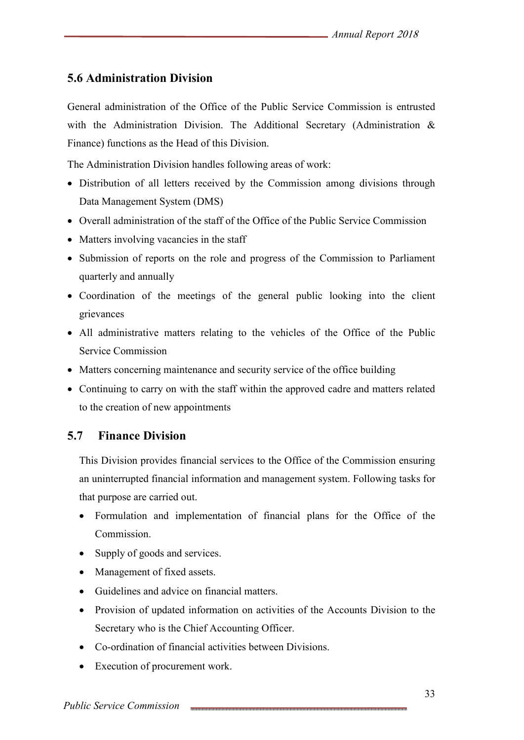## 5.6 Administration Division

General administration of the Office of the Public Service Commission is entrusted with the Administration Division. The Additional Secretary (Administration & Finance) functions as the Head of this Division.

The Administration Division handles following areas of work:

- Distribution of all letters received by the Commission among divisions through Data Management System (DMS)
- Overall administration of the staff of the Office of the Public Service Commission
- Matters involving vacancies in the staff
- Submission of reports on the role and progress of the Commission to Parliament quarterly and annually
- Coordination of the meetings of the general public looking into the client grievances
- All administrative matters relating to the vehicles of the Office of the Public Service Commission
- Matters concerning maintenance and security service of the office building
- Continuing to carry on with the staff within the approved cadre and matters related to the creation of new appointments

## 5.7 Finance Division

This Division provides financial services to the Office of the Commission ensuring an uninterrupted financial information and management system. Following tasks for that purpose are carried out.

- Formulation and implementation of financial plans for the Office of the Commission.
- Supply of goods and services.
- Management of fixed assets.
- Guidelines and advice on financial matters.
- Provision of updated information on activities of the Accounts Division to the Secretary who is the Chief Accounting Officer.
- Co-ordination of financial activities between Divisions.
- Execution of procurement work.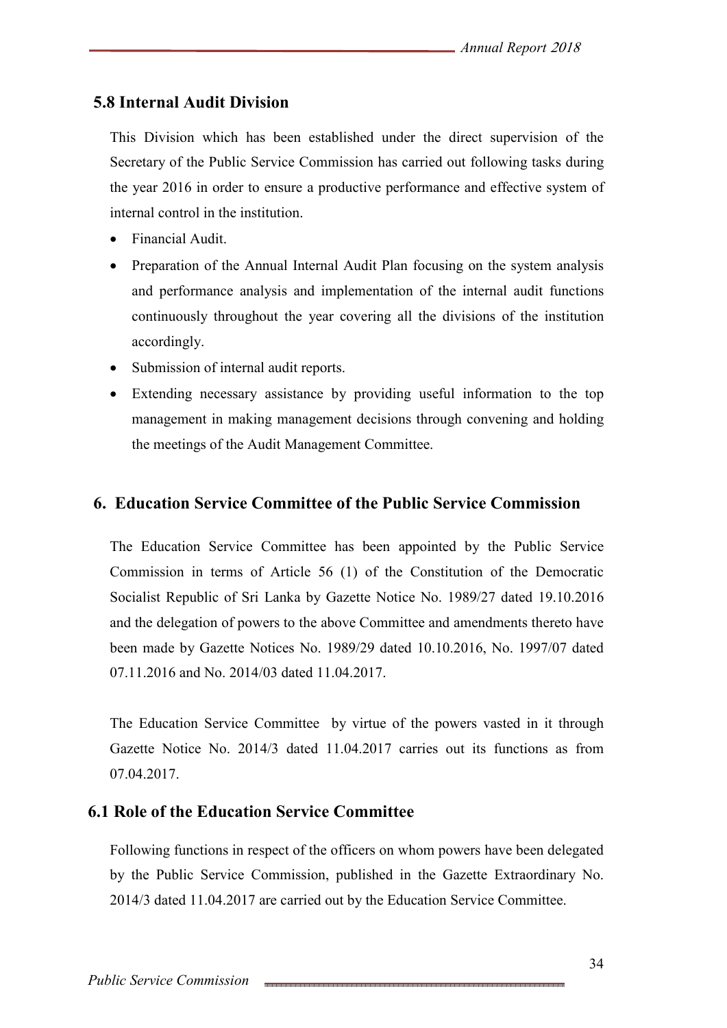## 5.8 Internal Audit Division

This Division which has been established under the direct supervision of the Secretary of the Public Service Commission has carried out following tasks during the year 2016 in order to ensure a productive performance and effective system of internal control in the institution.

- Financial Audit.
- Preparation of the Annual Internal Audit Plan focusing on the system analysis and performance analysis and implementation of the internal audit functions continuously throughout the year covering all the divisions of the institution accordingly.
- Submission of internal audit reports.
- Extending necessary assistance by providing useful information to the top management in making management decisions through convening and holding the meetings of the Audit Management Committee.

# 6. Education Service Committee of the Public Service Commission

The Education Service Committee has been appointed by the Public Service Commission in terms of Article 56 (1) of the Constitution of the Democratic Socialist Republic of Sri Lanka by Gazette Notice No. 1989/27 dated 19.10.2016 and the delegation of powers to the above Committee and amendments thereto have been made by Gazette Notices No. 1989/29 dated 10.10.2016, No. 1997/07 dated 07.11.2016 and No. 2014/03 dated 11.04.2017.

The Education Service Committee by virtue of the powers vasted in it through Gazette Notice No. 2014/3 dated 11.04.2017 carries out its functions as from 07.04.2017.

## 6.1 Role of the Education Service Committee

Following functions in respect of the officers on whom powers have been delegated by the Public Service Commission, published in the Gazette Extraordinary No. 2014/3 dated 11.04.2017 are carried out by the Education Service Committee.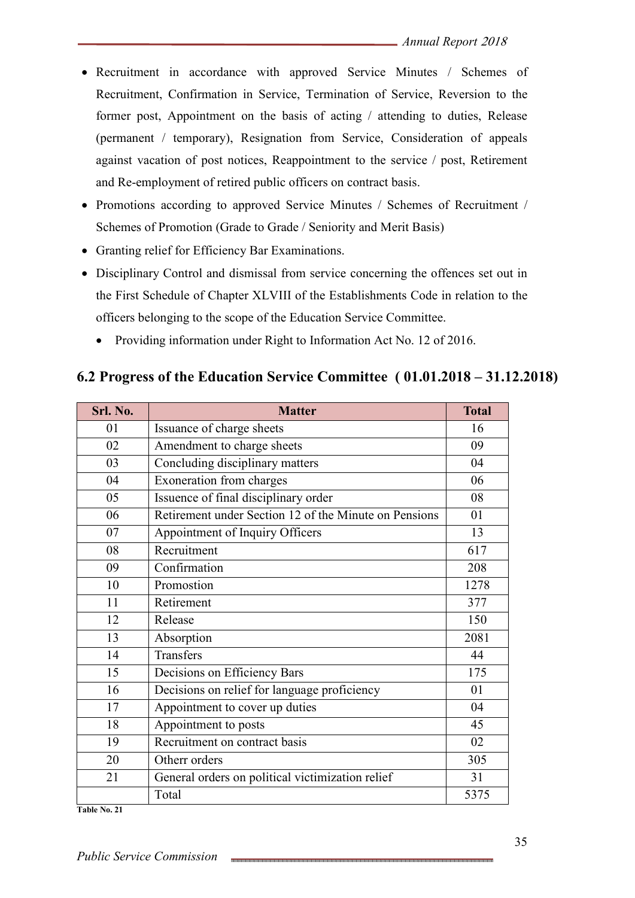- Recruitment in accordance with approved Service Minutes / Schemes of Recruitment, Confirmation in Service, Termination of Service, Reversion to the former post, Appointment on the basis of acting / attending to duties, Release (permanent / temporary), Resignation from Service, Consideration of appeals against vacation of post notices, Reappointment to the service / post, Retirement and Re-employment of retired public officers on contract basis.
- Promotions according to approved Service Minutes / Schemes of Recruitment / Schemes of Promotion (Grade to Grade / Seniority and Merit Basis)
- Granting relief for Efficiency Bar Examinations.
- Disciplinary Control and dismissal from service concerning the offences set out in the First Schedule of Chapter XLVIII of the Establishments Code in relation to the officers belonging to the scope of the Education Service Committee.
  - Providing information under Right to Information Act No. 12 of 2016.

## 6.2 Progress of the Education Service Committee ( 01.01.2018 – 31.12.2018)

| Srl. No. | Matter | Total |
|---|---|---|
| 01 | Issuance of charge sheets | 16 |
| 02 | Amendment to charge sheets | 09 |
| 03 | Concluding disciplinary matters | 04 |
| 04 | Exoneration from charges | 06 |
| 05 | Issuence of final disciplinary order | 08 |
| 06 | Retirement under Section 12 of the Minute on Pensions | 01 |
| 07 | Appointment of Inquiry Officers | 13 |
| 08 | Recruitment | 617 |
| 09 | Confirmation | 208 |
| 10 | Promostion | 1278 |
| 11 | Retirement | 377 |
| 12 | Release | 150 |
| 13 | Absorption | 2081 |
| 14 | Transfers | 44 |
| 15 | Decisions on Efficiency Bars | 175 |
| 16 | Decisions on relief for language proficiency | 01 |
| 17 | Appointment to cover up duties | 04 |
| 18 | Appointment to posts | 45 |
| 19 | Recruitment on contract basis | 02 |
| 20 | Otherr orders | 305 |
| 21 | General orders on political victimization relief | 31 |
| | Total | 5375 |

**Table No. 21**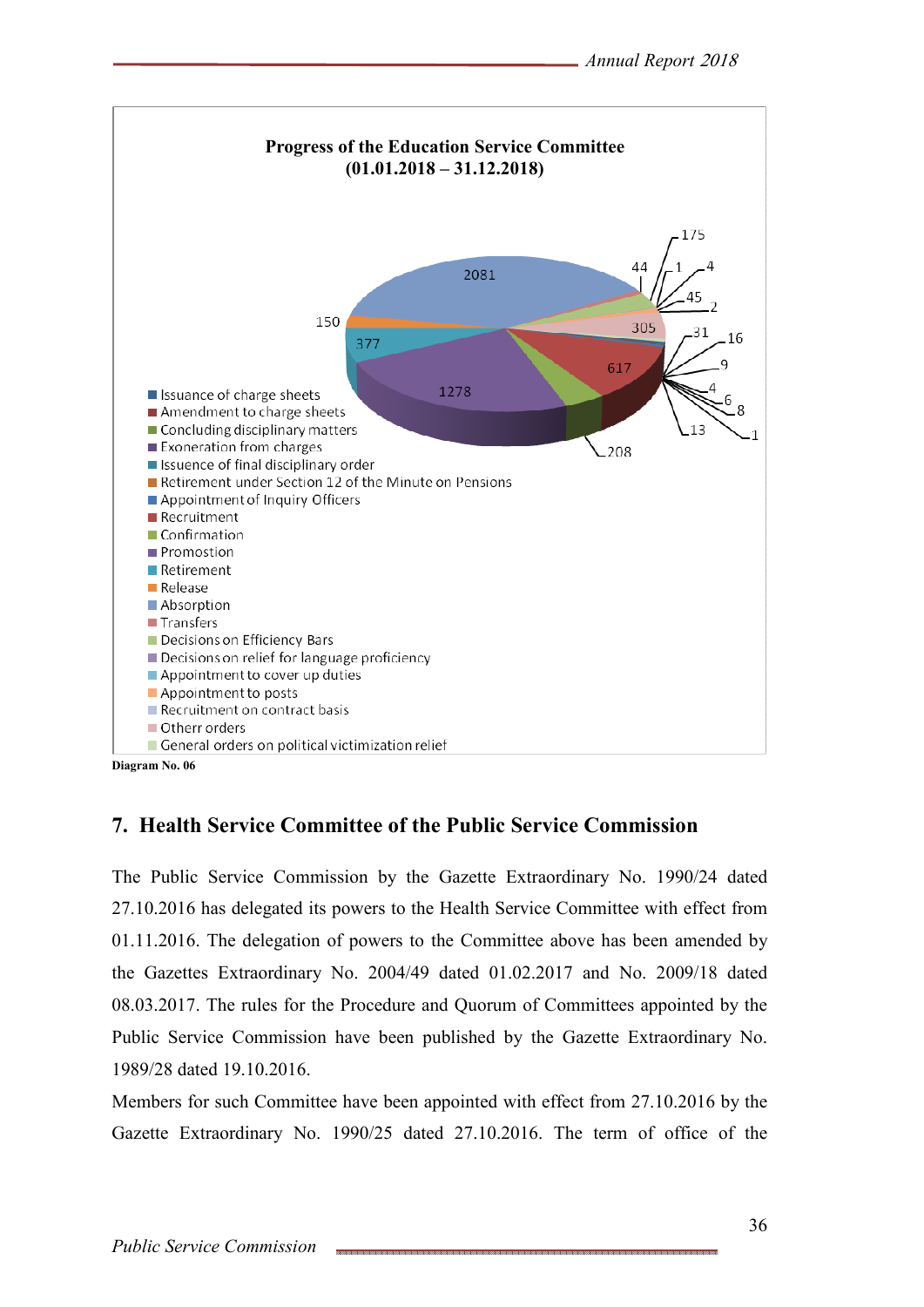**Progress of the Education Service Committee**
**(01.01.2018 – 31.12.2018)**

2081
150
377
1278
617
305
208
44
175
1
4
45
2
31
16
9
4
6
8
13
1

- Issuance of charge sheets
- Amendment to charge sheets
- Concluding disciplinary matters
- Exoneration from charges
- Issuence of final disciplinary order
- Retirement under Section 12 of the Minute on Pensions
- Appointment of Inquiry Officers
- Recruitment
- Confirmation
- Promostion
- Retirement
- Release
- Absorption
- Transfers
- Decisions on Efficiency Bars
- Decisions on relief for language proficiency
- Appointment to cover up duties
- Appointment to posts
- Recruitment on contract basis
- Otherr orders
- General orders on political victimization relief

Diagram No. 06

## 7. Health Service Committee of the Public Service Commission

The Public Service Commission by the Gazette Extraordinary No. 1990/24 dated 27.10.2016 has delegated its powers to the Health Service Committee with effect from 01.11.2016. The delegation of powers to the Committee above has been amended by the Gazettes Extraordinary No. 2004/49 dated 01.02.2017 and No. 2009/18 dated 08.03.2017. The rules for the Procedure and Quorum of Committees appointed by the Public Service Commission have been published by the Gazette Extraordinary No. 1989/28 dated 19.10.2016.

Members for such Committee have been appointed with effect from 27.10.2016 by the Gazette Extraordinary No. 1990/25 dated 27.10.2016. The term of office of the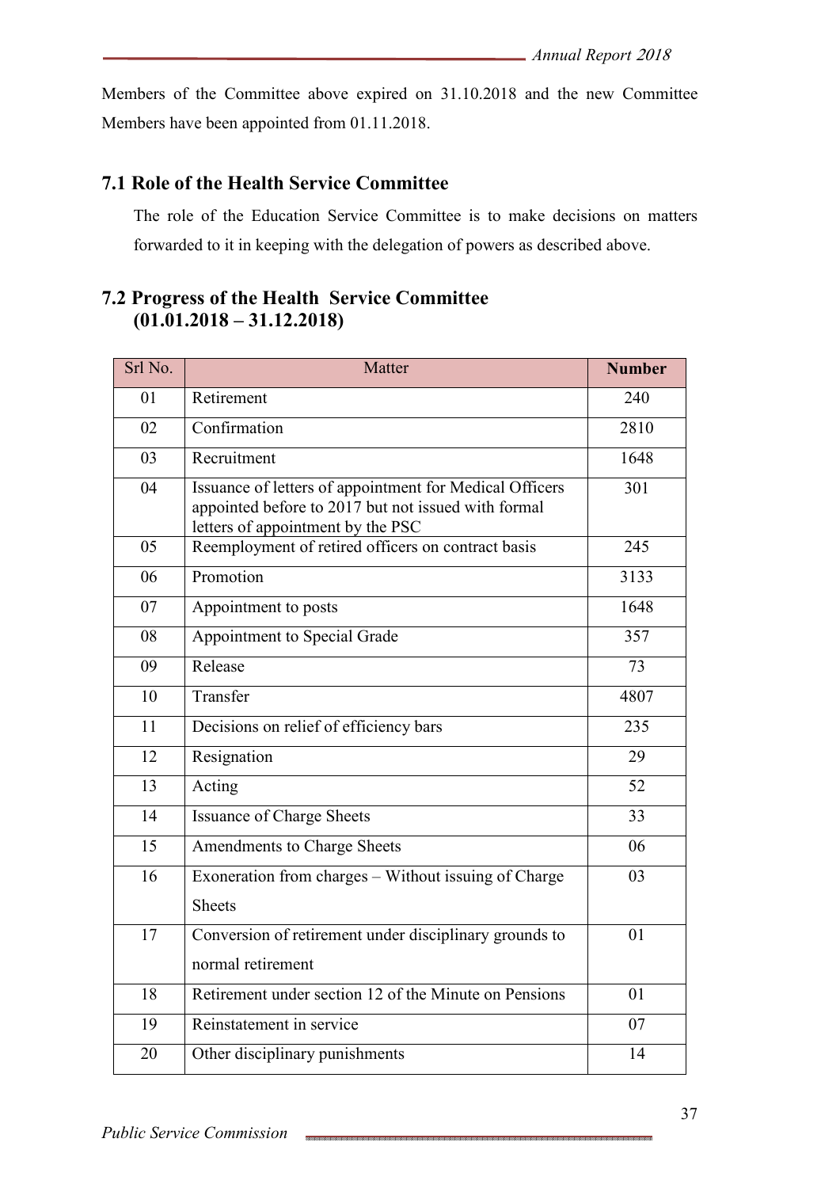Members of the Committee above expired on 31.10.2018 and the new Committee Members have been appointed from 01.11.2018.

## 7.1 Role of the Health Service Committee

The role of the Education Service Committee is to make decisions on matters forwarded to it in keeping with the delegation of powers as described above.

## 7.2 Progress of the Health Service Committee (01.01.2018 – 31.12.2018)

| Srl No. | Matter | **Number** |
|---|---|---|
| 01 | Retirement | 240 |
| 02 | Confirmation | 2810 |
| 03 | Recruitment | 1648 |
| 04 | Issuance of letters of appointment for Medical Officers appointed before to 2017 but not issued with formal letters of appointment by the PSC | 301 |
| 05 | Reemployment of retired officers on contract basis | 245 |
| 06 | Promotion | 3133 |
| 07 | Appointment to posts | 1648 |
| 08 | Appointment to Special Grade | 357 |
| 09 | Release | 73 |
| 10 | Transfer | 4807 |
| 11 | Decisions on relief of efficiency bars | 235 |
| 12 | Resignation | 29 |
| 13 | Acting | 52 |
| 14 | Issuance of Charge Sheets | 33 |
| 15 | Amendments to Charge Sheets | 06 |
| 16 | Exoneration from charges – Without issuing of Charge Sheets | 03 |
| 17 | Conversion of retirement under disciplinary grounds to normal retirement | 01 |
| 18 | Retirement under section 12 of the Minute on Pensions | 01 |
| 19 | Reinstatement in service | 07 |
| 20 | Other disciplinary punishments | 14 |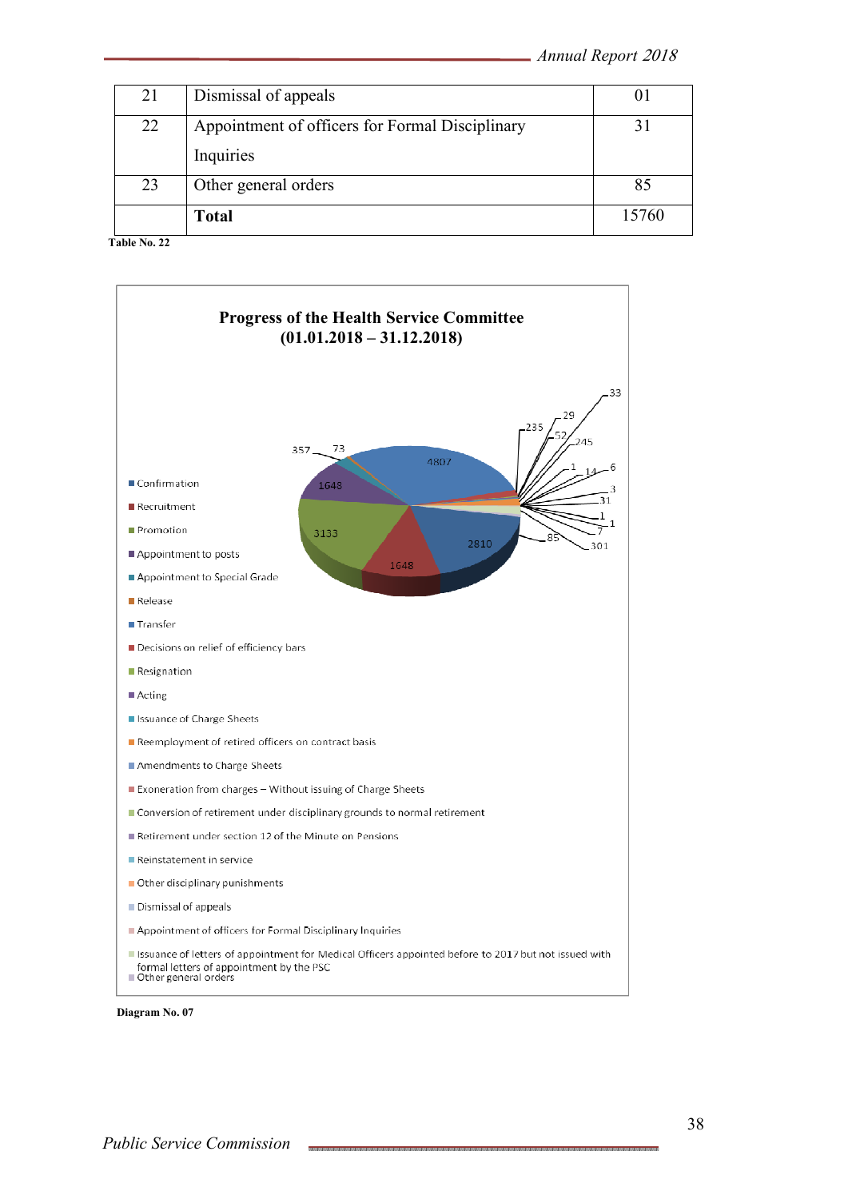| | | |
|---|---|---|
| 21 | Dismissal of appeals | 01 |
| 22 | Appointment of officers for Formal Disciplinary Inquiries | 31 |
| 23 | Other general orders | 85 |
| | **Total** | 15760 |

**Table No. 22**

**Progress of the Health Service Committee (01.01.2018 – 31.12.2018)**

4807
2810
1648
3133
1648
357
73
235
29
33
52
245
1
14
6
3
31
1
1
7
85
301

Confirmation
Recruitment
Promotion
Appointment to posts
Appointment to Special Grade
Release
Transfer
Decisions on relief of efficiency bars
Resignation
Acting
Issuance of Charge Sheets
Reemployment of retired officers on contract basis
Amendments to Charge Sheets
Exoneration from charges – Without issuing of Charge Sheets
Conversion of retirement under disciplinary grounds to normal retirement
Retirement under section 12 of the Minute on Pensions
Reinstatement in service
Other disciplinary punishments
Dismissal of appeals
Appointment of officers for Formal Disciplinary Inquiries
Issuance of letters of appointment for Medical Officers appointed before to 2017 but not issued with formal letters of appointment by the PSC
Other general orders

**Diagram No. 07**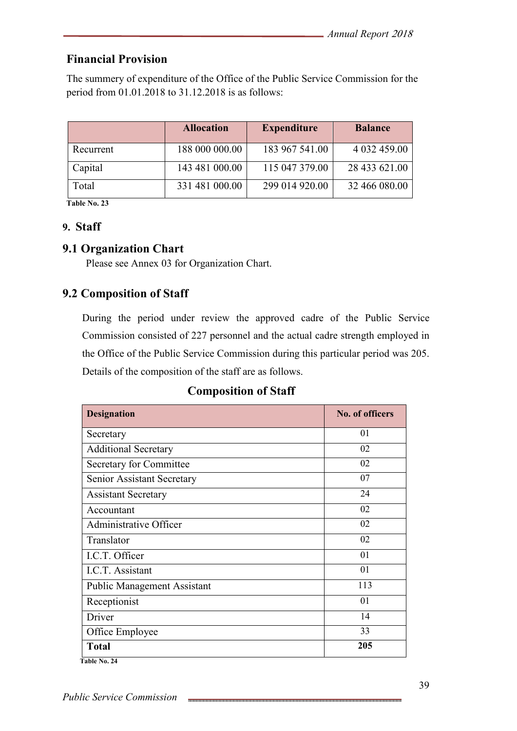## Financial Provision

The summery of expenditure of the Office of the Public Service Commission for the period from 01.01.2018 to 31.12.2018 is as follows:

| | Allocation | Expenditure | Balance |
|---|---|---|---|
| Recurrent | 188 000 000.00 | 183 967 541.00 | 4 032 459.00 |
| Capital | 143 481 000.00 | 115 047 379.00 | 28 433 621.00 |
| Total | 331 481 000.00 | 299 014 920.00 | 32 466 080.00 |

**Table No. 23**

## 9. Staff

### 9.1 Organization Chart

Please see Annex 03 for Organization Chart.

### 9.2 Composition of Staff

During the period under review the approved cadre of the Public Service Commission consisted of 227 personnel and the actual cadre strength employed in the Office of the Public Service Commission during this particular period was 205. Details of the composition of the staff are as follows.

**Composition of Staff**

| Designation | No. of officers |
|---|---|
| Secretary | 01 |
| Additional Secretary | 02 |
| Secretary for Committee | 02 |
| Senior Assistant Secretary | 07 |
| Assistant Secretary | 24 |
| Accountant | 02 |
| Administrative Officer | 02 |
| Translator | 02 |
| I.C.T. Officer | 01 |
| I.C.T. Assistant | 01 |
| Public Management Assistant | 113 |
| Receptionist | 01 |
| Driver | 14 |
| Office Employee | 33 |
| **Total** | **205** |

**Table No. 24**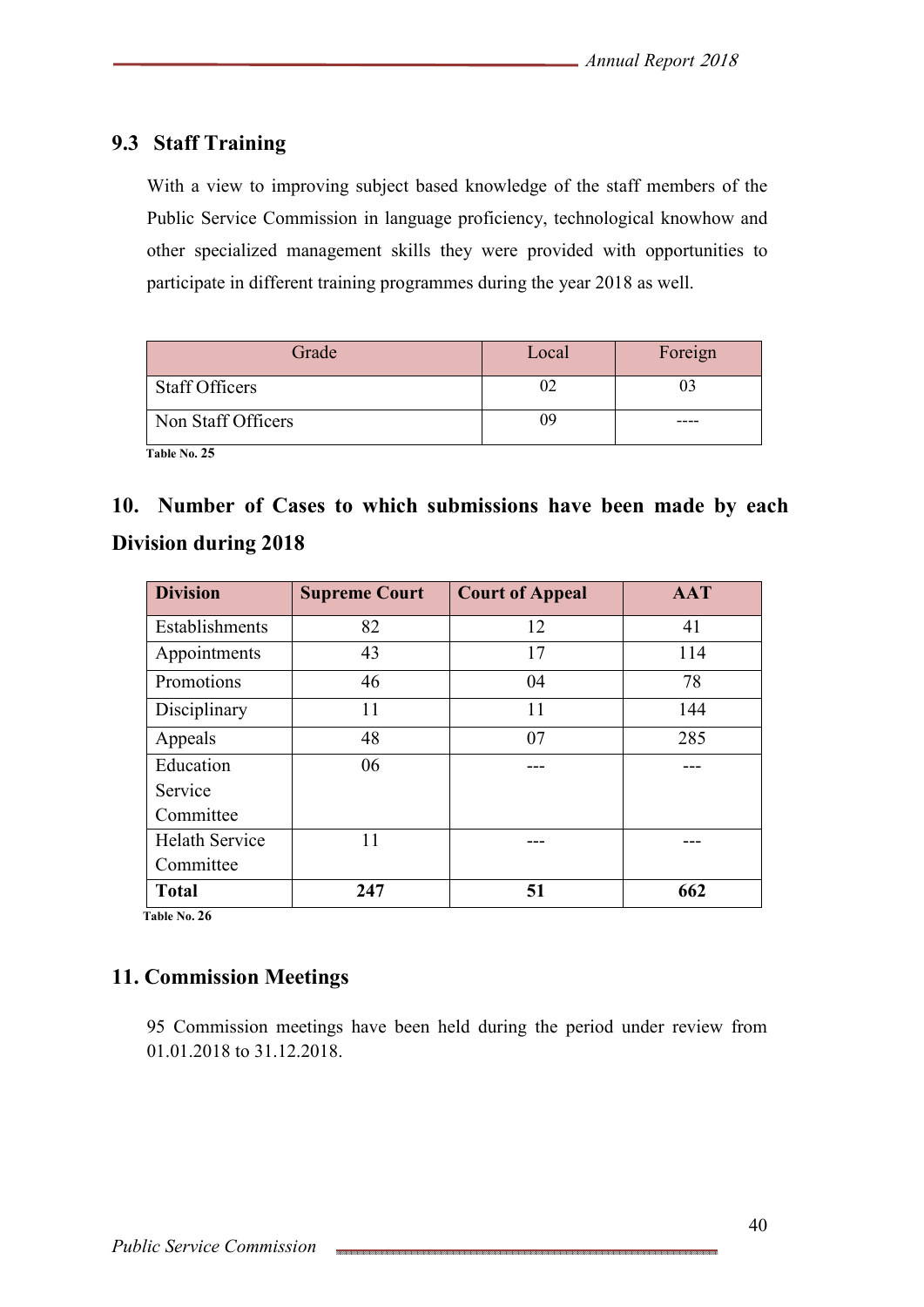## 9.3 Staff Training

With a view to improving subject based knowledge of the staff members of the Public Service Commission in language proficiency, technological knowhow and other specialized management skills they were provided with opportunities to participate in different training programmes during the year 2018 as well.

| Grade | Local | Foreign |
|---|---|---|
| Staff Officers | 02 | 03 |
| Non Staff Officers | 09 | ---- |

**Table No. 25**

## 10. Number of Cases to which submissions have been made by each Division during 2018

| Division | Supreme Court | Court of Appeal | AAT |
|---|---|---|---|
| Establishments | 82 | 12 | 41 |
| Appointments | 43 | 17 | 114 |
| Promotions | 46 | 04 | 78 |
| Disciplinary | 11 | 11 | 144 |
| Appeals | 48 | 07 | 285 |
| Education Service Committee | 06 | --- | --- |
| Helath Service Committee | 11 | --- | --- |
| **Total** | **247** | **51** | **662** |

**Table No. 26**

## 11. Commission Meetings

95 Commission meetings have been held during the period under review from 01.01.2018 to 31.12.2018.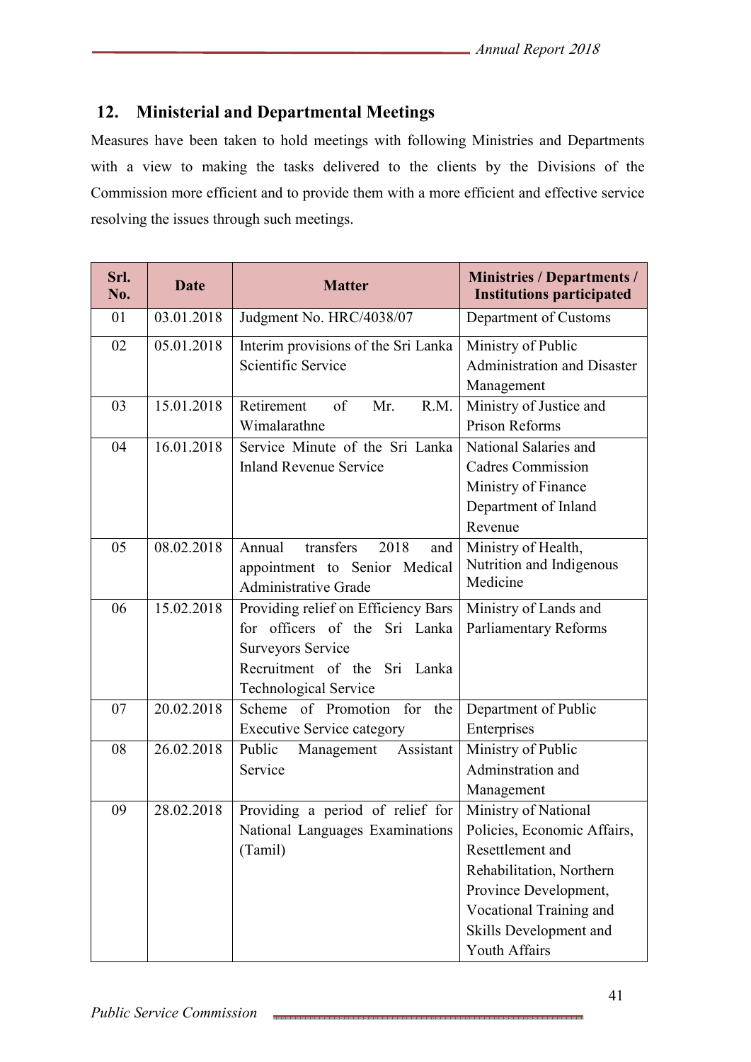## 12. Ministerial and Departmental Meetings

Measures have been taken to hold meetings with following Ministries and Departments with a view to making the tasks delivered to the clients by the Divisions of the Commission more efficient and to provide them with a more efficient and effective service resolving the issues through such meetings.

| Srl. No. | Date | Matter | Ministries / Departments / Institutions participated |
|---|---|---|---|
| 01 | 03.01.2018 | Judgment No. HRC/4038/07 | Department of Customs |
| 02 | 05.01.2018 | Interim provisions of the Sri Lanka Scientific Service | Ministry of Public Administration and Disaster Management |
| 03 | 15.01.2018 | Retirement of Mr. R.M. Wimalarathne | Ministry of Justice and Prison Reforms |
| 04 | 16.01.2018 | Service Minute of the Sri Lanka Inland Revenue Service | National Salaries and Cadres Commission<br>Ministry of Finance<br>Department of Inland Revenue |
| 05 | 08.02.2018 | Annual transfers 2018 and appointment to Senior Medical Administrative Grade | Ministry of Health, Nutrition and Indigenous Medicine |
| 06 | 15.02.2018 | Providing relief on Efficiency Bars for officers of the Sri Lanka Surveyors Service<br>Recruitment of the Sri Lanka Technological Service | Ministry of Lands and Parliamentary Reforms |
| 07 | 20.02.2018 | Scheme of Promotion for the Executive Service category | Department of Public Enterprises |
| 08 | 26.02.2018 | Public Management Assistant Service | Ministry of Public Adminstration and Management |
| 09 | 28.02.2018 | Providing a period of relief for National Languages Examinations (Tamil) | Ministry of National Policies, Economic Affairs, Resettlement and Rehabilitation, Northern Province Development, Vocational Training and Skills Development and Youth Affairs |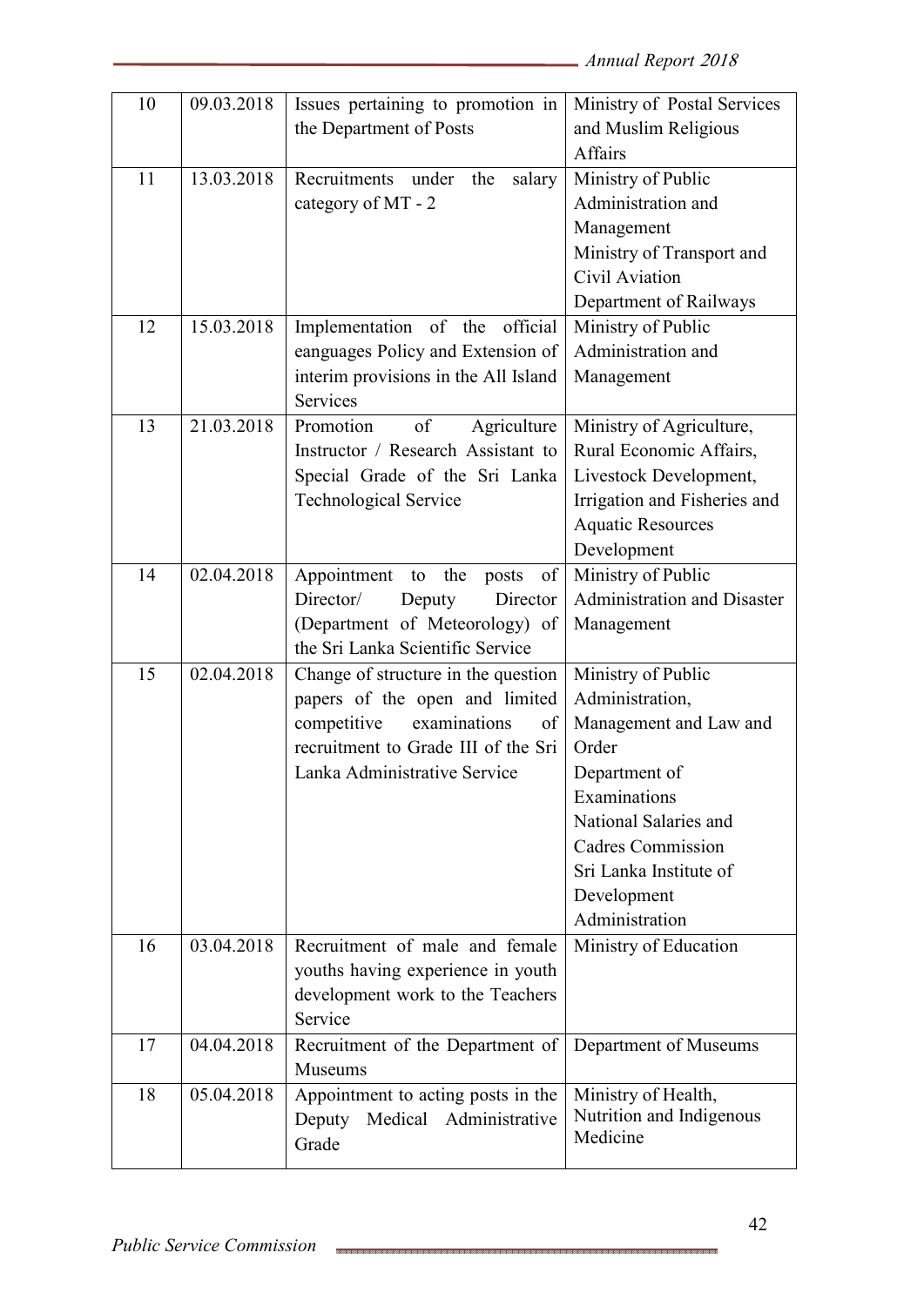| | | | |
|---|---|---|---|
| 10 | 09.03.2018 | Issues pertaining to promotion in the Department of Posts | Ministry of Postal Services and Muslim Religious Affairs |
| 11 | 13.03.2018 | Recruitments under the salary category of MT - 2 | Ministry of Public Administration and Management<br>Ministry of Transport and Civil Aviation<br>Department of Railways |
| 12 | 15.03.2018 | Implementation of the official eanguages Policy and Extension of interim provisions in the All Island Services | Ministry of Public Administration and Management |
| 13 | 21.03.2018 | Promotion of Agriculture Instructor / Research Assistant to Special Grade of the Sri Lanka Technological Service | Ministry of Agriculture, Rural Economic Affairs, Livestock Development, Irrigation and Fisheries and Aquatic Resources Development |
| 14 | 02.04.2018 | Appointment to the posts of Director/ Deputy Director (Department of Meteorology) of the Sri Lanka Scientific Service | Ministry of Public Administration and Disaster Management |
| 15 | 02.04.2018 | Change of structure in the question papers of the open and limited competitive examinations of recruitment to Grade III of the Sri Lanka Administrative Service | Ministry of Public Administration, Management and Law and Order<br>Department of Examinations<br>National Salaries and Cadres Commission<br>Sri Lanka Institute of Development Administration |
| 16 | 03.04.2018 | Recruitment of male and female youths having experience in youth development work to the Teachers Service | Ministry of Education |
| 17 | 04.04.2018 | Recruitment of the Department of Museums | Department of Museums |
| 18 | 05.04.2018 | Appointment to acting posts in the Deputy Medical Administrative Grade | Ministry of Health, Nutrition and Indigenous Medicine |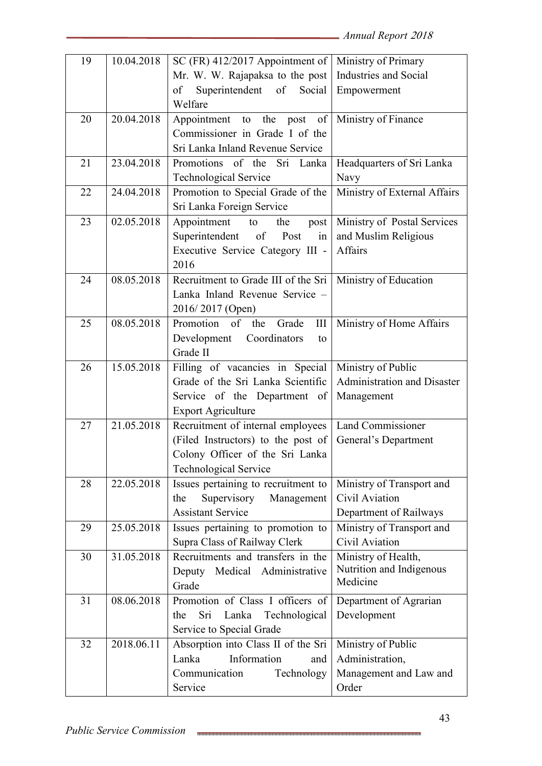| | | | |
|---|---|---|---|
| 19 | 10.04.2018 | SC (FR) 412/2017 Appointment of Mr. W. W. Rajapaksa to the post of Superintendent of Social Welfare | Ministry of Primary Industries and Social Empowerment |
| 20 | 20.04.2018 | Appointment to the post of Commissioner in Grade I of the Sri Lanka Inland Revenue Service | Ministry of Finance |
| 21 | 23.04.2018 | Promotions of the Sri Lanka Technological Service | Headquarters of Sri Lanka Navy |
| 22 | 24.04.2018 | Promotion to Special Grade of the Sri Lanka Foreign Service | Ministry of External Affairs |
| 23 | 02.05.2018 | Appointment to the post Superintendent of Post in Executive Service Category III - 2016 | Ministry of Postal Services and Muslim Religious Affairs |
| 24 | 08.05.2018 | Recruitment to Grade III of the Sri Lanka Inland Revenue Service – 2016/ 2017 (Open) | Ministry of Education |
| 25 | 08.05.2018 | Promotion of the Grade III Development Coordinators to Grade II | Ministry of Home Affairs |
| 26 | 15.05.2018 | Filling of vacancies in Special Grade of the Sri Lanka Scientific Service of the Department of Export Agriculture | Ministry of Public Administration and Disaster Management |
| 27 | 21.05.2018 | Recruitment of internal employees (Filed Instructors) to the post of Colony Officer of the Sri Lanka Technological Service | Land Commissioner General's Department |
| 28 | 22.05.2018 | Issues pertaining to recruitment to the Supervisory Management Assistant Service | Ministry of Transport and Civil Aviation Department of Railways |
| 29 | 25.05.2018 | Issues pertaining to promotion to Supra Class of Railway Clerk | Ministry of Transport and Civil Aviation |
| 30 | 31.05.2018 | Recruitments and transfers in the Deputy Medical Administrative Grade | Ministry of Health, Nutrition and Indigenous Medicine |
| 31 | 08.06.2018 | Promotion of Class I officers of the Sri Lanka Technological Service to Special Grade | Department of Agrarian Development |
| 32 | 2018.06.11 | Absorption into Class II of the Sri Lanka Information and Communication Technology Service | Ministry of Public Administration, Management and Law and Order |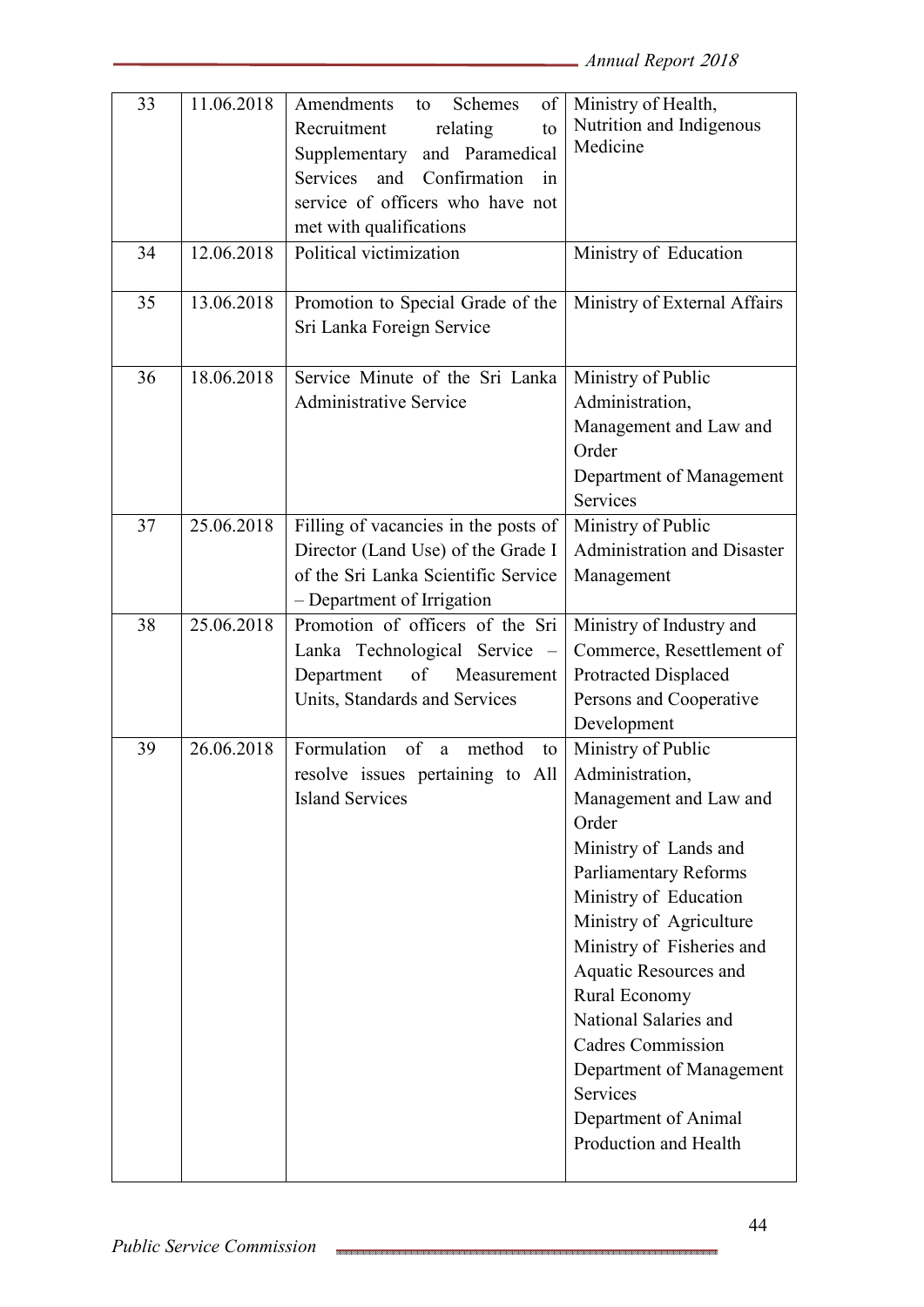| | | | |
|---|---|---|---|
| 33 | 11.06.2018 | Amendments to Schemes of Recruitment relating to Supplementary and Paramedical Services and Confirmation in service of officers who have not met with qualifications | Ministry of Health, Nutrition and Indigenous Medicine |
| 34 | 12.06.2018 | Political victimization | Ministry of Education |
| 35 | 13.06.2018 | Promotion to Special Grade of the Sri Lanka Foreign Service | Ministry of External Affairs |
| 36 | 18.06.2018 | Service Minute of the Sri Lanka Administrative Service | Ministry of Public Administration, Management and Law and Order<br>Department of Management Services |
| 37 | 25.06.2018 | Filling of vacancies in the posts of Director (Land Use) of the Grade I of the Sri Lanka Scientific Service – Department of Irrigation | Ministry of Public Administration and Disaster Management |
| 38 | 25.06.2018 | Promotion of officers of the Sri Lanka Technological Service – Department of Measurement Units, Standards and Services | Ministry of Industry and Commerce, Resettlement of Protracted Displaced Persons and Cooperative Development |
| 39 | 26.06.2018 | Formulation of a method to resolve issues pertaining to All Island Services | Ministry of Public Administration, Management and Law and Order<br>Ministry of Lands and Parliamentary Reforms<br>Ministry of Education<br>Ministry of Agriculture<br>Ministry of Fisheries and Aquatic Resources and Rural Economy<br>National Salaries and Cadres Commission<br>Department of Management Services<br>Department of Animal Production and Health |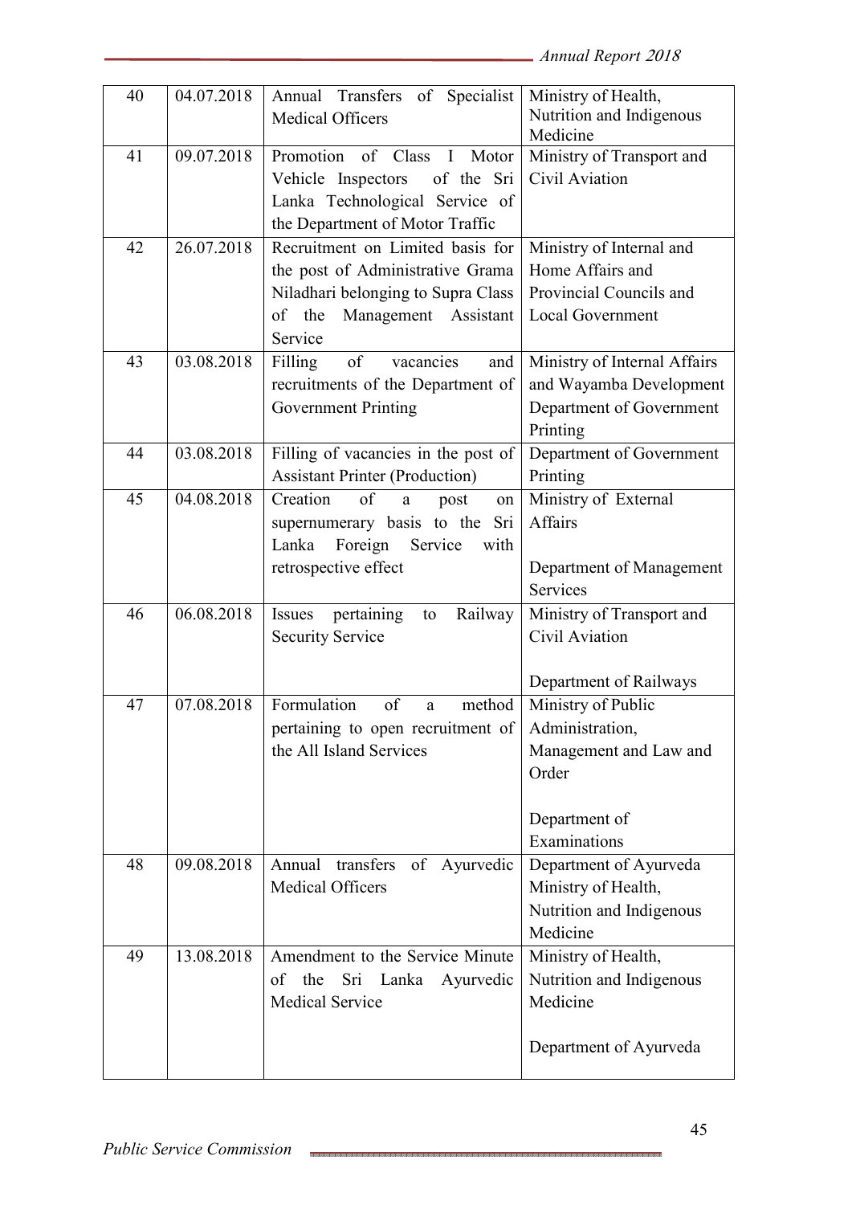| | | | |
|---|---|---|---|
| 40 | 04.07.2018 | Annual Transfers of Specialist Medical Officers | Ministry of Health, Nutrition and Indigenous Medicine |
| 41 | 09.07.2018 | Promotion of Class I Motor Vehicle Inspectors of the Sri Lanka Technological Service of the Department of Motor Traffic | Ministry of Transport and Civil Aviation |
| 42 | 26.07.2018 | Recruitment on Limited basis for the post of Administrative Grama Niladhari belonging to Supra Class of the Management Assistant Service | Ministry of Internal and Home Affairs and Provincial Councils and Local Government |
| 43 | 03.08.2018 | Filling of vacancies and recruitments of the Department of Government Printing | Ministry of Internal Affairs and Wayamba Development Department of Government Printing |
| 44 | 03.08.2018 | Filling of vacancies in the post of Assistant Printer (Production) | Department of Government Printing |
| 45 | 04.08.2018 | Creation of a post on supernumerary basis to the Sri Lanka Foreign Service with retrospective effect | Ministry of External Affairs<br><br>Department of Management Services |
| 46 | 06.08.2018 | Issues pertaining to Railway Security Service | Ministry of Transport and Civil Aviation<br><br>Department of Railways |
| 47 | 07.08.2018 | Formulation of a method pertaining to open recruitment of the All Island Services | Ministry of Public Administration, Management and Law and Order<br><br>Department of Examinations |
| 48 | 09.08.2018 | Annual transfers of Ayurvedic Medical Officers | Department of Ayurveda Ministry of Health, Nutrition and Indigenous Medicine |
| 49 | 13.08.2018 | Amendment to the Service Minute of the Sri Lanka Ayurvedic Medical Service | Ministry of Health, Nutrition and Indigenous Medicine<br><br>Department of Ayurveda |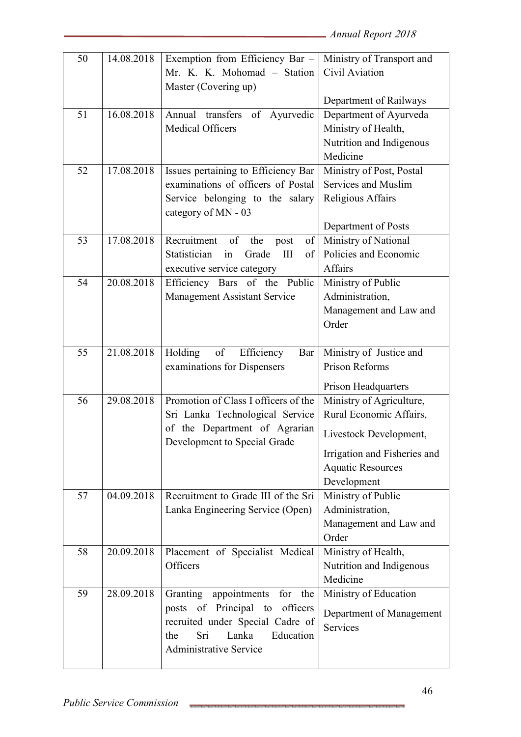| | | | |
|---|---|---|---|
| 50 | 14.08.2018 | Exemption from Efficiency Bar – Mr. K. K. Mohomad – Station Master (Covering up) | Ministry of Transport and Civil Aviation<br><br>Department of Railways |
| 51 | 16.08.2018 | Annual transfers of Ayurvedic Medical Officers | Department of Ayurveda Ministry of Health, Nutrition and Indigenous Medicine |
| 52 | 17.08.2018 | Issues pertaining to Efficiency Bar examinations of officers of Postal Service belonging to the salary category of MN - 03 | Ministry of Post, Postal Services and Muslim Religious Affairs<br><br>Department of Posts |
| 53 | 17.08.2018 | Recruitment of the post of Statistician in Grade III of executive service category | Ministry of National Policies and Economic Affairs |
| 54 | 20.08.2018 | Efficiency Bars of the Public Management Assistant Service | Ministry of Public Administration, Management and Law and Order |
| 55 | 21.08.2018 | Holding of Efficiency Bar examinations for Dispensers | Ministry of Justice and Prison Reforms<br><br>Prison Headquarters |
| 56 | 29.08.2018 | Promotion of Class I officers of the Sri Lanka Technological Service of the Department of Agrarian Development to Special Grade | Ministry of Agriculture, Rural Economic Affairs,<br><br>Livestock Development,<br><br>Irrigation and Fisheries and Aquatic Resources Development |
| 57 | 04.09.2018 | Recruitment to Grade III of the Sri Lanka Engineering Service (Open) | Ministry of Public Administration, Management and Law and Order |
| 58 | 20.09.2018 | Placement of Specialist Medical Officers | Ministry of Health, Nutrition and Indigenous Medicine |
| 59 | 28.09.2018 | Granting appointments for the posts of Principal to officers recruited under Special Cadre of the Sri Lanka Education Administrative Service | Ministry of Education<br><br>Department of Management Services |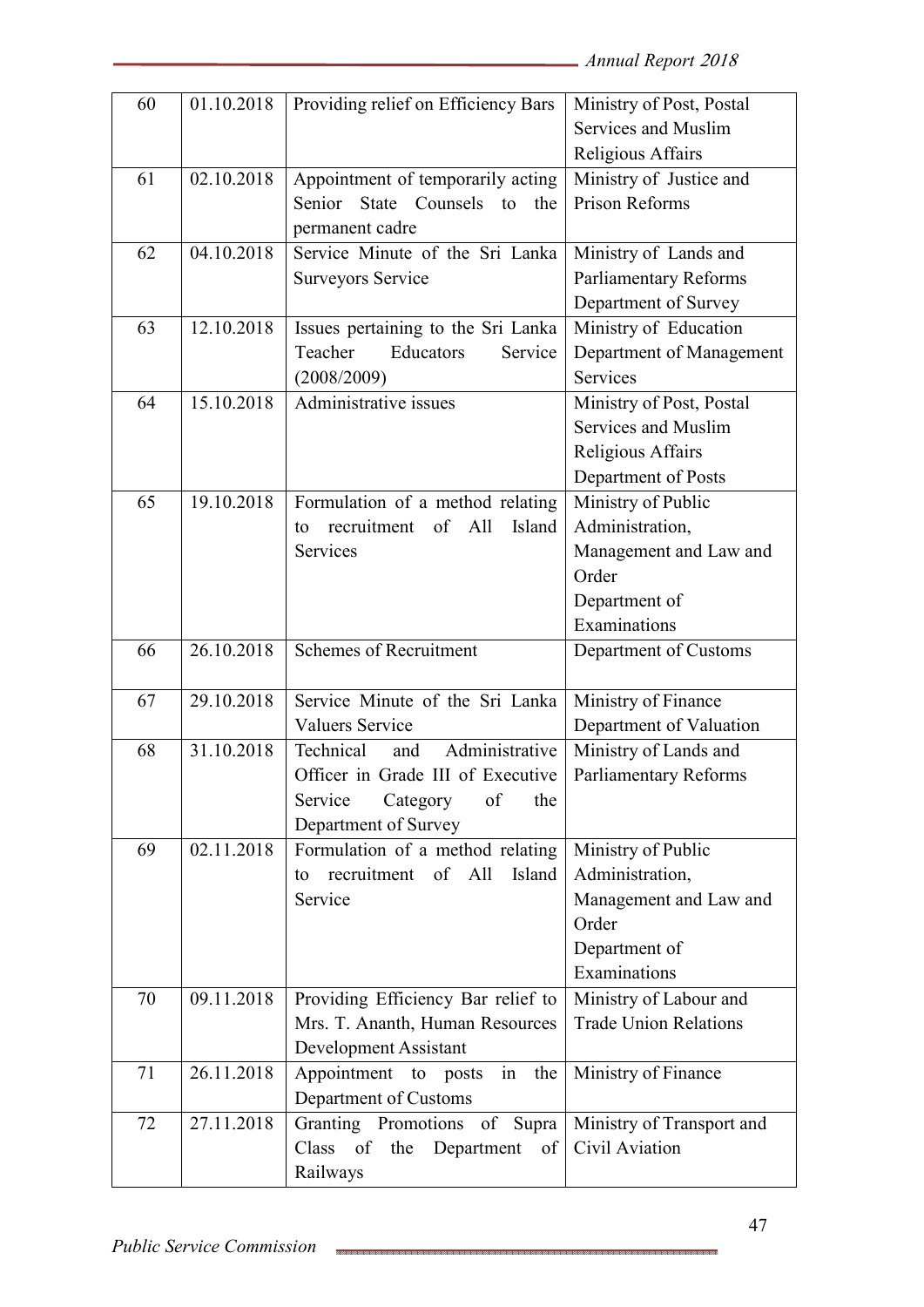| 60 | 01.10.2018 | Providing relief on Efficiency Bars | Ministry of Post, Postal Services and Muslim Religious Affairs |
|---|---|---|---|
| 61 | 02.10.2018 | Appointment of temporarily acting Senior State Counsels to the permanent cadre | Ministry of Justice and Prison Reforms |
| 62 | 04.10.2018 | Service Minute of the Sri Lanka Surveyors Service | Ministry of Lands and Parliamentary Reforms Department of Survey |
| 63 | 12.10.2018 | Issues pertaining to the Sri Lanka Teacher Educators Service (2008/2009) | Ministry of Education Department of Management Services |
| 64 | 15.10.2018 | Administrative issues | Ministry of Post, Postal Services and Muslim Religious Affairs Department of Posts |
| 65 | 19.10.2018 | Formulation of a method relating to recruitment of All Island Services | Ministry of Public Administration, Management and Law and Order Department of Examinations |
| 66 | 26.10.2018 | Schemes of Recruitment | Department of Customs |
| 67 | 29.10.2018 | Service Minute of the Sri Lanka Valuers Service | Ministry of Finance Department of Valuation |
| 68 | 31.10.2018 | Technical and Administrative Officer in Grade III of Executive Service Category of the Department of Survey | Ministry of Lands and Parliamentary Reforms |
| 69 | 02.11.2018 | Formulation of a method relating to recruitment of All Island Service | Ministry of Public Administration, Management and Law and Order Department of Examinations |
| 70 | 09.11.2018 | Providing Efficiency Bar relief to Mrs. T. Ananth, Human Resources Development Assistant | Ministry of Labour and Trade Union Relations |
| 71 | 26.11.2018 | Appointment to posts in the Department of Customs | Ministry of Finance |
| 72 | 27.11.2018 | Granting Promotions of Supra Class of the Department of Railways | Ministry of Transport and Civil Aviation |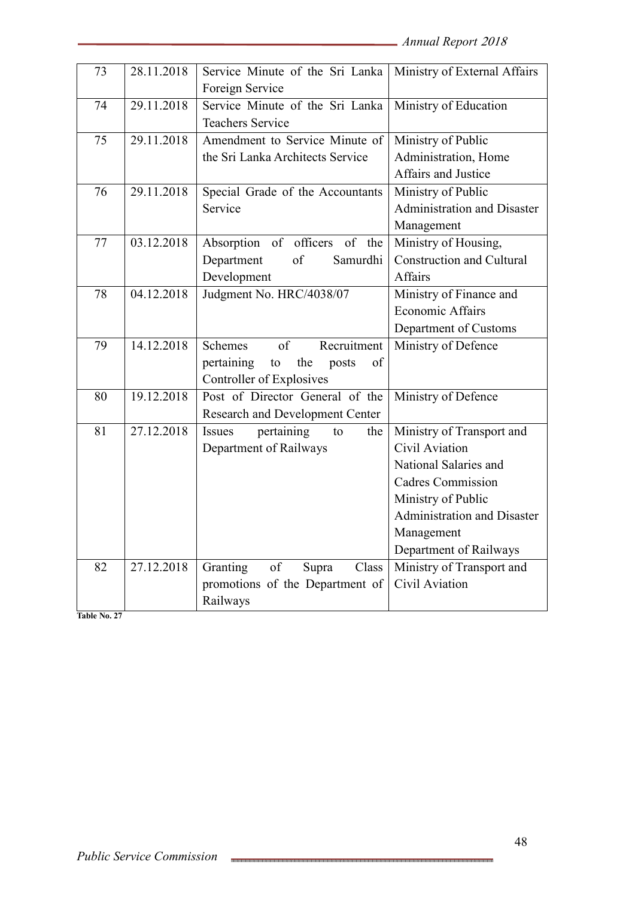| | | | |
|---|---|---|---|
| 73 | 28.11.2018 | Service Minute of the Sri Lanka Foreign Service | Ministry of External Affairs |
| 74 | 29.11.2018 | Service Minute of the Sri Lanka Teachers Service | Ministry of Education |
| 75 | 29.11.2018 | Amendment to Service Minute of the Sri Lanka Architects Service | Ministry of Public Administration, Home Affairs and Justice |
| 76 | 29.11.2018 | Special Grade of the Accountants Service | Ministry of Public Administration and Disaster Management |
| 77 | 03.12.2018 | Absorption of officers of the Department of Samurdhi Development | Ministry of Housing, Construction and Cultural Affairs |
| 78 | 04.12.2018 | Judgment No. HRC/4038/07 | Ministry of Finance and Economic Affairs<br>Department of Customs |
| 79 | 14.12.2018 | Schemes of Recruitment pertaining to the posts of Controller of Explosives | Ministry of Defence |
| 80 | 19.12.2018 | Post of Director General of the Research and Development Center | Ministry of Defence |
| 81 | 27.12.2018 | Issues pertaining to the Department of Railways | Ministry of Transport and Civil Aviation<br>National Salaries and Cadres Commission<br>Ministry of Public Administration and Disaster Management<br>Department of Railways |
| 82 | 27.12.2018 | Granting of Supra Class promotions of the Department of Railways | Ministry of Transport and Civil Aviation |

**Table No. 27**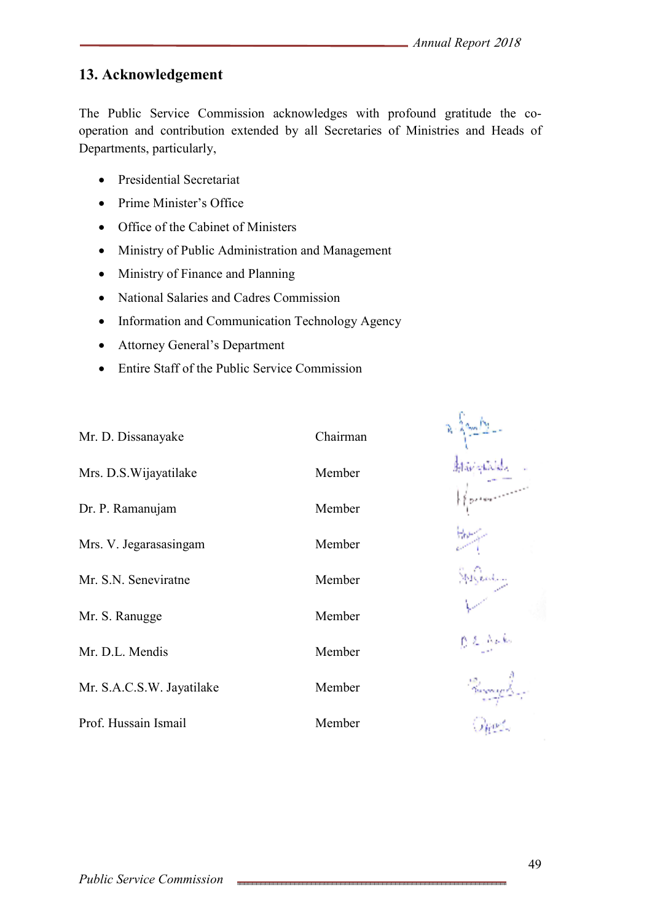## 13. Acknowledgement

The Public Service Commission acknowledges with profound gratitude the co-operation and contribution extended by all Secretaries of Ministries and Heads of Departments, particularly,

- Presidential Secretariat
- Prime Minister's Office
- Office of the Cabinet of Ministers
- Ministry of Public Administration and Management
- Ministry of Finance and Planning
- National Salaries and Cadres Commission
- Information and Communication Technology Agency
- Attorney General's Department
- Entire Staff of the Public Service Commission

| | |
|---|---|
| Mr. D. Dissanayake | Chairman |
| Mrs. D.S.Wijayatilake | Member |
| Dr. P. Ramanujam | Member |
| Mrs. V. Jegarasasingam | Member |
| Mr. S.N. Seneviratne | Member |
| Mr. S. Ranugge | Member |
| Mr. D.L. Mendis | Member |
| Mr. S.A.C.S.W. Jayatilake | Member |
| Prof. Hussain Ismail | Member |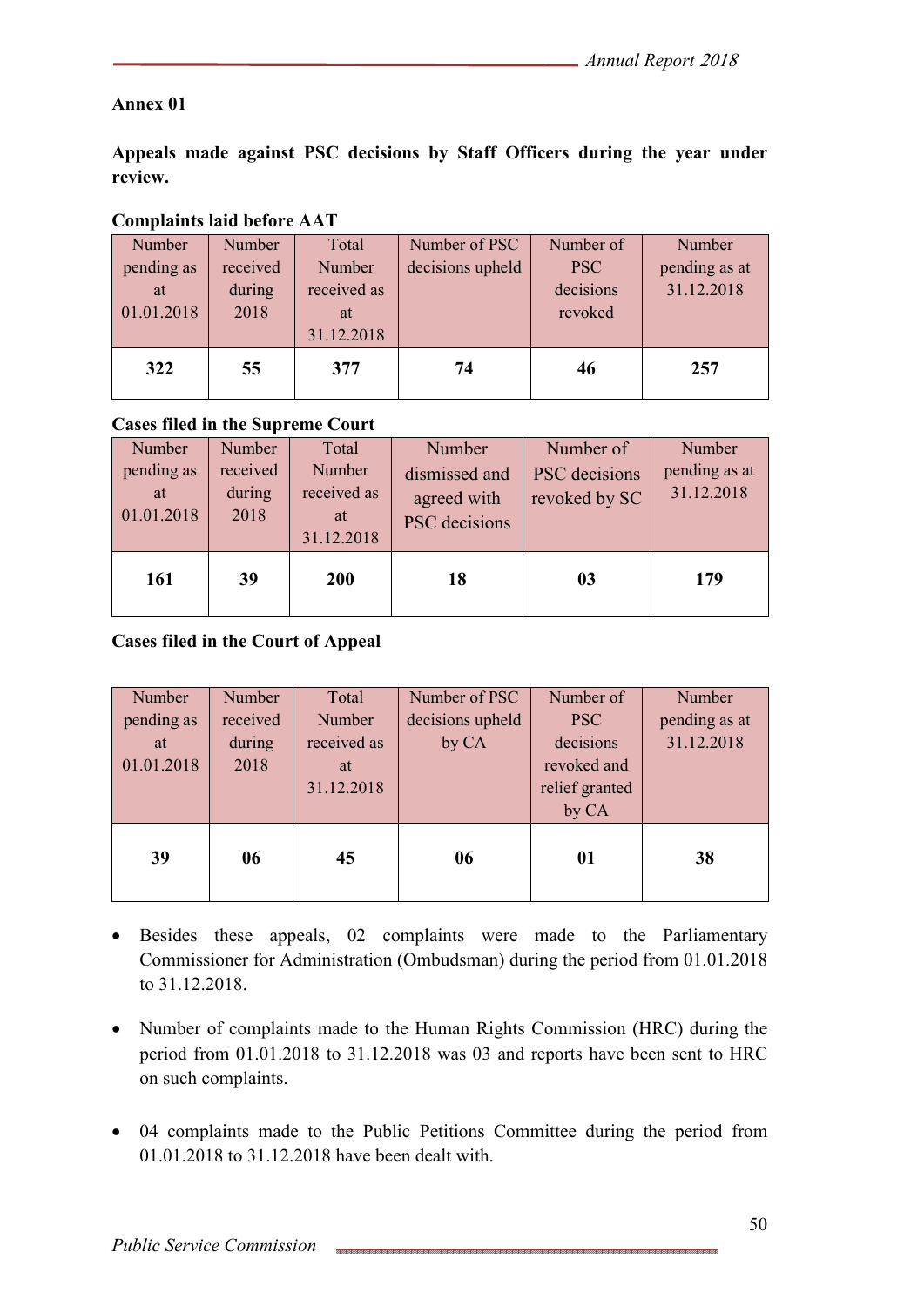## Annex 01

**Appeals made against PSC decisions by Staff Officers during the year under review.**

**Complaints laid before AAT**

| Number pending as at 01.01.2018 | Number received during 2018 | Total Number received as at 31.12.2018 | Number of PSC decisions upheld | Number of PSC decisions revoked | Number pending as at 31.12.2018 |
|---|---|---|---|---|---|
| **322** | **55** | **377** | **74** | **46** | **257** |

**Cases filed in the Supreme Court**

| Number pending as at 01.01.2018 | Number received during 2018 | Total Number received as at 31.12.2018 | Number dismissed and agreed with PSC decisions | Number of PSC decisions revoked by SC | Number pending as at 31.12.2018 |
|---|---|---|---|---|---|
| **161** | **39** | **200** | **18** | **03** | **179** |

**Cases filed in the Court of Appeal**

| Number pending as at 01.01.2018 | Number received during 2018 | Total Number received as at 31.12.2018 | Number of PSC decisions upheld by CA | Number of PSC decisions revoked and relief granted by CA | Number pending as at 31.12.2018 |
|---|---|---|---|---|---|
| **39** | **06** | **45** | **06** | **01** | **38** |

- Besides these appeals, 02 complaints were made to the Parliamentary Commissioner for Administration (Ombudsman) during the period from 01.01.2018 to 31.12.2018.
- Number of complaints made to the Human Rights Commission (HRC) during the period from 01.01.2018 to 31.12.2018 was 03 and reports have been sent to HRC on such complaints.
- 04 complaints made to the Public Petitions Committee during the period from 01.01.2018 to 31.12.2018 have been dealt with.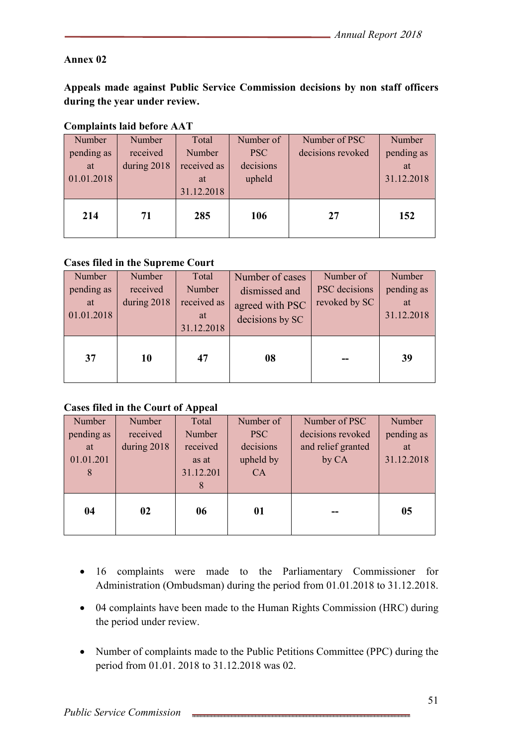**Annex 02**

**Appeals made against Public Service Commission decisions by non staff officers during the year under review.**

**Complaints laid before AAT**

| Number pending as at 01.01.2018 | Number received during 2018 | Total Number received as at 31.12.2018 | Number of PSC decisions upheld | Number of PSC decisions revoked | Number pending as at 31.12.2018 |
|---|---|---|---|---|---|
| **214** | **71** | **285** | **106** | **27** | **152** |

**Cases filed in the Supreme Court**

| Number pending as at 01.01.2018 | Number received during 2018 | Total Number received as at 31.12.2018 | Number of cases dismissed and agreed with PSC decisions by SC | Number of PSC decisions revoked by SC | Number pending as at 31.12.2018 |
|---|---|---|---|---|---|
| **37** | **10** | **47** | **08** | **--** | **39** |

**Cases filed in the Court of Appeal**

| Number pending as at 01.01.2018 | Number received during 2018 | Total Number received as at 31.12.2018 | Number of PSC decisions upheld by CA | Number of PSC decisions revoked and relief granted by CA | Number pending as at 31.12.2018 |
|---|---|---|---|---|---|
| **04** | **02** | **06** | **01** | **--** | **05** |

- 16 complaints were made to the Parliamentary Commissioner for Administration (Ombudsman) during the period from 01.01.2018 to 31.12.2018.
- 04 complaints have been made to the Human Rights Commission (HRC) during the period under review.
- Number of complaints made to the Public Petitions Committee (PPC) during the period from 01.01. 2018 to 31.12.2018 was 02.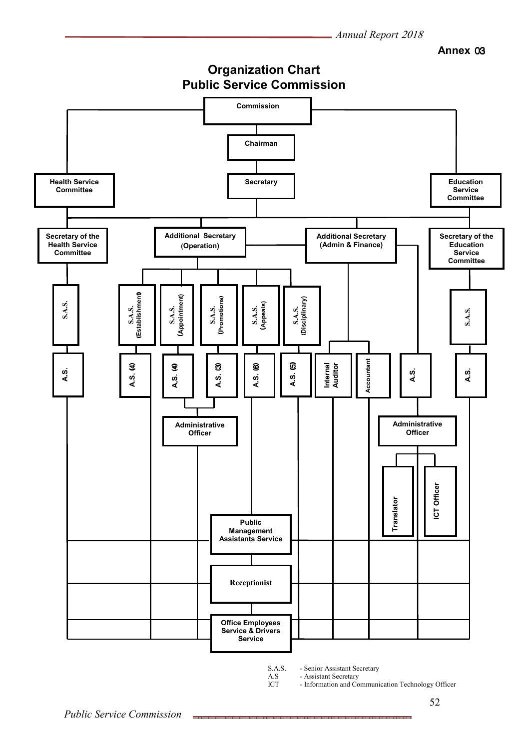Annex 03

# Organization Chart
# Public Service Commission

Commission

Chairman

Health Service Committee

Secretary

Education Service Committee

Secretary of the Health Service Committee

Additional Secretary (Operation)

Additional Secretary (Admin & Finance)

Secretary of the Education Service Committee

S.A.S.

S.A.S. (Establishment)

S.A.S. (Appointment)

S.A.S. (Promotions)

S.A.S. (Appeals)

S.A.S. (Disciplinary)

S.A.S.

A.S.

A.S. (4)

A,S. (4)

A.S. (3)

A.S. (6)

A.S. (5)

Internal Auditor

Accountant

A.S.

A.S.

Administrative Officer

Administrative Officer

Translator

ICT Officer

Public Management Assistants Service

Receptionist

Office Employees Service & Drivers Service

S.A.S. - Senior Assistant Secretary
A.S - Assistant Secretary
ICT - Information and Communication Technology Officer